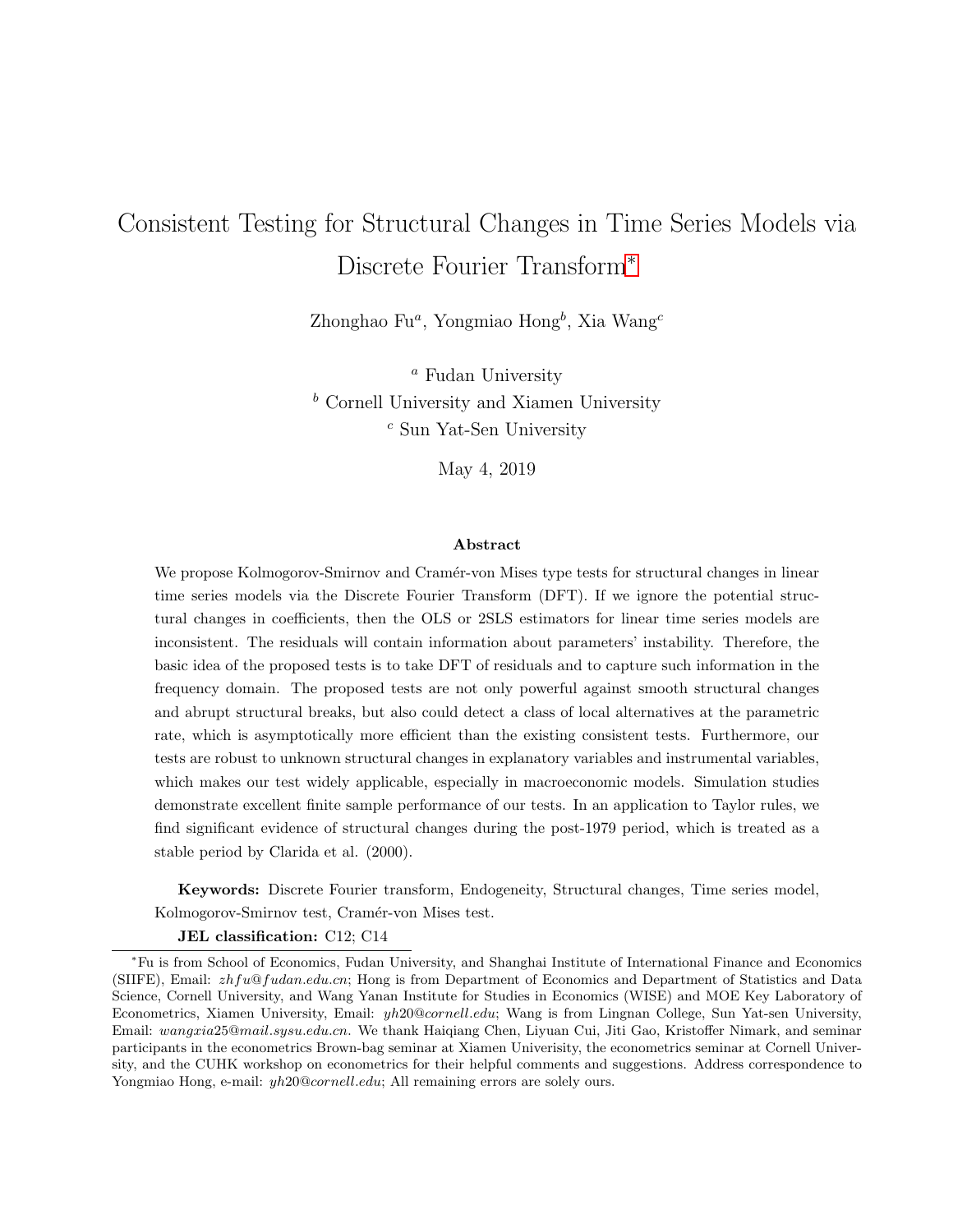# Consistent Testing for Structural Changes in Time Series Models via Discrete Fourier Transform[*]

Zhonghao Fu[a], Yongmiao Hong[b], Xia Wang[c]

[a] Fudan University
[b] Cornell University and Xiamen University
[c] Sun Yat-Sen University

May 4, 2019

**Abstract**

We propose Kolmogorov-Smirnov and Cramér-von Mises type tests for structural changes in linear time series models via the Discrete Fourier Transform (DFT). If we ignore the potential structural changes in coefficients, then the OLS or 2SLS estimators for linear time series models are inconsistent. The residuals will contain information about parameters' instability. Therefore, the basic idea of the proposed tests is to take DFT of residuals and to capture such information in the frequency domain. The proposed tests are not only powerful against smooth structural changes and abrupt structural breaks, but also could detect a class of local alternatives at the parametric rate, which is asymptotically more efficient than the existing consistent tests. Furthermore, our tests are robust to unknown structural changes in explanatory variables and instrumental variables, which makes our test widely applicable, especially in macroeconomic models. Simulation studies demonstrate excellent finite sample performance of our tests. In an application to Taylor rules, we find significant evidence of structural changes during the post-1979 period, which is treated as a stable period by Clarida et al. (2000).

**Keywords:** Discrete Fourier transform, Endogeneity, Structural changes, Time series model, Kolmogorov-Smirnov test, Cramér-von Mises test.

**JEL classification:** C12; C14

[*] Fu is from School of Economics, Fudan University, and Shanghai Institute of International Finance and Economics (SIIFE), Email: *zhfu@fudan.edu.cn*; Hong is from Department of Economics and Department of Statistics and Data Science, Cornell University, and Wang Yanan Institute for Studies in Economics (WISE) and MOE Key Laboratory of Econometrics, Xiamen University, Email: *yh20@cornell.edu*; Wang is from Lingnan College, Sun Yat-sen University, Email: *wangxia25@mail.sysu.edu.cn*. We thank Haiqiang Chen, Liyuan Cui, Jiti Gao, Kristoffer Nimark, and seminar participants in the econometrics Brown-bag seminar at Xiamen Univerisity, the econometrics seminar at Cornell University, and the CUHK workshop on econometrics for their helpful comments and suggestions. Address correspondence to Yongmiao Hong, e-mail: *yh20@cornell.edu*; All remaining errors are solely ours.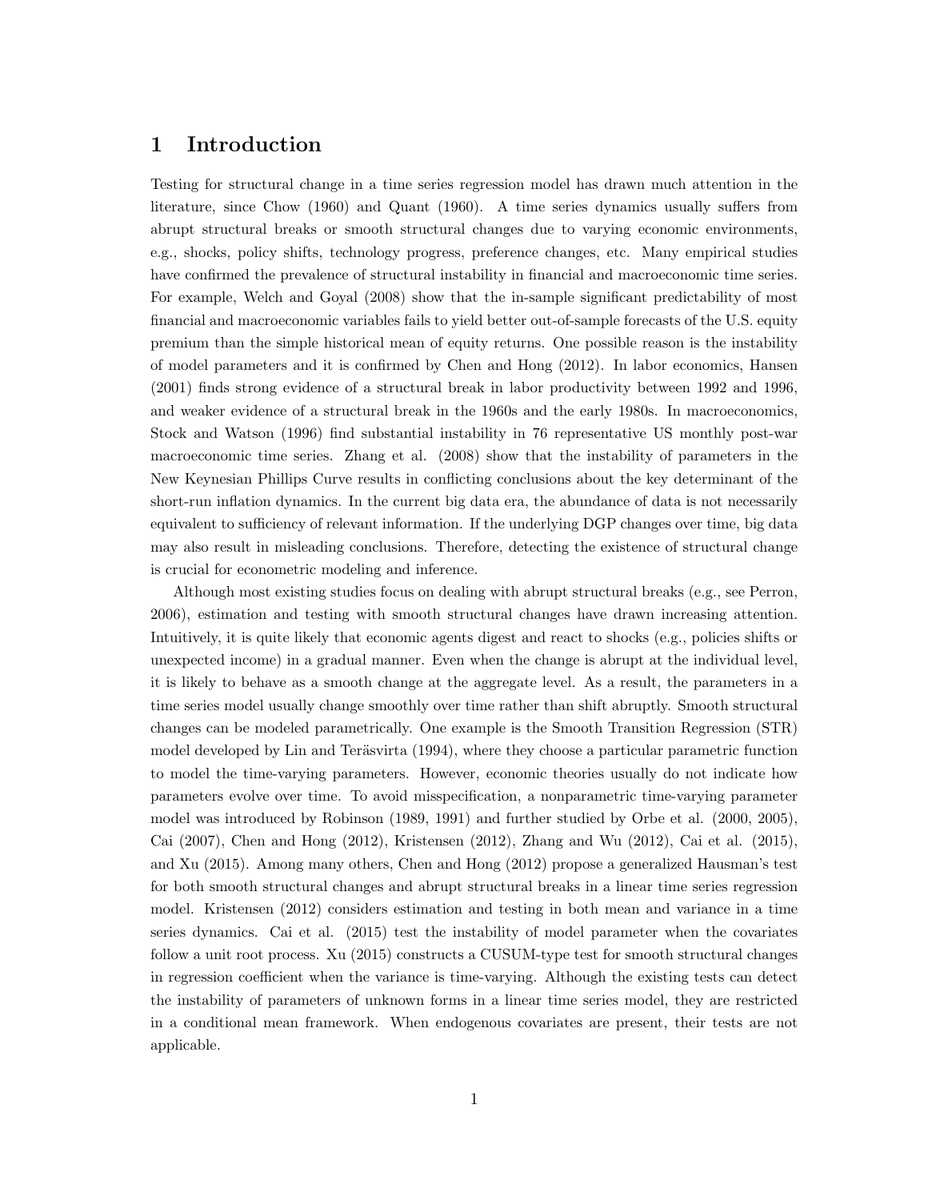# 1 Introduction

Testing for structural change in a time series regression model has drawn much attention in the literature, since Chow (1960) and Quant (1960). A time series dynamics usually suffers from abrupt structural breaks or smooth structural changes due to varying economic environments, e.g., shocks, policy shifts, technology progress, preference changes, etc. Many empirical studies have confirmed the prevalence of structural instability in financial and macroeconomic time series. For example, Welch and Goyal (2008) show that the in-sample significant predictability of most financial and macroeconomic variables fails to yield better out-of-sample forecasts of the U.S. equity premium than the simple historical mean of equity returns. One possible reason is the instability of model parameters and it is confirmed by Chen and Hong (2012). In labor economics, Hansen (2001) finds strong evidence of a structural break in labor productivity between 1992 and 1996, and weaker evidence of a structural break in the 1960s and the early 1980s. In macroeconomics, Stock and Watson (1996) find substantial instability in 76 representative US monthly post-war macroeconomic time series. Zhang et al. (2008) show that the instability of parameters in the New Keynesian Phillips Curve results in conflicting conclusions about the key determinant of the short-run inflation dynamics. In the current big data era, the abundance of data is not necessarily equivalent to sufficiency of relevant information. If the underlying DGP changes over time, big data may also result in misleading conclusions. Therefore, detecting the existence of structural change is crucial for econometric modeling and inference.

Although most existing studies focus on dealing with abrupt structural breaks (e.g., see Perron, 2006), estimation and testing with smooth structural changes have drawn increasing attention. Intuitively, it is quite likely that economic agents digest and react to shocks (e.g., policies shifts or unexpected income) in a gradual manner. Even when the change is abrupt at the individual level, it is likely to behave as a smooth change at the aggregate level. As a result, the parameters in a time series model usually change smoothly over time rather than shift abruptly. Smooth structural changes can be modeled parametrically. One example is the Smooth Transition Regression (STR) model developed by Lin and Teräsvirta (1994), where they choose a particular parametric function to model the time-varying parameters. However, economic theories usually do not indicate how parameters evolve over time. To avoid misspecification, a nonparametric time-varying parameter model was introduced by Robinson (1989, 1991) and further studied by Orbe et al. (2000, 2005), Cai (2007), Chen and Hong (2012), Kristensen (2012), Zhang and Wu (2012), Cai et al. (2015), and Xu (2015). Among many others, Chen and Hong (2012) propose a generalized Hausman's test for both smooth structural changes and abrupt structural breaks in a linear time series regression model. Kristensen (2012) considers estimation and testing in both mean and variance in a time series dynamics. Cai et al. (2015) test the instability of model parameter when the covariates follow a unit root process. Xu (2015) constructs a CUSUM-type test for smooth structural changes in regression coefficient when the variance is time-varying. Although the existing tests can detect the instability of parameters of unknown forms in a linear time series model, they are restricted in a conditional mean framework. When endogenous covariates are present, their tests are not applicable.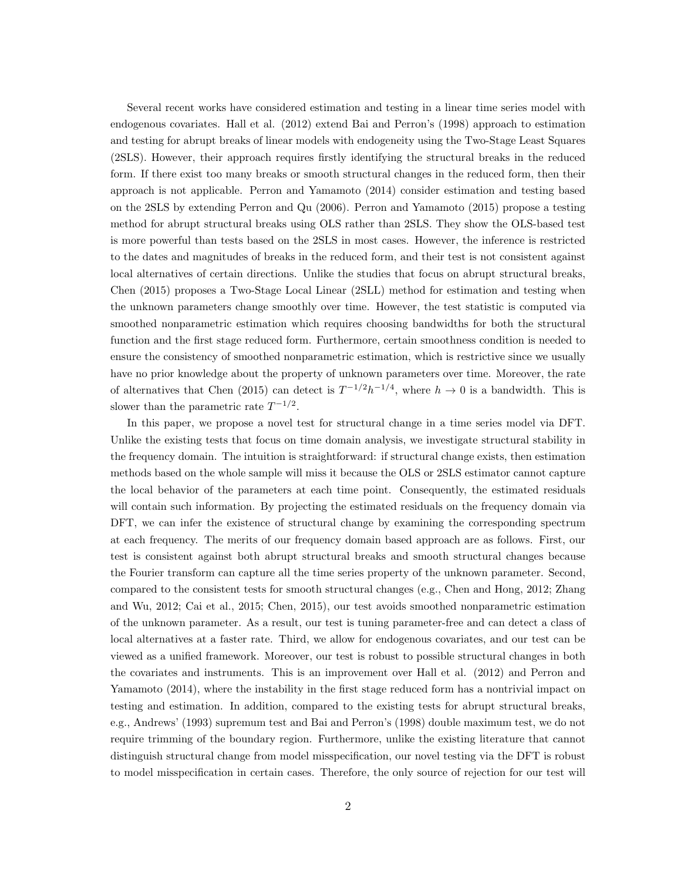Several recent works have considered estimation and testing in a linear time series model with endogenous covariates. Hall et al. (2012) extend Bai and Perron's (1998) approach to estimation and testing for abrupt breaks of linear models with endogeneity using the Two-Stage Least Squares (2SLS). However, their approach requires firstly identifying the structural breaks in the reduced form. If there exist too many breaks or smooth structural changes in the reduced form, then their approach is not applicable. Perron and Yamamoto (2014) consider estimation and testing based on the 2SLS by extending Perron and Qu (2006). Perron and Yamamoto (2015) propose a testing method for abrupt structural breaks using OLS rather than 2SLS. They show the OLS-based test is more powerful than tests based on the 2SLS in most cases. However, the inference is restricted to the dates and magnitudes of breaks in the reduced form, and their test is not consistent against local alternatives of certain directions. Unlike the studies that focus on abrupt structural breaks, Chen (2015) proposes a Two-Stage Local Linear (2SLL) method for estimation and testing when the unknown parameters change smoothly over time. However, the test statistic is computed via smoothed nonparametric estimation which requires choosing bandwidths for both the structural function and the first stage reduced form. Furthermore, certain smoothness condition is needed to ensure the consistency of smoothed nonparametric estimation, which is restrictive since we usually have no prior knowledge about the property of unknown parameters over time. Moreover, the rate of alternatives that Chen (2015) can detect is $T^{-1/2}h^{-1/4}$, where $h \to 0$ is a bandwidth. This is slower than the parametric rate $T^{-1/2}$.

In this paper, we propose a novel test for structural change in a time series model via DFT. Unlike the existing tests that focus on time domain analysis, we investigate structural stability in the frequency domain. The intuition is straightforward: if structural change exists, then estimation methods based on the whole sample will miss it because the OLS or 2SLS estimator cannot capture the local behavior of the parameters at each time point. Consequently, the estimated residuals will contain such information. By projecting the estimated residuals on the frequency domain via DFT, we can infer the existence of structural change by examining the corresponding spectrum at each frequency. The merits of our frequency domain based approach are as follows. First, our test is consistent against both abrupt structural breaks and smooth structural changes because the Fourier transform can capture all the time series property of the unknown parameter. Second, compared to the consistent tests for smooth structural changes (e.g., Chen and Hong, 2012; Zhang and Wu, 2012; Cai et al., 2015; Chen, 2015), our test avoids smoothed nonparametric estimation of the unknown parameter. As a result, our test is tuning parameter-free and can detect a class of local alternatives at a faster rate. Third, we allow for endogenous covariates, and our test can be viewed as a unified framework. Moreover, our test is robust to possible structural changes in both the covariates and instruments. This is an improvement over Hall et al. (2012) and Perron and Yamamoto (2014), where the instability in the first stage reduced form has a nontrivial impact on testing and estimation. In addition, compared to the existing tests for abrupt structural breaks, e.g., Andrews' (1993) supremum test and Bai and Perron's (1998) double maximum test, we do not require trimming of the boundary region. Furthermore, unlike the existing literature that cannot distinguish structural change from model misspecification, our novel testing via the DFT is robust to model misspecification in certain cases. Therefore, the only source of rejection for our test will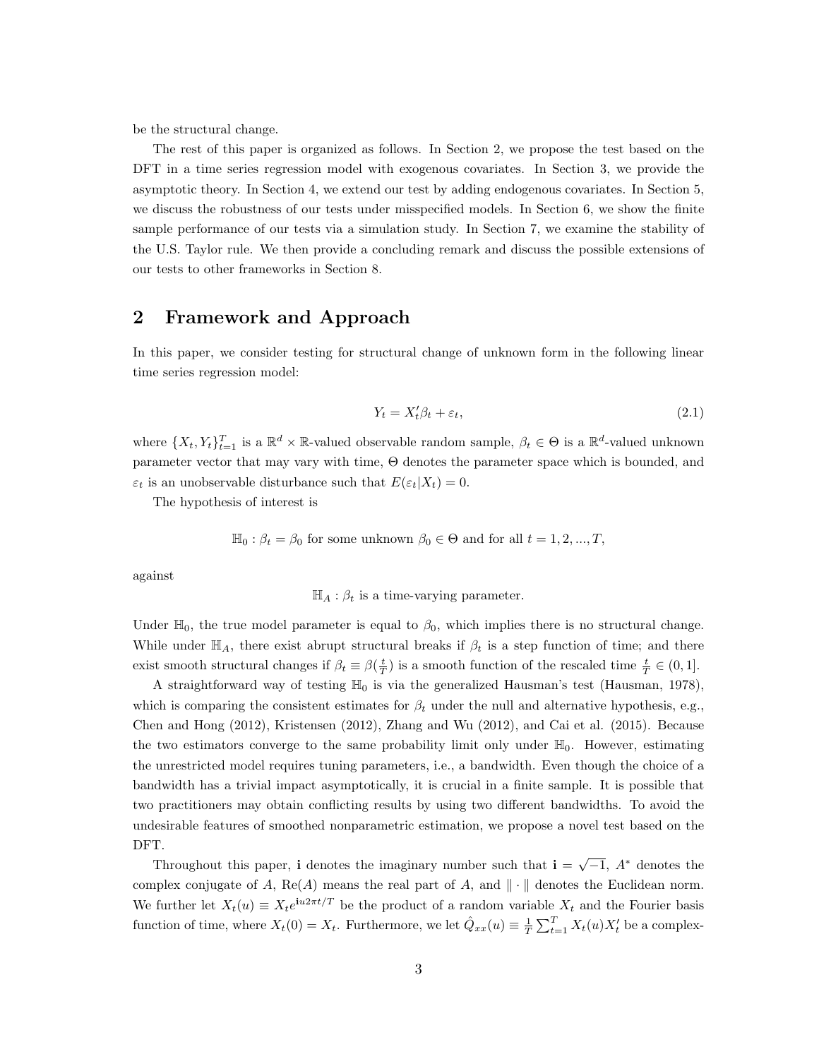be the structural change.

The rest of this paper is organized as follows. In Section 2, we propose the test based on the DFT in a time series regression model with exogenous covariates. In Section 3, we provide the asymptotic theory. In Section 4, we extend our test by adding endogenous covariates. In Section 5, we discuss the robustness of our tests under misspecified models. In Section 6, we show the finite sample performance of our tests via a simulation study. In Section 7, we examine the stability of the U.S. Taylor rule. We then provide a concluding remark and discuss the possible extensions of our tests to other frameworks in Section 8.

## 2 Framework and Approach

In this paper, we consider testing for structural change of unknown form in the following linear time series regression model:

$$Y_t = X_t'\beta_t + \varepsilon_t, \tag{2.1}$$

where $\{X_t, Y_t\}_{t=1}^T$ is a $\mathbb{R}^d \times \mathbb{R}$-valued observable random sample, $\beta_t \in \Theta$ is a $\mathbb{R}^d$-valued unknown parameter vector that may vary with time, $\Theta$ denotes the parameter space which is bounded, and $\varepsilon_t$ is an unobservable disturbance such that $E(\varepsilon_t|X_t) = 0$.

The hypothesis of interest is

$$\mathbb{H}_0 : \beta_t = \beta_0 \text{ for some unknown } \beta_0 \in \Theta \text{ and for all } t = 1, 2, ..., T,$$

against

$$\mathbb{H}_A : \beta_t \text{ is a time-varying parameter.}$$

Under $\mathbb{H}_0$, the true model parameter is equal to $\beta_0$, which implies there is no structural change. While under $\mathbb{H}_A$, there exist abrupt structural breaks if $\beta_t$ is a step function of time; and there exist smooth structural changes if $\beta_t \equiv \beta(\frac{t}{T})$ is a smooth function of the rescaled time $\frac{t}{T} \in (0, 1]$.

A straightforward way of testing $\mathbb{H}_0$ is via the generalized Hausman's test (Hausman, 1978), which is comparing the consistent estimates for $\beta_t$ under the null and alternative hypothesis, e.g., Chen and Hong (2012), Kristensen (2012), Zhang and Wu (2012), and Cai et al. (2015). Because the two estimators converge to the same probability limit only under $\mathbb{H}_0$. However, estimating the unrestricted model requires tuning parameters, i.e., a bandwidth. Even though the choice of a bandwidth has a trivial impact asymptotically, it is crucial in a finite sample. It is possible that two practitioners may obtain conflicting results by using two different bandwidths. To avoid the undesirable features of smoothed nonparametric estimation, we propose a novel test based on the DFT.

Throughout this paper, $\mathbf{i}$ denotes the imaginary number such that $\mathbf{i} = \sqrt{-1}$, $A^*$ denotes the complex conjugate of $A$, $\text{Re}(A)$ means the real part of $A$, and $\|\cdot\|$ denotes the Euclidean norm. We further let $X_t(u) \equiv X_t e^{\mathbf{i}u2\pi t/T}$ be the product of a random variable $X_t$ and the Fourier basis function of time, where $X_t(0) = X_t$. Furthermore, we let $\hat{Q}_{xx}(u) \equiv \frac{1}{T}\sum_{t=1}^T X_t(u)X_t'$ be a complex-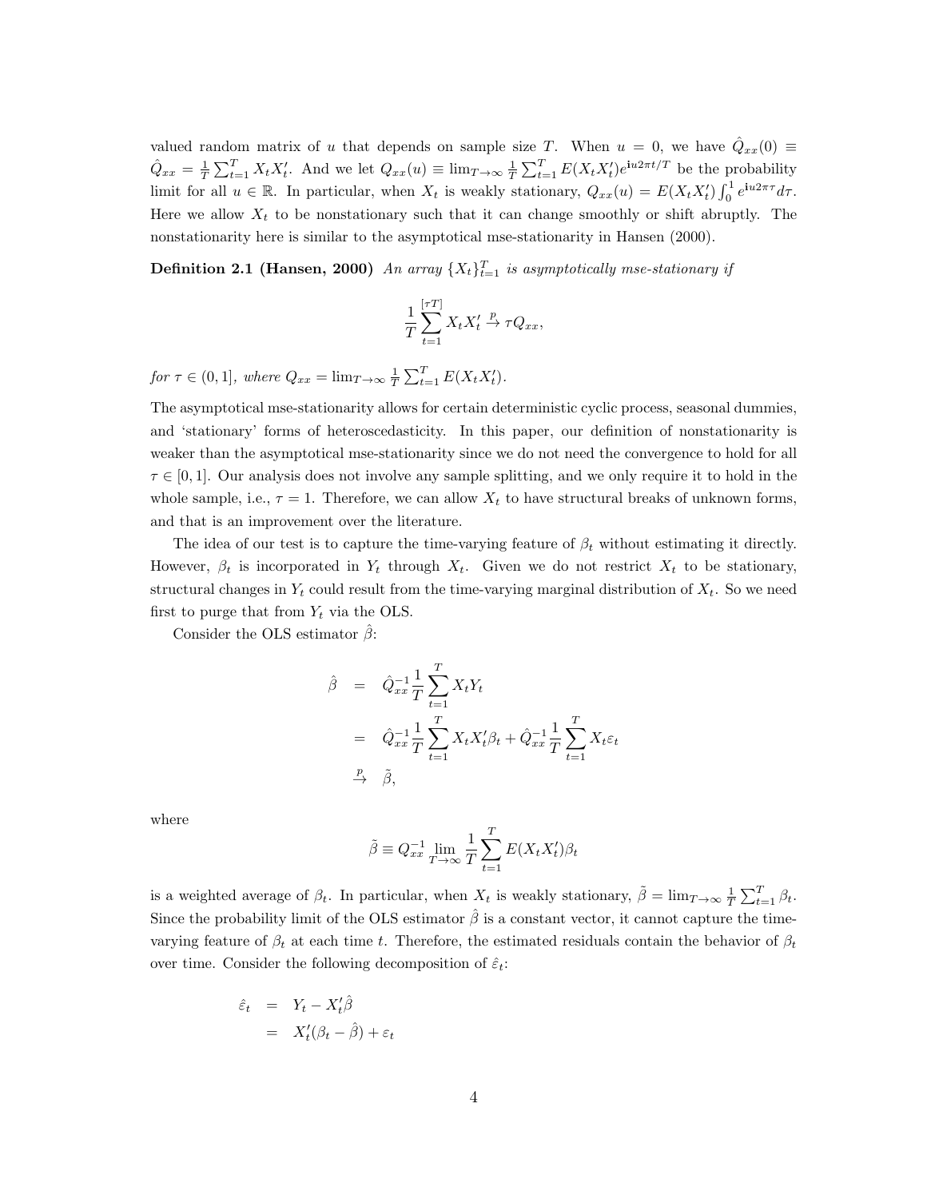valued random matrix of $u$ that depends on sample size $T$. When $u = 0$, we have $\hat{Q}_{xx}(0) \equiv \hat{Q}_{xx} = \frac{1}{T}\sum_{t=1}^{T} X_t X_t'$. And we let $Q_{xx}(u) \equiv \lim_{T\to\infty} \frac{1}{T}\sum_{t=1}^{T} E(X_t X_t') e^{\mathbf{i}u2\pi t/T}$ be the probability limit for all $u \in \mathbb{R}$. In particular, when $X_t$ is weakly stationary, $Q_{xx}(u) = E(X_t X_t') \int_0^1 e^{\mathbf{i}u2\pi\tau} d\tau$. Here we allow $X_t$ to be nonstationary such that it can change smoothly or shift abruptly. The nonstationarity here is similar to the asymptotical mse-stationarity in Hansen (2000).

**Definition 2.1 (Hansen, 2000)** *An array $\{X_t\}_{t=1}^{T}$ is asymptotically mse-stationary if*

$$\frac{1}{T}\sum_{t=1}^{[\tau T]} X_t X_t' \xrightarrow{p} \tau Q_{xx},$$

*for $\tau \in (0, 1]$, where $Q_{xx} = \lim_{T\to\infty} \frac{1}{T}\sum_{t=1}^{T} E(X_t X_t')$.*

The asymptotical mse-stationarity allows for certain deterministic cyclic process, seasonal dummies, and 'stationary' forms of heteroscedasticity. In this paper, our definition of nonstationarity is weaker than the asymptotical mse-stationarity since we do not need the convergence to hold for all $\tau \in [0, 1]$. Our analysis does not involve any sample splitting, and we only require it to hold in the whole sample, i.e., $\tau = 1$. Therefore, we can allow $X_t$ to have structural breaks of unknown forms, and that is an improvement over the literature.

The idea of our test is to capture the time-varying feature of $\beta_t$ without estimating it directly. However, $\beta_t$ is incorporated in $Y_t$ through $X_t$. Given we do not restrict $X_t$ to be stationary, structural changes in $Y_t$ could result from the time-varying marginal distribution of $X_t$. So we need first to purge that from $Y_t$ via the OLS.

Consider the OLS estimator $\hat{\beta}$:

$$\begin{aligned}
\hat{\beta} &= \hat{Q}_{xx}^{-1}\frac{1}{T}\sum_{t=1}^{T} X_t Y_t \\
&= \hat{Q}_{xx}^{-1}\frac{1}{T}\sum_{t=1}^{T} X_t X_t'\beta_t + \hat{Q}_{xx}^{-1}\frac{1}{T}\sum_{t=1}^{T} X_t\varepsilon_t \\
&\xrightarrow{p} \tilde{\beta},
\end{aligned}$$

where

$$\tilde{\beta} \equiv Q_{xx}^{-1}\lim_{T\to\infty}\frac{1}{T}\sum_{t=1}^{T} E(X_t X_t')\beta_t$$

is a weighted average of $\beta_t$. In particular, when $X_t$ is weakly stationary, $\tilde{\beta} = \lim_{T\to\infty}\frac{1}{T}\sum_{t=1}^{T}\beta_t$. Since the probability limit of the OLS estimator $\hat{\beta}$ is a constant vector, it cannot capture the time-varying feature of $\beta_t$ at each time $t$. Therefore, the estimated residuals contain the behavior of $\beta_t$ over time. Consider the following decomposition of $\hat{\varepsilon}_t$:

$$\begin{aligned}
\hat{\varepsilon}_t &= Y_t - X_t'\hat{\beta} \\
&= X_t'(\beta_t - \hat{\beta}) + \varepsilon_t
\end{aligned}$$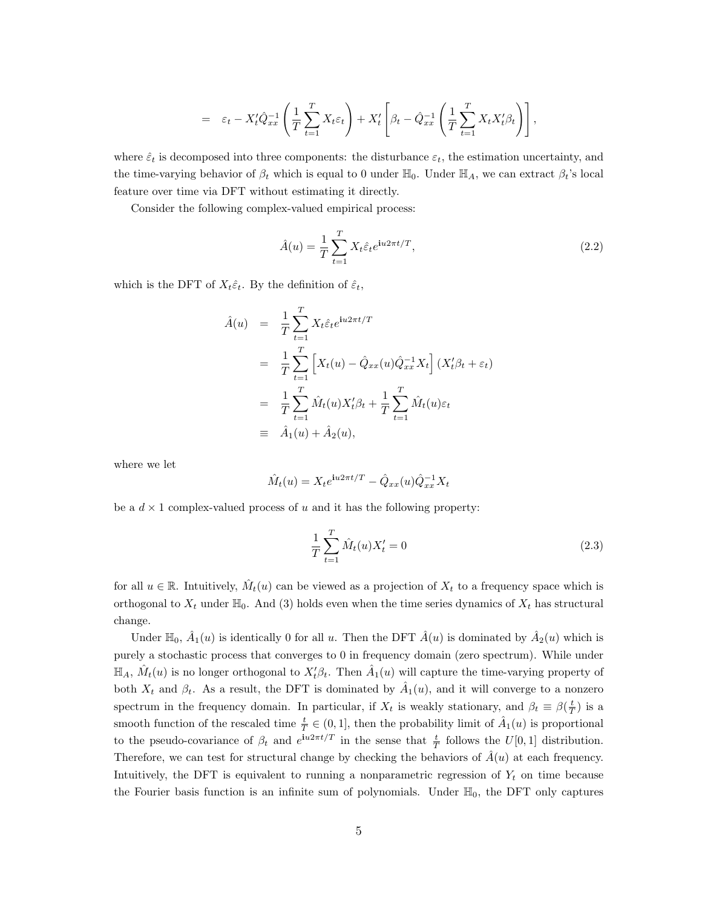$$= \quad \varepsilon_t - X_t'\hat{Q}_{xx}^{-1}\left(\frac{1}{T}\sum_{t=1}^{T} X_t\varepsilon_t\right) + X_t'\left[\beta_t - \hat{Q}_{xx}^{-1}\left(\frac{1}{T}\sum_{t=1}^{T} X_t X_t'\beta_t\right)\right],$$

where $\hat{\varepsilon}_t$ is decomposed into three components: the disturbance $\varepsilon_t$, the estimation uncertainty, and the time-varying behavior of $\beta_t$ which is equal to 0 under $\mathbb{H}_0$. Under $\mathbb{H}_A$, we can extract $\beta_t$'s local feature over time via DFT without estimating it directly.

Consider the following complex-valued empirical process:

$$\hat{A}(u) = \frac{1}{T}\sum_{t=1}^{T} X_t\hat{\varepsilon}_t e^{\mathbf{i}u2\pi t/T}, \tag{2.2}$$

which is the DFT of $X_t\hat{\varepsilon}_t$. By the definition of $\hat{\varepsilon}_t$,

$$\begin{aligned}
\hat{A}(u) &= \frac{1}{T}\sum_{t=1}^{T} X_t\hat{\varepsilon}_t e^{\mathbf{i}u2\pi t/T} \\
&= \frac{1}{T}\sum_{t=1}^{T}\left[X_t(u) - \hat{Q}_{xx}(u)\hat{Q}_{xx}^{-1}X_t\right](X_t'\beta_t + \varepsilon_t) \\
&= \frac{1}{T}\sum_{t=1}^{T}\hat{M}_t(u)X_t'\beta_t + \frac{1}{T}\sum_{t=1}^{T}\hat{M}_t(u)\varepsilon_t \\
&\equiv \hat{A}_1(u) + \hat{A}_2(u),
\end{aligned}$$

where we let

$$\hat{M}_t(u) = X_t e^{\mathbf{i}u2\pi t/T} - \hat{Q}_{xx}(u)\hat{Q}_{xx}^{-1}X_t$$

be a $d \times 1$ complex-valued process of $u$ and it has the following property:

$$\frac{1}{T}\sum_{t=1}^{T}\hat{M}_t(u)X_t' = 0 \tag{2.3}$$

for all $u \in \mathbb{R}$. Intuitively, $\hat{M}_t(u)$ can be viewed as a projection of $X_t$ to a frequency space which is orthogonal to $X_t$ under $\mathbb{H}_0$. And (3) holds even when the time series dynamics of $X_t$ has structural change.

Under $\mathbb{H}_0$, $\hat{A}_1(u)$ is identically 0 for all $u$. Then the DFT $\hat{A}(u)$ is dominated by $\hat{A}_2(u)$ which is purely a stochastic process that converges to 0 in frequency domain (zero spectrum). While under $\mathbb{H}_A$, $\hat{M}_t(u)$ is no longer orthogonal to $X_t'\beta_t$. Then $\hat{A}_1(u)$ will capture the time-varying property of both $X_t$ and $\beta_t$. As a result, the DFT is dominated by $\hat{A}_1(u)$, and it will converge to a nonzero spectrum in the frequency domain. In particular, if $X_t$ is weakly stationary, and $\beta_t \equiv \beta(\frac{t}{T})$ is a smooth function of the rescaled time $\frac{t}{T} \in (0, 1]$, then the probability limit of $\hat{A}_1(u)$ is proportional to the pseudo-covariance of $\beta_t$ and $e^{\mathbf{i}u2\pi t/T}$ in the sense that $\frac{t}{T}$ follows the $U[0, 1]$ distribution. Therefore, we can test for structural change by checking the behaviors of $\hat{A}(u)$ at each frequency. Intuitively, the DFT is equivalent to running a nonparametric regression of $Y_t$ on time because the Fourier basis function is an infinite sum of polynomials. Under $\mathbb{H}_0$, the DFT only captures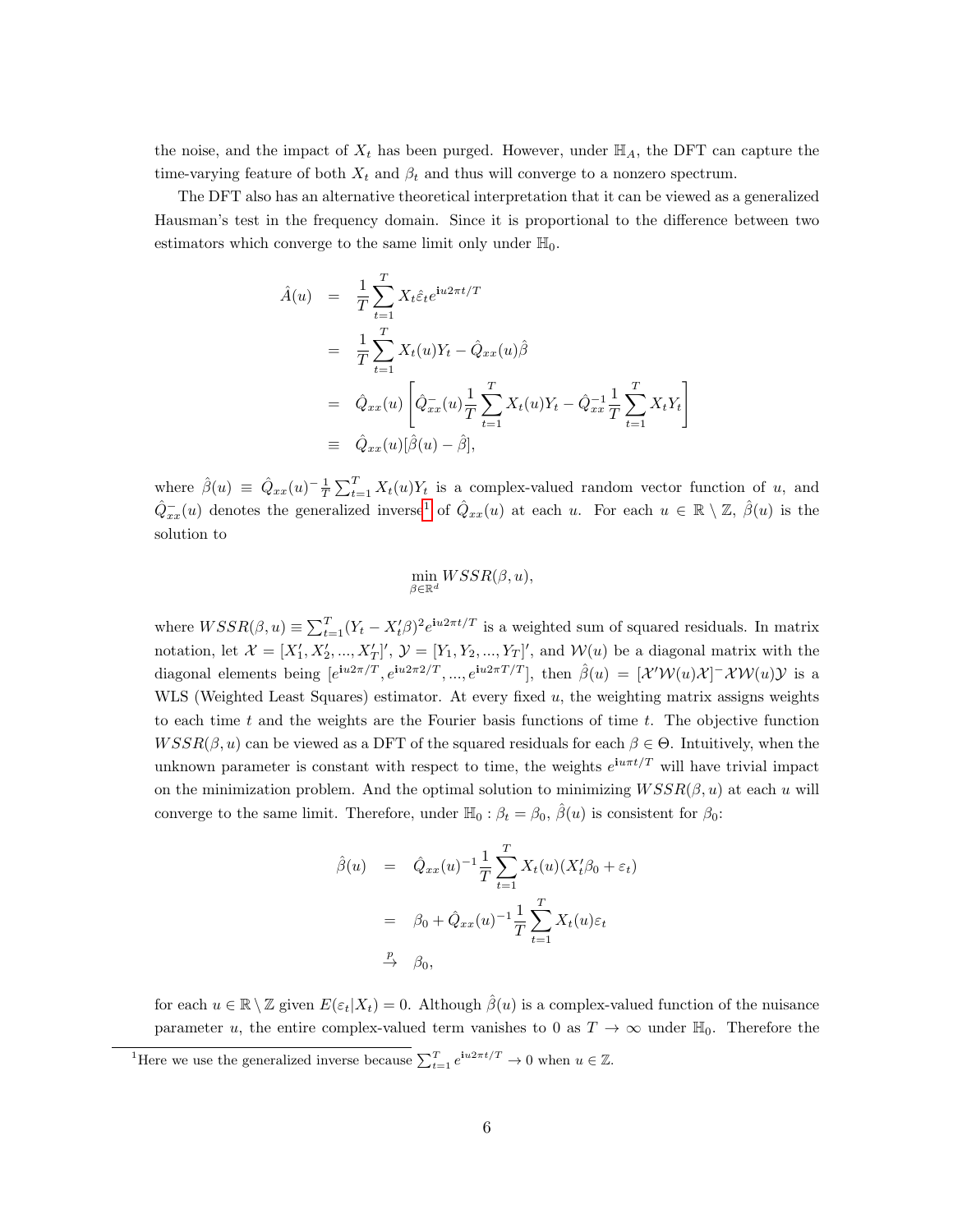the noise, and the impact of $X_t$ has been purged. However, under $\mathbb{H}_A$, the DFT can capture the time-varying feature of both $X_t$ and $\beta_t$ and thus will converge to a nonzero spectrum.

The DFT also has an alternative theoretical interpretation that it can be viewed as a generalized Hausman's test in the frequency domain. Since it is proportional to the difference between two estimators which converge to the same limit only under $\mathbb{H}_0$.

$$
\begin{aligned}
\hat{A}(u) &= \frac{1}{T}\sum_{t=1}^{T} X_t \hat{\varepsilon}_t e^{\mathbf{i}u2\pi t/T} \\
&= \frac{1}{T}\sum_{t=1}^{T} X_t(u) Y_t - \hat{Q}_{xx}(u)\hat{\beta} \\
&= \hat{Q}_{xx}(u)\left[\hat{Q}_{xx}^{-}(u)\frac{1}{T}\sum_{t=1}^{T} X_t(u)Y_t - \hat{Q}_{xx}^{-1}\frac{1}{T}\sum_{t=1}^{T} X_t Y_t\right] \\
&\equiv \hat{Q}_{xx}(u)[\hat{\beta}(u) - \hat{\beta}],
\end{aligned}
$$

where $\hat{\beta}(u) \equiv \hat{Q}_{xx}(u)^{-}\frac{1}{T}\sum_{t=1}^{T} X_t(u)Y_t$ is a complex-valued random vector function of $u$, and $\hat{Q}_{xx}^{-}(u)$ denotes the generalized inverse[1] of $\hat{Q}_{xx}(u)$ at each $u$. For each $u \in \mathbb{R}\setminus\mathbb{Z}$, $\hat{\beta}(u)$ is the solution to

$$
\min_{\beta\in\mathbb{R}^d} WSSR(\beta, u),
$$

where $WSSR(\beta, u) \equiv \sum_{t=1}^{T}(Y_t - X_t'\beta)^2 e^{\mathbf{i}u2\pi t/T}$ is a weighted sum of squared residuals. In matrix notation, let $\mathcal{X} = [X_1', X_2', ..., X_T']'$, $\mathcal{Y} = [Y_1, Y_2, ..., Y_T]'$, and $\mathcal{W}(u)$ be a diagonal matrix with the diagonal elements being $[e^{\mathbf{i}u2\pi/T}, e^{\mathbf{i}u2\pi 2/T}, ..., e^{\mathbf{i}u2\pi T/T}]$, then $\hat{\beta}(u) = [\mathcal{X}'\mathcal{W}(u)\mathcal{X}]^{-}\mathcal{X}\mathcal{W}(u)\mathcal{Y}$ is a WLS (Weighted Least Squares) estimator. At every fixed $u$, the weighting matrix assigns weights to each time $t$ and the weights are the Fourier basis functions of time $t$. The objective function $WSSR(\beta, u)$ can be viewed as a DFT of the squared residuals for each $\beta \in \Theta$. Intuitively, when the unknown parameter is constant with respect to time, the weights $e^{\mathbf{i}u\pi t/T}$ will have trivial impact on the minimization problem. And the optimal solution to minimizing $WSSR(\beta, u)$ at each $u$ will converge to the same limit. Therefore, under $\mathbb{H}_0 : \beta_t = \beta_0$, $\hat{\beta}(u)$ is consistent for $\beta_0$:

$$
\begin{aligned}
\hat{\beta}(u) &= \hat{Q}_{xx}(u)^{-1}\frac{1}{T}\sum_{t=1}^{T} X_t(u)(X_t'\beta_0 + \varepsilon_t) \\
&= \beta_0 + \hat{Q}_{xx}(u)^{-1}\frac{1}{T}\sum_{t=1}^{T} X_t(u)\varepsilon_t \\
&\stackrel{p}{\to} \beta_0,
\end{aligned}
$$

for each $u \in \mathbb{R}\setminus\mathbb{Z}$ given $E(\varepsilon_t|X_t) = 0$. Although $\hat{\beta}(u)$ is a complex-valued function of the nuisance parameter $u$, the entire complex-valued term vanishes to 0 as $T \to \infty$ under $\mathbb{H}_0$. Therefore the

[1] Here we use the generalized inverse because $\sum_{t=1}^{T} e^{\mathbf{i}u2\pi t/T} \to 0$ when $u \in \mathbb{Z}$.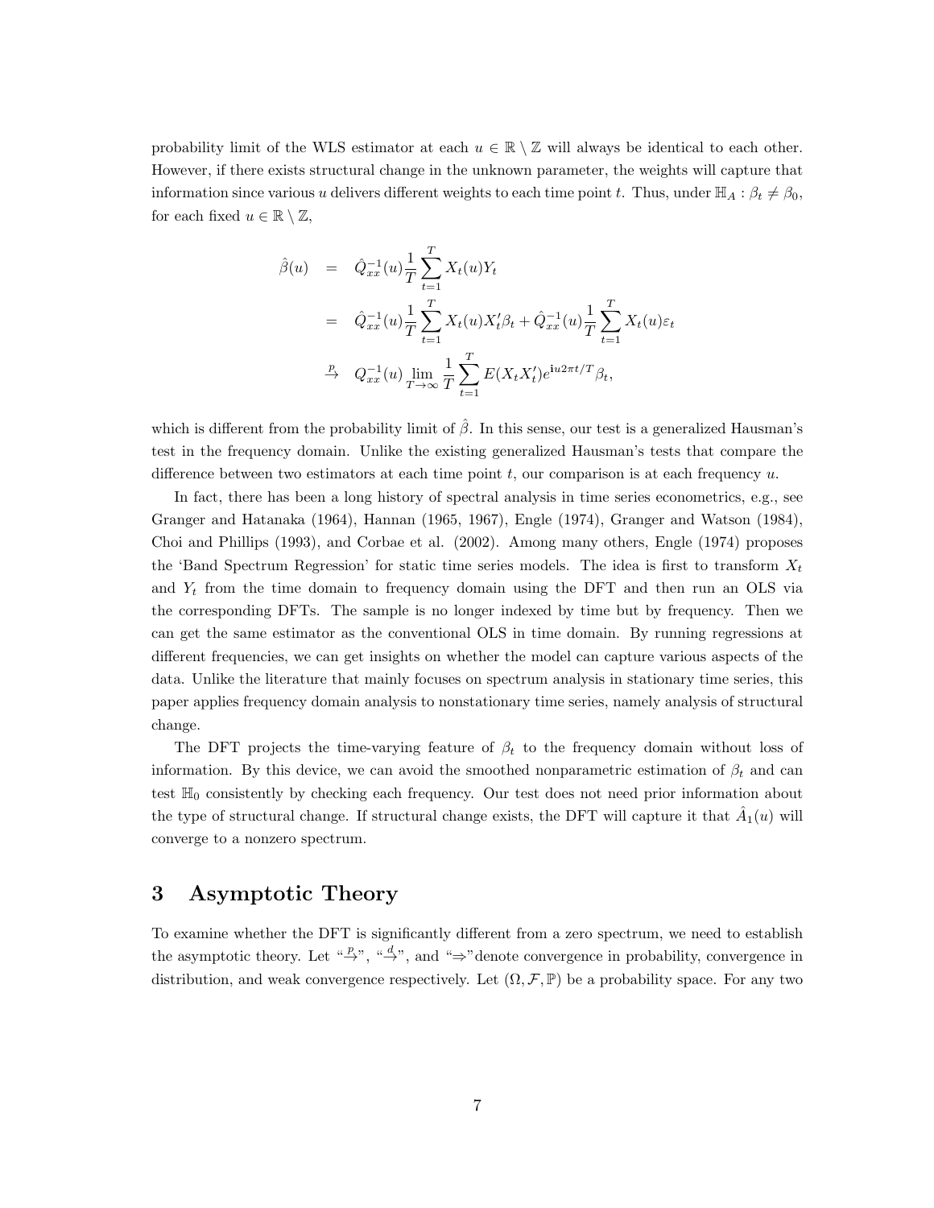probability limit of the WLS estimator at each $u \in \mathbb{R} \setminus \mathbb{Z}$ will always be identical to each other. However, if there exists structural change in the unknown parameter, the weights will capture that information since various $u$ delivers different weights to each time point $t$. Thus, under $\mathbb{H}_A : \beta_t \neq \beta_0$, for each fixed $u \in \mathbb{R} \setminus \mathbb{Z}$,

$$
\begin{aligned}
\hat{\beta}(u) &= \hat{Q}_{xx}^{-1}(u) \frac{1}{T} \sum_{t=1}^{T} X_t(u) Y_t \\
&= \hat{Q}_{xx}^{-1}(u) \frac{1}{T} \sum_{t=1}^{T} X_t(u) X_t' \beta_t + \hat{Q}_{xx}^{-1}(u) \frac{1}{T} \sum_{t=1}^{T} X_t(u) \varepsilon_t \\
&\overset{p}{\to} Q_{xx}^{-1}(u) \lim_{T \to \infty} \frac{1}{T} \sum_{t=1}^{T} E(X_t X_t') e^{\mathbf{i} u 2\pi t/T} \beta_t,
\end{aligned}
$$

which is different from the probability limit of $\hat{\beta}$. In this sense, our test is a generalized Hausman's test in the frequency domain. Unlike the existing generalized Hausman's tests that compare the difference between two estimators at each time point $t$, our comparison is at each frequency $u$.

In fact, there has been a long history of spectral analysis in time series econometrics, e.g., see Granger and Hatanaka (1964), Hannan (1965, 1967), Engle (1974), Granger and Watson (1984), Choi and Phillips (1993), and Corbae et al. (2002). Among many others, Engle (1974) proposes the 'Band Spectrum Regression' for static time series models. The idea is first to transform $X_t$ and $Y_t$ from the time domain to frequency domain using the DFT and then run an OLS via the corresponding DFTs. The sample is no longer indexed by time but by frequency. Then we can get the same estimator as the conventional OLS in time domain. By running regressions at different frequencies, we can get insights on whether the model can capture various aspects of the data. Unlike the literature that mainly focuses on spectrum analysis in stationary time series, this paper applies frequency domain analysis to nonstationary time series, namely analysis of structural change.

The DFT projects the time-varying feature of $\beta_t$ to the frequency domain without loss of information. By this device, we can avoid the smoothed nonparametric estimation of $\beta_t$ and can test $\mathbb{H}_0$ consistently by checking each frequency. Our test does not need prior information about the type of structural change. If structural change exists, the DFT will capture it that $\hat{A}_1(u)$ will converge to a nonzero spectrum.

# 3 Asymptotic Theory

To examine whether the DFT is significantly different from a zero spectrum, we need to establish the asymptotic theory. Let "$\overset{p}{\to}$", "$\overset{d}{\to}$", and "$\Rightarrow$" denote convergence in probability, convergence in distribution, and weak convergence respectively. Let $(\Omega, \mathcal{F}, \mathbb{P})$ be a probability space. For any two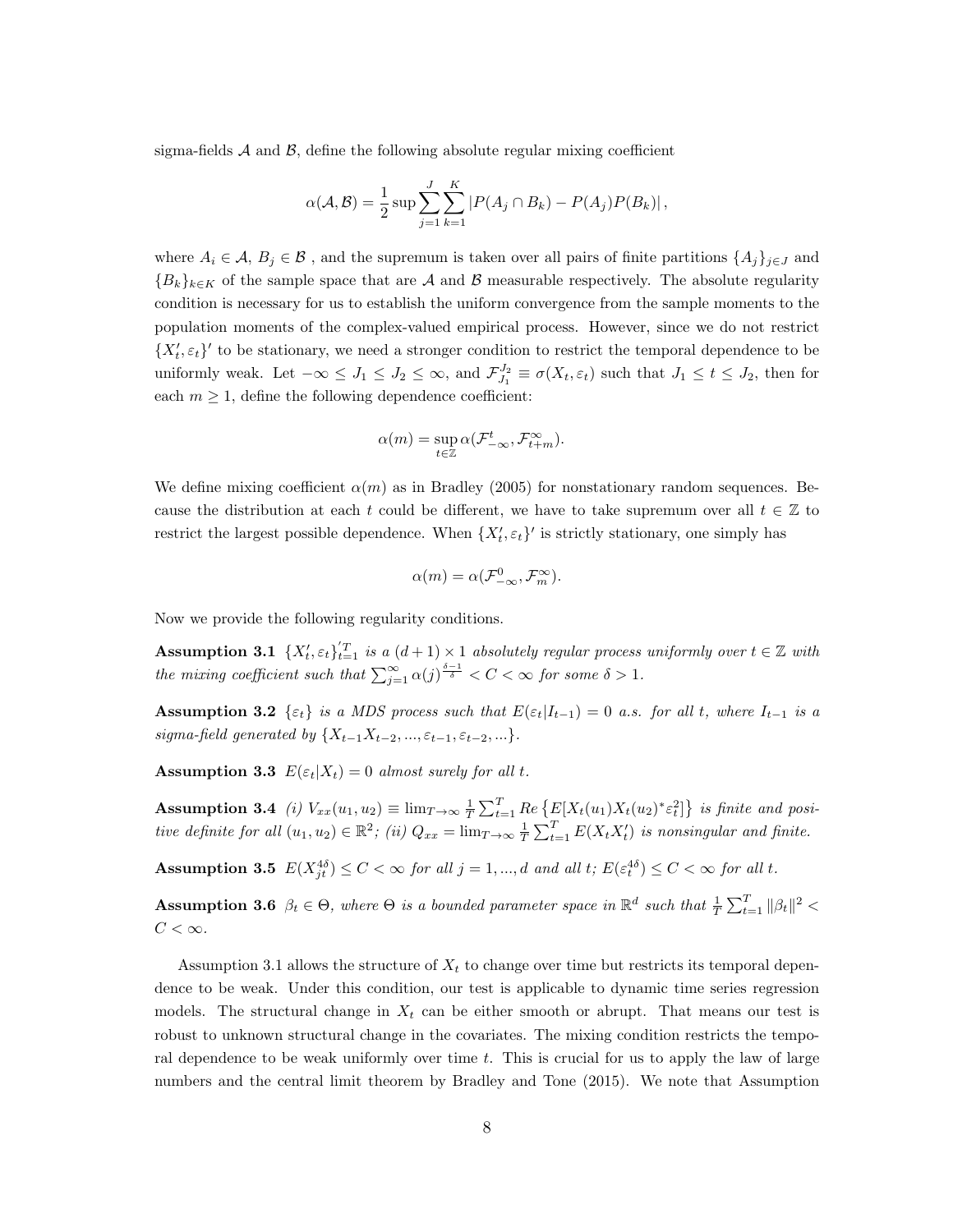sigma-fields $\mathcal{A}$ and $\mathcal{B}$, define the following absolute regular mixing coefficient

$$\alpha(\mathcal{A}, \mathcal{B}) = \frac{1}{2} \sup \sum_{j=1}^{J} \sum_{k=1}^{K} |P(A_j \cap B_k) - P(A_j)P(B_k)|,$$

where $A_i \in \mathcal{A}$, $B_j \in \mathcal{B}$ , and the supremum is taken over all pairs of finite partitions $\{A_j\}_{j \in J}$ and $\{B_k\}_{k \in K}$ of the sample space that are $\mathcal{A}$ and $\mathcal{B}$ measurable respectively. The absolute regularity condition is necessary for us to establish the uniform convergence from the sample moments to the population moments of the complex-valued empirical process. However, since we do not restrict $\{X_t', \varepsilon_t\}'$ to be stationary, we need a stronger condition to restrict the temporal dependence to be uniformly weak. Let $-\infty \leq J_1 \leq J_2 \leq \infty$, and $\mathcal{F}_{J_1}^{J_2} \equiv \sigma(X_t, \varepsilon_t)$ such that $J_1 \leq t \leq J_2$, then for each $m \geq 1$, define the following dependence coefficient:

$$\alpha(m) = \sup_{t \in \mathbb{Z}} \alpha(\mathcal{F}_{-\infty}^{t}, \mathcal{F}_{t+m}^{\infty}).$$

We define mixing coefficient $\alpha(m)$ as in Bradley (2005) for nonstationary random sequences. Because the distribution at each $t$ could be different, we have to take supremum over all $t \in \mathbb{Z}$ to restrict the largest possible dependence. When $\{X_t', \varepsilon_t\}'$ is strictly stationary, one simply has

$$\alpha(m) = \alpha(\mathcal{F}_{-\infty}^{0}, \mathcal{F}_{m}^{\infty}).$$

Now we provide the following regularity conditions.

**Assumption 3.1** *$\{X_t', \varepsilon_t\}_{t=1}^{'T}$ is a $(d+1) \times 1$ absolutely regular process uniformly over $t \in \mathbb{Z}$ with the mixing coefficient such that $\sum_{j=1}^{\infty} \alpha(j)^{\frac{\delta-1}{\delta}} < C < \infty$ for some $\delta > 1$.*

**Assumption 3.2** *$\{\varepsilon_t\}$ is a MDS process such that $E(\varepsilon_t | I_{t-1}) = 0$ a.s. for all $t$, where $I_{t-1}$ is a sigma-field generated by $\{X_{t-1}X_{t-2}, ..., \varepsilon_{t-1}, \varepsilon_{t-2}, ...\}$.*

**Assumption 3.3** *$E(\varepsilon_t | X_t) = 0$ almost surely for all $t$.*

**Assumption 3.4** *(i) $V_{xx}(u_1, u_2) \equiv \lim_{T \to \infty} \frac{1}{T} \sum_{t=1}^{T} Re\left\{E[X_t(u_1)X_t(u_2)^* \varepsilon_t^2]\right\}$ is finite and positive definite for all $(u_1, u_2) \in \mathbb{R}^2$; (ii) $Q_{xx} = \lim_{T \to \infty} \frac{1}{T} \sum_{t=1}^{T} E(X_t X_t')$ is nonsingular and finite.*

**Assumption 3.5** *$E(X_{jt}^{4\delta}) \leq C < \infty$ for all $j = 1, ..., d$ and all $t$; $E(\varepsilon_t^{4\delta}) \leq C < \infty$ for all $t$.*

**Assumption 3.6** *$\beta_t \in \Theta$, where $\Theta$ is a bounded parameter space in $\mathbb{R}^d$ such that $\frac{1}{T} \sum_{t=1}^{T} \|\beta_t\|^2 < C < \infty$.*

Assumption 3.1 allows the structure of $X_t$ to change over time but restricts its temporal dependence to be weak. Under this condition, our test is applicable to dynamic time series regression models. The structural change in $X_t$ can be either smooth or abrupt. That means our test is robust to unknown structural change in the covariates. The mixing condition restricts the temporal dependence to be weak uniformly over time $t$. This is crucial for us to apply the law of large numbers and the central limit theorem by Bradley and Tone (2015). We note that Assumption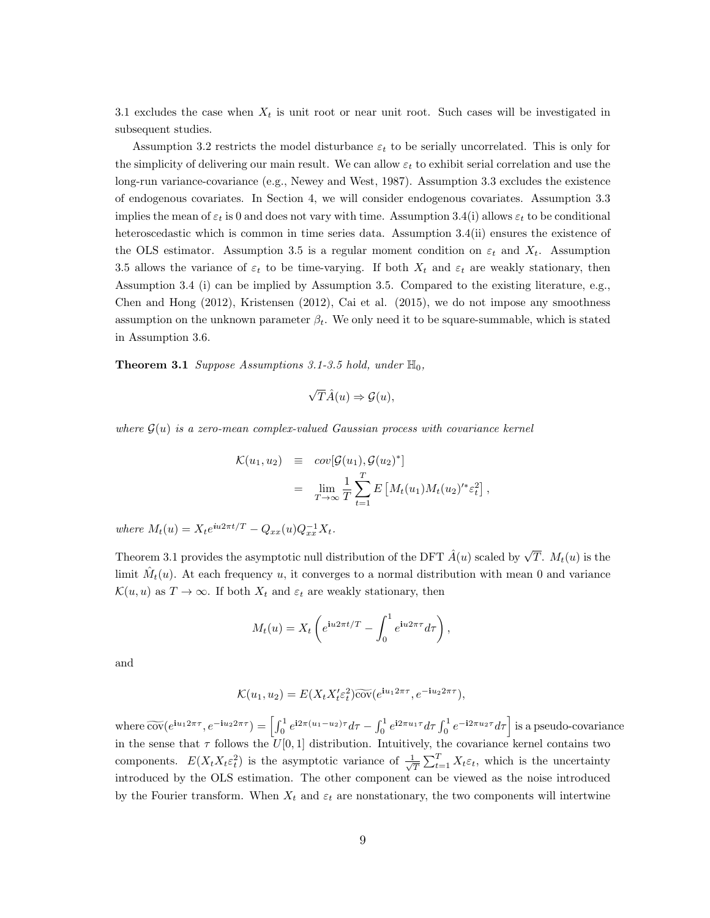3.1 excludes the case when $X_t$ is unit root or near unit root. Such cases will be investigated in subsequent studies.

Assumption 3.2 restricts the model disturbance $\varepsilon_t$ to be serially uncorrelated. This is only for the simplicity of delivering our main result. We can allow $\varepsilon_t$ to exhibit serial correlation and use the long-run variance-covariance (e.g., Newey and West, 1987). Assumption 3.3 excludes the existence of endogenous covariates. In Section 4, we will consider endogenous covariates. Assumption 3.3 implies the mean of $\varepsilon_t$ is 0 and does not vary with time. Assumption 3.4(i) allows $\varepsilon_t$ to be conditional heteroscedastic which is common in time series data. Assumption 3.4(ii) ensures the existence of the OLS estimator. Assumption 3.5 is a regular moment condition on $\varepsilon_t$ and $X_t$. Assumption 3.5 allows the variance of $\varepsilon_t$ to be time-varying. If both $X_t$ and $\varepsilon_t$ are weakly stationary, then Assumption 3.4 (i) can be implied by Assumption 3.5. Compared to the existing literature, e.g., Chen and Hong (2012), Kristensen (2012), Cai et al. (2015), we do not impose any smoothness assumption on the unknown parameter $\beta_t$. We only need it to be square-summable, which is stated in Assumption 3.6.

**Theorem 3.1** *Suppose Assumptions 3.1-3.5 hold, under $\mathbb{H}_0$,*

$$\sqrt{T}\hat{A}(u) \Rightarrow \mathcal{G}(u),$$

*where $\mathcal{G}(u)$ is a zero-mean complex-valued Gaussian process with covariance kernel*

$$\begin{aligned}\mathcal{K}(u_1, u_2) &\equiv cov[\mathcal{G}(u_1), \mathcal{G}(u_2)^*] \\ &= \lim_{T\to\infty} \frac{1}{T}\sum_{t=1}^{T} E\left[M_t(u_1)M_t(u_2)'^{*}\varepsilon_t^2\right],\end{aligned}$$

*where $M_t(u) = X_t e^{iu2\pi t/T} - Q_{xx}(u)Q_{xx}^{-1}X_t$.*

Theorem 3.1 provides the asymptotic null distribution of the DFT $\hat{A}(u)$ scaled by $\sqrt{T}$. $M_t(u)$ is the limit $\hat{M}_t(u)$. At each frequency $u$, it converges to a normal distribution with mean 0 and variance $\mathcal{K}(u,u)$ as $T \to \infty$. If both $X_t$ and $\varepsilon_t$ are weakly stationary, then

$$M_t(u) = X_t\left(e^{\mathbf{i}u2\pi t/T} - \int_0^1 e^{\mathbf{i}u2\pi\tau}d\tau\right),$$

and

$$\mathcal{K}(u_1, u_2) = E(X_t X_t'\varepsilon_t^2)\widetilde{\text{cov}}(e^{\mathbf{i}u_1 2\pi\tau}, e^{-\mathbf{i}u_2 2\pi\tau}),$$

where $\widetilde{\text{cov}}(e^{\mathbf{i}u_1 2\pi\tau}, e^{-\mathbf{i}u_2 2\pi\tau}) = \left[\int_0^1 e^{\mathbf{i}2\pi(u_1-u_2)\tau}d\tau - \int_0^1 e^{\mathbf{i}2\pi u_1\tau}d\tau \int_0^1 e^{-\mathbf{i}2\pi u_2\tau}d\tau\right]$ is a pseudo-covariance in the sense that $\tau$ follows the $U[0,1]$ distribution. Intuitively, the covariance kernel contains two components. $E(X_t X_t \varepsilon_t^2)$ is the asymptotic variance of $\frac{1}{\sqrt{T}}\sum_{t=1}^{T} X_t\varepsilon_t$, which is the uncertainty introduced by the OLS estimation. The other component can be viewed as the noise introduced by the Fourier transform. When $X_t$ and $\varepsilon_t$ are nonstationary, the two components will intertwine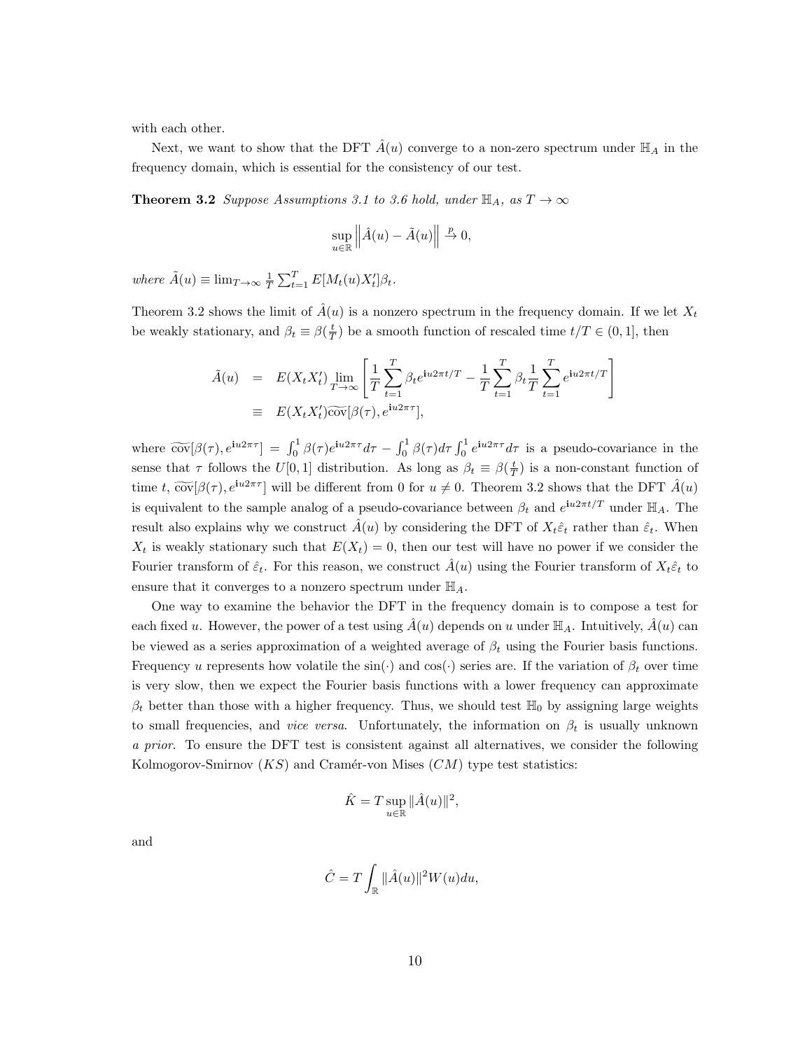with each other.

Next, we want to show that the DFT $\hat{A}(u)$ converge to a non-zero spectrum under $\mathbb{H}_A$ in the frequency domain, which is essential for the consistency of our test.

**Theorem 3.2** *Suppose Assumptions 3.1 to 3.6 hold, under $\mathbb{H}_A$, as $T \to \infty$*

$$\sup_{u \in \mathbb{R}} \left\| \hat{A}(u) - \tilde{A}(u) \right\| \xrightarrow{p} 0,$$

*where* $\tilde{A}(u) \equiv \lim_{T\to\infty} \frac{1}{T} \sum_{t=1}^{T} E[M_t(u) X_t'] \beta_t$.

Theorem 3.2 shows the limit of $\hat{A}(u)$ is a nonzero spectrum in the frequency domain. If we let $X_t$ be weakly stationary, and $\beta_t \equiv \beta(\frac{t}{T})$ be a smooth function of rescaled time $t/T \in (0, 1]$, then

$$\begin{aligned}
\tilde{A}(u) &= E(X_t X_t') \lim_{T\to\infty} \left[ \frac{1}{T} \sum_{t=1}^{T} \beta_t e^{\mathbf{i}u2\pi t/T} - \frac{1}{T} \sum_{t=1}^{T} \beta_t \frac{1}{T} \sum_{t=1}^{T} e^{\mathbf{i}u2\pi t/T} \right] \\
&\equiv E(X_t X_t') \widetilde{\text{cov}}[\beta(\tau), e^{\mathbf{i}u2\pi\tau}],
\end{aligned}$$

where $\widetilde{\text{cov}}[\beta(\tau), e^{\mathbf{i}u2\pi\tau}] = \int_0^1 \beta(\tau) e^{\mathbf{i}u2\pi\tau} d\tau - \int_0^1 \beta(\tau) d\tau \int_0^1 e^{\mathbf{i}u2\pi\tau} d\tau$ is a pseudo-covariance in the sense that $\tau$ follows the $U[0,1]$ distribution. As long as $\beta_t \equiv \beta(\frac{t}{T})$ is a non-constant function of time $t$, $\widetilde{\text{cov}}[\beta(\tau), e^{\mathbf{i}u2\pi\tau}]$ will be different from 0 for $u \neq 0$. Theorem 3.2 shows that the DFT $\hat{A}(u)$ is equivalent to the sample analog of a pseudo-covariance between $\beta_t$ and $e^{\mathbf{i}u2\pi t/T}$ under $\mathbb{H}_A$. The result also explains why we construct $\hat{A}(u)$ by considering the DFT of $X_t \hat{\varepsilon}_t$ rather than $\hat{\varepsilon}_t$. When $X_t$ is weakly stationary such that $E(X_t) = 0$, then our test will have no power if we consider the Fourier transform of $\hat{\varepsilon}_t$. For this reason, we construct $\hat{A}(u)$ using the Fourier transform of $X_t \hat{\varepsilon}_t$ to ensure that it converges to a nonzero spectrum under $\mathbb{H}_A$.

One way to examine the behavior the DFT in the frequency domain is to compose a test for each fixed $u$. However, the power of a test using $\hat{A}(u)$ depends on $u$ under $\mathbb{H}_A$. Intuitively, $\hat{A}(u)$ can be viewed as a series approximation of a weighted average of $\beta_t$ using the Fourier basis functions. Frequency $u$ represents how volatile the $\sin(\cdot)$ and $\cos(\cdot)$ series are. If the variation of $\beta_t$ over time is very slow, then we expect the Fourier basis functions with a lower frequency can approximate $\beta_t$ better than those with a higher frequency. Thus, we should test $\mathbb{H}_0$ by assigning large weights to small frequencies, and *vice versa*. Unfortunately, the information on $\beta_t$ is usually unknown *a prior*. To ensure the DFT test is consistent against all alternatives, we consider the following Kolmogorov-Smirnov ($KS$) and Cramér-von Mises ($CM$) type test statistics:

$$\hat{K} = T \sup_{u \in \mathbb{R}} \|\hat{A}(u)\|^2,$$

and

$$\hat{C} = T \int_{\mathbb{R}} \|\hat{A}(u)\|^2 W(u) du,$$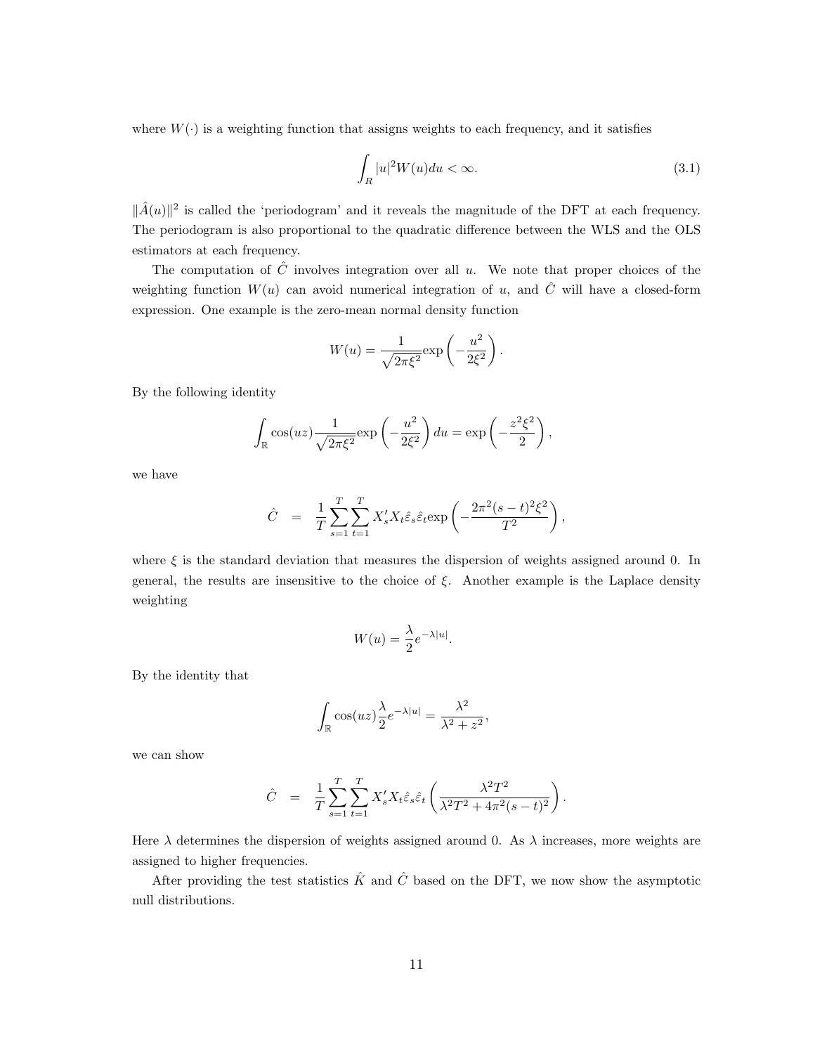where $W(\cdot)$ is a weighting function that assigns weights to each frequency, and it satisfies

$$\int_R |u|^2 W(u) du < \infty. \tag{3.1}$$

$\|\hat{A}(u)\|^2$ is called the 'periodogram' and it reveals the magnitude of the DFT at each frequency. The periodogram is also proportional to the quadratic difference between the WLS and the OLS estimators at each frequency.

The computation of $\hat{C}$ involves integration over all $u$. We note that proper choices of the weighting function $W(u)$ can avoid numerical integration of $u$, and $\hat{C}$ will have a closed-form expression. One example is the zero-mean normal density function

$$W(u) = \frac{1}{\sqrt{2\pi\xi^2}} \exp\left(-\frac{u^2}{2\xi^2}\right).$$

By the following identity

$$\int_{\mathbb{R}} \cos(uz) \frac{1}{\sqrt{2\pi\xi^2}} \exp\left(-\frac{u^2}{2\xi^2}\right) du = \exp\left(-\frac{z^2\xi^2}{2}\right),$$

we have

$$\hat{C} = \frac{1}{T} \sum_{s=1}^{T} \sum_{t=1}^{T} X_s' X_t \hat{\varepsilon}_s \hat{\varepsilon}_t \exp\left(-\frac{2\pi^2(s-t)^2\xi^2}{T^2}\right),$$

where $\xi$ is the standard deviation that measures the dispersion of weights assigned around 0. In general, the results are insensitive to the choice of $\xi$. Another example is the Laplace density weighting

$$W(u) = \frac{\lambda}{2} e^{-\lambda|u|}.$$

By the identity that

$$\int_{\mathbb{R}} \cos(uz) \frac{\lambda}{2} e^{-\lambda|u|} = \frac{\lambda^2}{\lambda^2 + z^2},$$

we can show

$$\hat{C} = \frac{1}{T} \sum_{s=1}^{T} \sum_{t=1}^{T} X_s' X_t \hat{\varepsilon}_s \hat{\varepsilon}_t \left(\frac{\lambda^2 T^2}{\lambda^2 T^2 + 4\pi^2(s-t)^2}\right).$$

Here $\lambda$ determines the dispersion of weights assigned around 0. As $\lambda$ increases, more weights are assigned to higher frequencies.

After providing the test statistics $\hat{K}$ and $\hat{C}$ based on the DFT, we now show the asymptotic null distributions.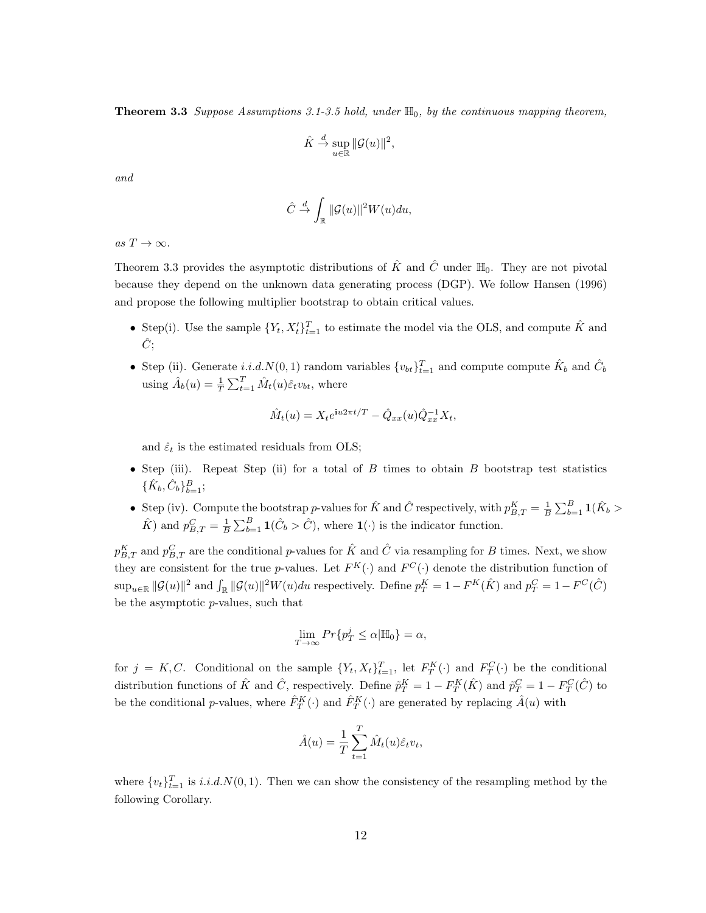**Theorem 3.3** *Suppose Assumptions 3.1-3.5 hold, under $\mathbb{H}_0$, by the continuous mapping theorem,*

$$\hat{K} \xrightarrow{d} \sup_{u \in \mathbb{R}} \|\mathcal{G}(u)\|^2,$$

*and*

$$\hat{C} \xrightarrow{d} \int_{\mathbb{R}} \|\mathcal{G}(u)\|^2 W(u) du,$$

*as $T \to \infty$.*

Theorem 3.3 provides the asymptotic distributions of $\hat{K}$ and $\hat{C}$ under $\mathbb{H}_0$. They are not pivotal because they depend on the unknown data generating process (DGP). We follow Hansen (1996) and propose the following multiplier bootstrap to obtain critical values.

- Step(i). Use the sample $\{Y_t, X_t'\}_{t=1}^T$ to estimate the model via the OLS, and compute $\hat{K}$ and $\hat{C}$;
- Step (ii). Generate $i.i.d.N(0,1)$ random variables $\{v_{bt}\}_{t=1}^T$ and compute compute $\hat{K}_b$ and $\hat{C}_b$ using $\hat{A}_b(u) = \frac{1}{T}\sum_{t=1}^T \hat{M}_t(u)\hat{\varepsilon}_t v_{bt}$, where

$$\hat{M}_t(u) = X_t e^{\mathbf{i}u2\pi t/T} - \hat{Q}_{xx}(u)\hat{Q}_{xx}^{-1}X_t,$$

  and $\hat{\varepsilon}_t$ is the estimated residuals from OLS;
- Step (iii). Repeat Step (ii) for a total of $B$ times to obtain $B$ bootstrap test statistics $\{\hat{K}_b, \hat{C}_b\}_{b=1}^B$;
- Step (iv). Compute the bootstrap $p$-values for $\hat{K}$ and $\hat{C}$ respectively, with $p_{B,T}^K = \frac{1}{B}\sum_{b=1}^B \mathbf{1}(\hat{K}_b > \hat{K})$ and $p_{B,T}^C = \frac{1}{B}\sum_{b=1}^B \mathbf{1}(\hat{C}_b > \hat{C})$, where $\mathbf{1}(\cdot)$ is the indicator function.

$p_{B,T}^K$ and $p_{B,T}^C$ are the conditional $p$-values for $\hat{K}$ and $\hat{C}$ via resampling for $B$ times. Next, we show they are consistent for the true $p$-values. Let $F^K(\cdot)$ and $F^C(\cdot)$ denote the distribution function of $\sup_{u\in\mathbb{R}} \|\mathcal{G}(u)\|^2$ and $\int_{\mathbb{R}} \|\mathcal{G}(u)\|^2 W(u)du$ respectively. Define $p_T^K = 1 - F^K(\hat{K})$ and $p_T^C = 1 - F^C(\hat{C})$ be the asymptotic $p$-values, such that

$$\lim_{T\to\infty} Pr\{p_T^j \leq \alpha | \mathbb{H}_0\} = \alpha,$$

for $j = K, C$. Conditional on the sample $\{Y_t, X_t\}_{t=1}^T$, let $F_T^K(\cdot)$ and $F_T^C(\cdot)$ be the conditional distribution functions of $\hat{K}$ and $\hat{C}$, respectively. Define $\tilde{p}_T^K = 1 - F_T^K(\hat{K})$ and $\tilde{p}_T^C = 1 - F_T^C(\hat{C})$ to be the conditional $p$-values, where $\hat{F}_T^K(\cdot)$ and $\hat{F}_T^K(\cdot)$ are generated by replacing $\hat{A}(u)$ with

$$\hat{A}(u) = \frac{1}{T}\sum_{t=1}^T \hat{M}_t(u)\hat{\varepsilon}_t v_t,$$

where $\{v_t\}_{t=1}^T$ is $i.i.d.N(0,1)$. Then we can show the consistency of the resampling method by the following Corollary.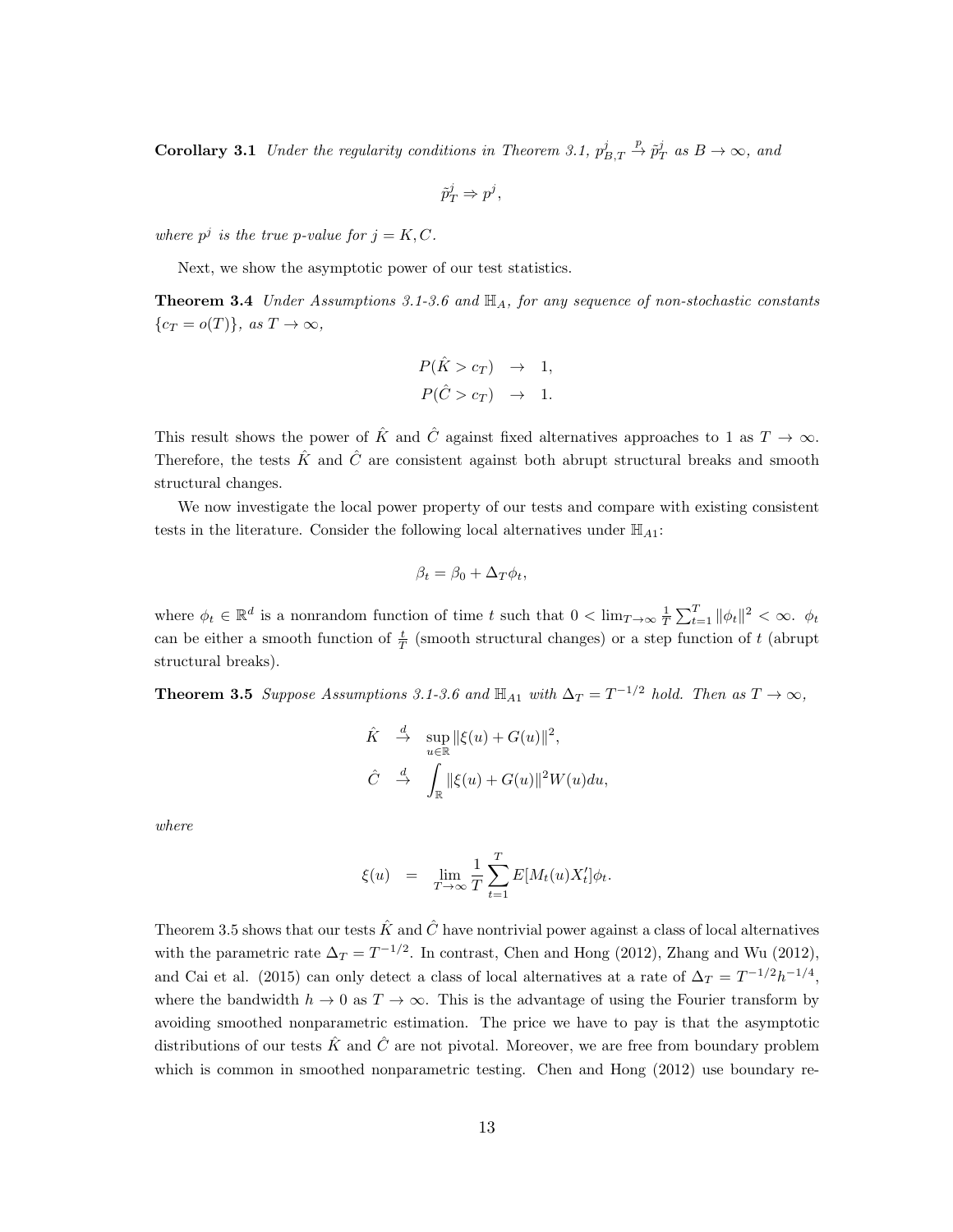**Corollary 3.1** *Under the regularity conditions in Theorem 3.1, $p_{B,T}^j \xrightarrow{p} \tilde{p}_T^j$ as $B \to \infty$, and*

$$\tilde{p}_T^j \Rightarrow p^j,$$

*where $p^j$ is the true p-value for $j = K, C$.*

Next, we show the asymptotic power of our test statistics.

**Theorem 3.4** *Under Assumptions 3.1-3.6 and $\mathbb{H}_A$, for any sequence of non-stochastic constants $\{c_T = o(T)\}$, as $T \to \infty$,*

$$\begin{aligned}
P(\hat{K} > c_T) &\to 1, \\
P(\hat{C} > c_T) &\to 1.
\end{aligned}$$

This result shows the power of $\hat{K}$ and $\hat{C}$ against fixed alternatives approaches to 1 as $T \to \infty$. Therefore, the tests $\hat{K}$ and $\hat{C}$ are consistent against both abrupt structural breaks and smooth structural changes.

We now investigate the local power property of our tests and compare with existing consistent tests in the literature. Consider the following local alternatives under $\mathbb{H}_{A1}$:

$$\beta_t = \beta_0 + \Delta_T \phi_t,$$

where $\phi_t \in \mathbb{R}^d$ is a nonrandom function of time $t$ such that $0 < \lim_{T\to\infty} \frac{1}{T}\sum_{t=1}^T \|\phi_t\|^2 < \infty$. $\phi_t$ can be either a smooth function of $\frac{t}{T}$ (smooth structural changes) or a step function of $t$ (abrupt structural breaks).

**Theorem 3.5** *Suppose Assumptions 3.1-3.6 and $\mathbb{H}_{A1}$ with $\Delta_T = T^{-1/2}$ hold. Then as $T \to \infty$,*

$$\begin{aligned}
\hat{K} &\xrightarrow{d} \sup_{u\in\mathbb{R}} \|\xi(u) + G(u)\|^2, \\
\hat{C} &\xrightarrow{d} \int_{\mathbb{R}} \|\xi(u) + G(u)\|^2 W(u) du,
\end{aligned}$$

*where*

$$\xi(u) = \lim_{T\to\infty} \frac{1}{T}\sum_{t=1}^T E[M_t(u)X_t']\phi_t.$$

Theorem 3.5 shows that our tests $\hat{K}$ and $\hat{C}$ have nontrivial power against a class of local alternatives with the parametric rate $\Delta_T = T^{-1/2}$. In contrast, Chen and Hong (2012), Zhang and Wu (2012), and Cai et al. (2015) can only detect a class of local alternatives at a rate of $\Delta_T = T^{-1/2}h^{-1/4}$, where the bandwidth $h \to 0$ as $T \to \infty$. This is the advantage of using the Fourier transform by avoiding smoothed nonparametric estimation. The price we have to pay is that the asymptotic distributions of our tests $\hat{K}$ and $\hat{C}$ are not pivotal. Moreover, we are free from boundary problem which is common in smoothed nonparametric testing. Chen and Hong (2012) use boundary re-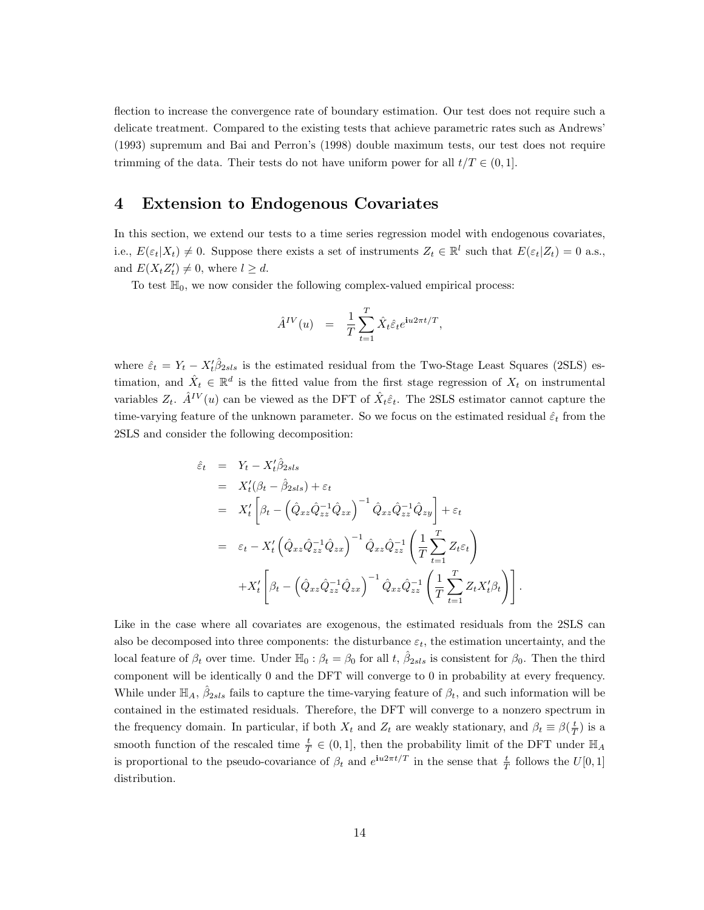flection to increase the convergence rate of boundary estimation. Our test does not require such a delicate treatment. Compared to the existing tests that achieve parametric rates such as Andrews' (1993) supremum and Bai and Perron's (1998) double maximum tests, our test does not require trimming of the data. Their tests do not have uniform power for all $t/T \in (0,1]$.

# 4 Extension to Endogenous Covariates

In this section, we extend our tests to a time series regression model with endogenous covariates, i.e., $E(\varepsilon_t|X_t) \neq 0$. Suppose there exists a set of instruments $Z_t \in \mathbb{R}^l$ such that $E(\varepsilon_t|Z_t) = 0$ a.s., and $E(X_t Z_t') \neq 0$, where $l \geq d$.

To test $\mathbb{H}_0$, we now consider the following complex-valued empirical process:

$$\hat{A}^{IV}(u) = \frac{1}{T}\sum_{t=1}^{T} \hat{X}_t \hat{\varepsilon}_t e^{\mathbf{i}u2\pi t/T},$$

where $\hat{\varepsilon}_t = Y_t - X_t'\hat{\beta}_{2sls}$ is the estimated residual from the Two-Stage Least Squares (2SLS) estimation, and $\hat{X}_t \in \mathbb{R}^d$ is the fitted value from the first stage regression of $X_t$ on instrumental variables $Z_t$. $\hat{A}^{IV}(u)$ can be viewed as the DFT of $\hat{X}_t\hat{\varepsilon}_t$. The 2SLS estimator cannot capture the time-varying feature of the unknown parameter. So we focus on the estimated residual $\hat{\varepsilon}_t$ from the 2SLS and consider the following decomposition:

$$\begin{aligned}
\hat{\varepsilon}_t &= Y_t - X_t'\hat{\beta}_{2sls} \\
&= X_t'(\beta_t - \hat{\beta}_{2sls}) + \varepsilon_t \\
&= X_t'\left[\beta_t - \left(\hat{Q}_{xz}\hat{Q}_{zz}^{-1}\hat{Q}_{zx}\right)^{-1}\hat{Q}_{xz}\hat{Q}_{zz}^{-1}\hat{Q}_{zy}\right] + \varepsilon_t \\
&= \varepsilon_t - X_t'\left(\hat{Q}_{xz}\hat{Q}_{zz}^{-1}\hat{Q}_{zx}\right)^{-1}\hat{Q}_{xz}\hat{Q}_{zz}^{-1}\left(\frac{1}{T}\sum_{t=1}^{T} Z_t\varepsilon_t\right) \\
&\quad + X_t'\left[\beta_t - \left(\hat{Q}_{xz}\hat{Q}_{zz}^{-1}\hat{Q}_{zx}\right)^{-1}\hat{Q}_{xz}\hat{Q}_{zz}^{-1}\left(\frac{1}{T}\sum_{t=1}^{T} Z_t X_t'\beta_t\right)\right].
\end{aligned}$$

Like in the case where all covariates are exogenous, the estimated residuals from the 2SLS can also be decomposed into three components: the disturbance $\varepsilon_t$, the estimation uncertainty, and the local feature of $\beta_t$ over time. Under $\mathbb{H}_0 : \beta_t = \beta_0$ for all $t$, $\hat{\beta}_{2sls}$ is consistent for $\beta_0$. Then the third component will be identically 0 and the DFT will converge to 0 in probability at every frequency. While under $\mathbb{H}_A$, $\hat{\beta}_{2sls}$ fails to capture the time-varying feature of $\beta_t$, and such information will be contained in the estimated residuals. Therefore, the DFT will converge to a nonzero spectrum in the frequency domain. In particular, if both $X_t$ and $Z_t$ are weakly stationary, and $\beta_t \equiv \beta(\frac{t}{T})$ is a smooth function of the rescaled time $\frac{t}{T} \in (0,1]$, then the probability limit of the DFT under $\mathbb{H}_A$ is proportional to the pseudo-covariance of $\beta_t$ and $e^{\mathbf{i}u2\pi t/T}$ in the sense that $\frac{t}{T}$ follows the $U[0,1]$ distribution.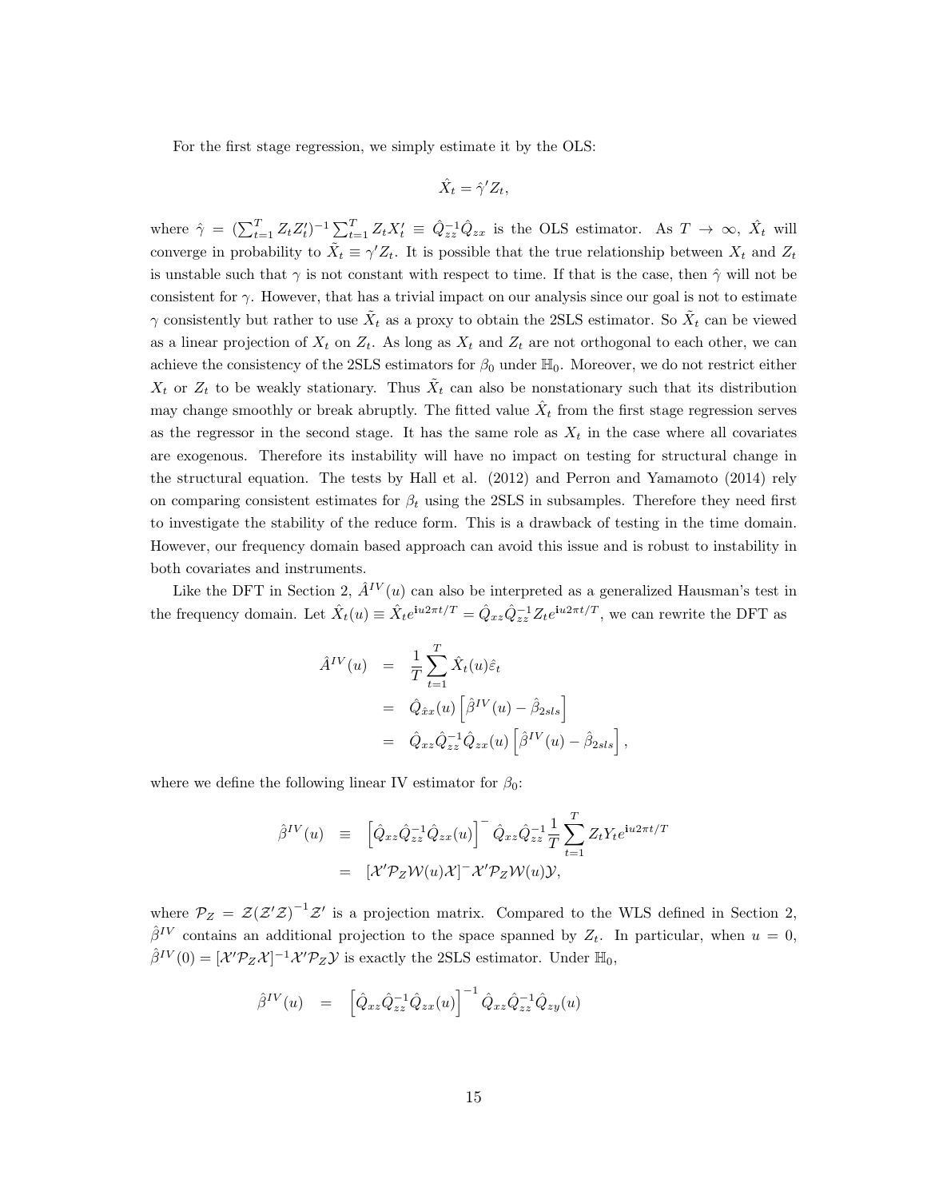For the first stage regression, we simply estimate it by the OLS:

$$\hat{X}_t = \hat{\gamma}' Z_t,$$

where $\hat{\gamma} = (\sum_{t=1}^T Z_t Z_t')^{-1} \sum_{t=1}^T Z_t X_t' \equiv \hat{Q}_{zz}^{-1} \hat{Q}_{zx}$ is the OLS estimator. As $T \to \infty$, $\hat{X}_t$ will converge in probability to $\tilde{X}_t \equiv \gamma' Z_t$. It is possible that the true relationship between $X_t$ and $Z_t$ is unstable such that $\gamma$ is not constant with respect to time. If that is the case, then $\hat{\gamma}$ will not be consistent for $\gamma$. However, that has a trivial impact on our analysis since our goal is not to estimate $\gamma$ consistently but rather to use $\tilde{X}_t$ as a proxy to obtain the 2SLS estimator. So $\tilde{X}_t$ can be viewed as a linear projection of $X_t$ on $Z_t$. As long as $X_t$ and $Z_t$ are not orthogonal to each other, we can achieve the consistency of the 2SLS estimators for $\beta_0$ under $\mathbb{H}_0$. Moreover, we do not restrict either $X_t$ or $Z_t$ to be weakly stationary. Thus $\tilde{X}_t$ can also be nonstationary such that its distribution may change smoothly or break abruptly. The fitted value $\hat{X}_t$ from the first stage regression serves as the regressor in the second stage. It has the same role as $X_t$ in the case where all covariates are exogenous. Therefore its instability will have no impact on testing for structural change in the structural equation. The tests by Hall et al. (2012) and Perron and Yamamoto (2014) rely on comparing consistent estimates for $\beta_t$ using the 2SLS in subsamples. Therefore they need first to investigate the stability of the reduce form. This is a drawback of testing in the time domain. However, our frequency domain based approach can avoid this issue and is robust to instability in both covariates and instruments.

Like the DFT in Section 2, $\hat{A}^{IV}(u)$ can also be interpreted as a generalized Hausman's test in the frequency domain. Let $\hat{X}_t(u) \equiv \hat{X}_t e^{\mathbf{i}u2\pi t/T} = \hat{Q}_{xz}\hat{Q}_{zz}^{-1} Z_t e^{\mathbf{i}u2\pi t/T}$, we can rewrite the DFT as

$$\begin{aligned}
\hat{A}^{IV}(u) &= \frac{1}{T}\sum_{t=1}^{T} \hat{X}_t(u)\hat{\varepsilon}_t \\
&= \hat{Q}_{\hat{x}x}(u)\left[\hat{\beta}^{IV}(u) - \hat{\beta}_{2sls}\right] \\
&= \hat{Q}_{xz}\hat{Q}_{zz}^{-1}\hat{Q}_{zx}(u)\left[\hat{\beta}^{IV}(u) - \hat{\beta}_{2sls}\right],
\end{aligned}$$

where we define the following linear IV estimator for $\beta_0$:

$$\begin{aligned}
\hat{\beta}^{IV}(u) &\equiv \left[\hat{Q}_{xz}\hat{Q}_{zz}^{-1}\hat{Q}_{zx}(u)\right]^{-}\hat{Q}_{xz}\hat{Q}_{zz}^{-1}\frac{1}{T}\sum_{t=1}^{T} Z_t Y_t e^{\mathbf{i}u2\pi t/T} \\
&= [\mathcal{X}'\mathcal{P}_Z\mathcal{W}(u)\mathcal{X}]^{-}\mathcal{X}'\mathcal{P}_Z\mathcal{W}(u)\mathcal{Y},
\end{aligned}$$

where $\mathcal{P}_Z = \mathcal{Z}(\mathcal{Z}'\mathcal{Z})^{-1}\mathcal{Z}'$ is a projection matrix. Compared to the WLS defined in Section 2, $\hat{\beta}^{IV}$ contains an additional projection to the space spanned by $Z_t$. In particular, when $u = 0$, $\hat{\beta}^{IV}(0) = [\mathcal{X}'\mathcal{P}_Z\mathcal{X}]^{-1}\mathcal{X}'\mathcal{P}_Z\mathcal{Y}$ is exactly the 2SLS estimator. Under $\mathbb{H}_0$,

$$\hat{\beta}^{IV}(u) = \left[\hat{Q}_{xz}\hat{Q}_{zz}^{-1}\hat{Q}_{zx}(u)\right]^{-1}\hat{Q}_{xz}\hat{Q}_{zz}^{-1}\hat{Q}_{zy}(u)$$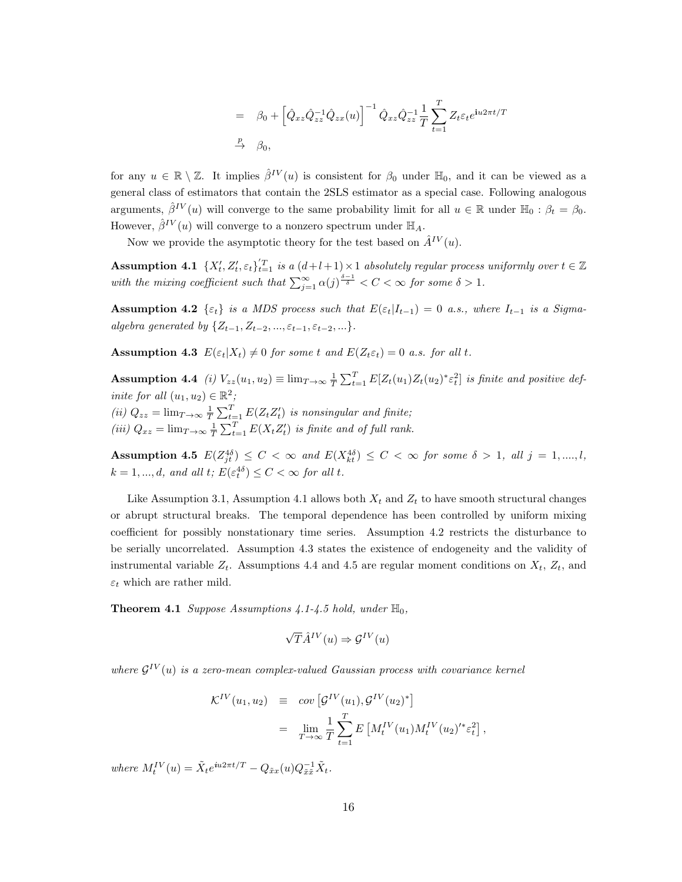$$
\begin{aligned}
&= \beta_0 + \left[\hat{Q}_{xz}\hat{Q}_{zz}^{-1}\hat{Q}_{zx}(u)\right]^{-1}\hat{Q}_{xz}\hat{Q}_{zz}^{-1}\frac{1}{T}\sum_{t=1}^{T} Z_t\varepsilon_t e^{\mathbf{i}u2\pi t/T} \\
&\xrightarrow{p} \beta_0,
\end{aligned}
$$

for any $u \in \mathbb{R} \setminus \mathbb{Z}$. It implies $\hat{\beta}^{IV}(u)$ is consistent for $\beta_0$ under $\mathbb{H}_0$, and it can be viewed as a general class of estimators that contain the 2SLS estimator as a special case. Following analogous arguments, $\hat{\beta}^{IV}(u)$ will converge to the same probability limit for all $u \in \mathbb{R}$ under $\mathbb{H}_0 : \beta_t = \beta_0$. However, $\hat{\beta}^{IV}(u)$ will converge to a nonzero spectrum under $\mathbb{H}_A$.

Now we provide the asymptotic theory for the test based on $\hat{A}^{IV}(u)$.

**Assumption 4.1** *$\{X_t', Z_t', \varepsilon_t\}_{t=1}^{\prime T}$ is a $(d+l+1)\times 1$ absolutely regular process uniformly over $t \in \mathbb{Z}$ with the mixing coefficient such that $\sum_{j=1}^{\infty}\alpha(j)^{\frac{\delta-1}{\delta}} < C < \infty$ for some $\delta > 1$.*

**Assumption 4.2** *$\{\varepsilon_t\}$ is a MDS process such that $E(\varepsilon_t|I_{t-1}) = 0$ a.s., where $I_{t-1}$ is a Sigma-algebra generated by $\{Z_{t-1}, Z_{t-2}, ..., \varepsilon_{t-1}, \varepsilon_{t-2}, ...\}$.*

**Assumption 4.3** *$E(\varepsilon_t|X_t) \neq 0$ for some $t$ and $E(Z_t\varepsilon_t) = 0$ a.s. for all $t$.*

**Assumption 4.4** *(i) $V_{zz}(u_1, u_2) \equiv \lim_{T\to\infty}\frac{1}{T}\sum_{t=1}^{T} E[Z_t(u_1)Z_t(u_2)^*\varepsilon_t^2]$ is finite and positive definite for all $(u_1, u_2) \in \mathbb{R}^2$;*
*(ii) $Q_{zz} = \lim_{T\to\infty}\frac{1}{T}\sum_{t=1}^{T} E(Z_tZ_t')$ is nonsingular and finite;*
*(iii) $Q_{xz} = \lim_{T\to\infty}\frac{1}{T}\sum_{t=1}^{T} E(X_tZ_t')$ is finite and of full rank.*

**Assumption 4.5** *$E(Z_{jt}^{4\delta}) \leq C < \infty$ and $E(X_{kt}^{4\delta}) \leq C < \infty$ for some $\delta > 1$, all $j = 1, ...., l$, $k = 1, ..., d$, and all $t$; $E(\varepsilon_t^{4\delta}) \leq C < \infty$ for all $t$.*

Like Assumption 3.1, Assumption 4.1 allows both $X_t$ and $Z_t$ to have smooth structural changes or abrupt structural breaks. The temporal dependence has been controlled by uniform mixing coefficient for possibly nonstationary time series. Assumption 4.2 restricts the disturbance to be serially uncorrelated. Assumption 4.3 states the existence of endogeneity and the validity of instrumental variable $Z_t$. Assumptions 4.4 and 4.5 are regular moment conditions on $X_t$, $Z_t$, and $\varepsilon_t$ which are rather mild.

**Theorem 4.1** *Suppose Assumptions 4.1-4.5 hold, under $\mathbb{H}_0$,*

$$
\sqrt{T}\hat{A}^{IV}(u) \Rightarrow \mathcal{G}^{IV}(u)
$$

*where $\mathcal{G}^{IV}(u)$ is a zero-mean complex-valued Gaussian process with covariance kernel*

$$
\begin{aligned}
\mathcal{K}^{IV}(u_1, u_2) &\equiv cov\left[\mathcal{G}^{IV}(u_1), \mathcal{G}^{IV}(u_2)^*\right] \\
&= \lim_{T\to\infty}\frac{1}{T}\sum_{t=1}^{T} E\left[M_t^{IV}(u_1)M_t^{IV}(u_2)'^*\varepsilon_t^2\right],
\end{aligned}
$$

*where $M_t^{IV}(u) = \tilde{X}_t e^{\mathbf{i}u2\pi t/T} - Q_{\tilde{x}x}(u)Q_{\tilde{x}\tilde{x}}^{-1}\tilde{X}_t$.*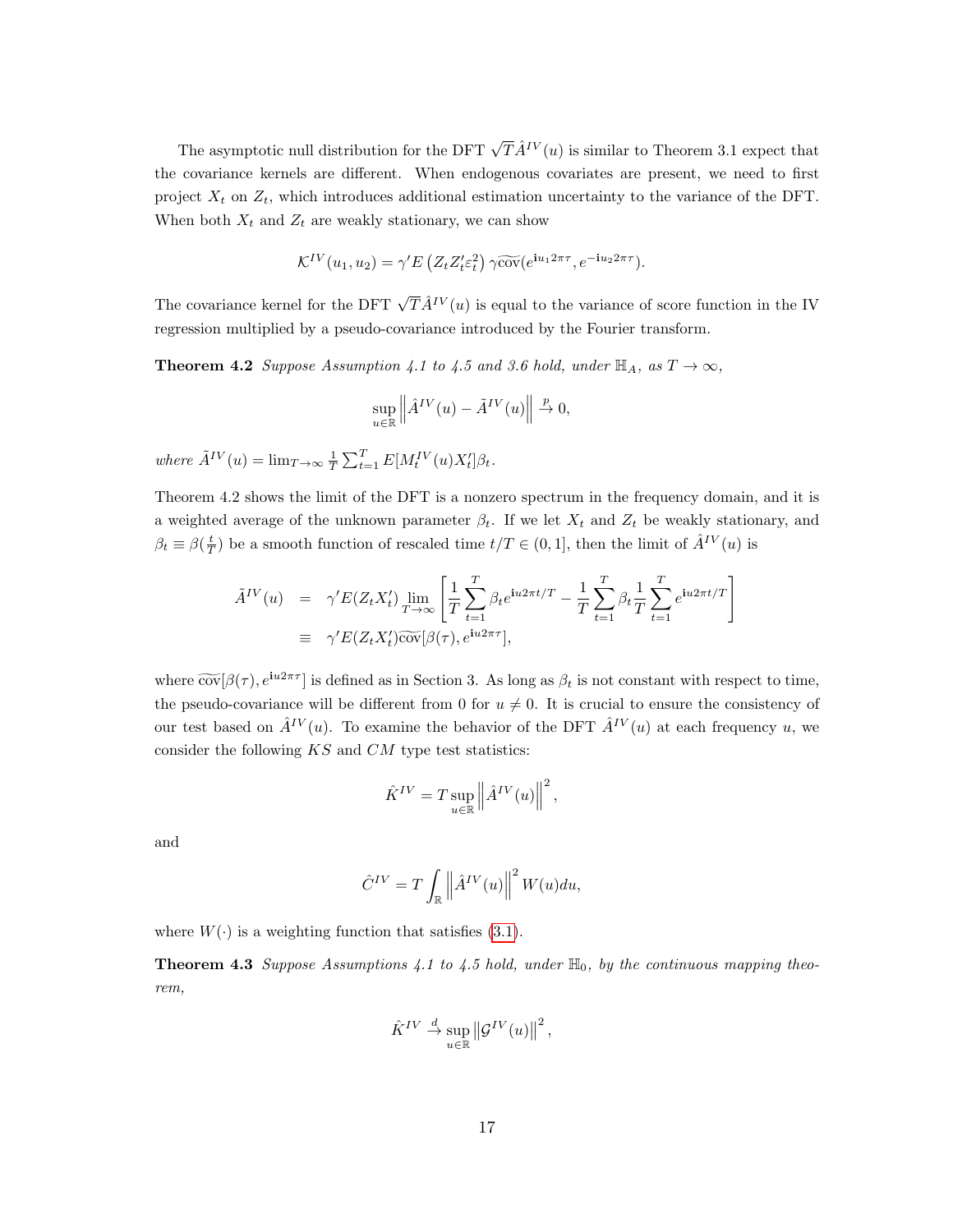The asymptotic null distribution for the DFT $\sqrt{T}\hat{A}^{IV}(u)$ is similar to Theorem 3.1 expect that the covariance kernels are different. When endogenous covariates are present, we need to first project $X_t$ on $Z_t$, which introduces additional estimation uncertainty to the variance of the DFT. When both $X_t$ and $Z_t$ are weakly stationary, we can show

$$\mathcal{K}^{IV}(u_1, u_2) = \gamma' E\left(Z_t Z_t' \varepsilon_t^2\right) \gamma \widetilde{\text{cov}}(e^{\mathbf{i}u_1 2\pi\tau}, e^{-\mathbf{i}u_2 2\pi\tau}).$$

The covariance kernel for the DFT $\sqrt{T}\hat{A}^{IV}(u)$ is equal to the variance of score function in the IV regression multiplied by a pseudo-covariance introduced by the Fourier transform.

**Theorem 4.2** *Suppose Assumption 4.1 to 4.5 and 3.6 hold, under $\mathbb{H}_A$, as $T \to \infty$,*

$$\sup_{u\in\mathbb{R}} \left\|\hat{A}^{IV}(u) - \tilde{A}^{IV}(u)\right\| \xrightarrow{p} 0,$$

*where $\tilde{A}^{IV}(u) = \lim_{T\to\infty} \frac{1}{T}\sum_{t=1}^{T} E[M_t^{IV}(u)X_t']\beta_t$.*

Theorem 4.2 shows the limit of the DFT is a nonzero spectrum in the frequency domain, and it is a weighted average of the unknown parameter $\beta_t$. If we let $X_t$ and $Z_t$ be weakly stationary, and $\beta_t \equiv \beta(\frac{t}{T})$ be a smooth function of rescaled time $t/T \in (0,1]$, then the limit of $\hat{A}^{IV}(u)$ is

$$\begin{aligned}
\tilde{A}^{IV}(u) &= \gamma' E(Z_t X_t') \lim_{T\to\infty}\left[\frac{1}{T}\sum_{t=1}^{T}\beta_t e^{\mathbf{i}u2\pi t/T} - \frac{1}{T}\sum_{t=1}^{T}\beta_t \frac{1}{T}\sum_{t=1}^{T} e^{\mathbf{i}u2\pi t/T}\right] \\
&\equiv \gamma' E(Z_t X_t')\widetilde{\text{cov}}[\beta(\tau), e^{\mathbf{i}u2\pi\tau}],
\end{aligned}$$

where $\widetilde{\text{cov}}[\beta(\tau), e^{\mathbf{i}u2\pi\tau}]$ is defined as in Section 3. As long as $\beta_t$ is not constant with respect to time, the pseudo-covariance will be different from 0 for $u \neq 0$. It is crucial to ensure the consistency of our test based on $\hat{A}^{IV}(u)$. To examine the behavior of the DFT $\hat{A}^{IV}(u)$ at each frequency $u$, we consider the following $KS$ and $CM$ type test statistics:

$$\hat{K}^{IV} = T\sup_{u\in\mathbb{R}}\left\|\hat{A}^{IV}(u)\right\|^2,$$

and

$$\hat{C}^{IV} = T\int_{\mathbb{R}}\left\|\hat{A}^{IV}(u)\right\|^2 W(u)du,$$

where $W(\cdot)$ is a weighting function that satisfies (3.1).

**Theorem 4.3** *Suppose Assumptions 4.1 to 4.5 hold, under $\mathbb{H}_0$, by the continuous mapping theorem,*

$$\hat{K}^{IV} \xrightarrow{d} \sup_{u\in\mathbb{R}}\left\|\mathcal{G}^{IV}(u)\right\|^2,$$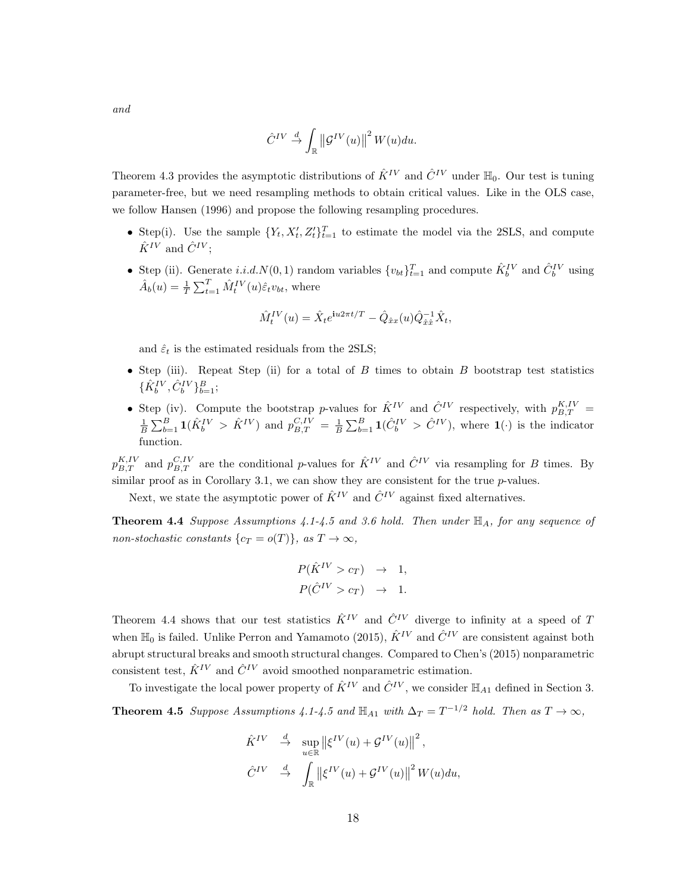*and*

$$\hat{C}^{IV} \xrightarrow{d} \int_{\mathbb{R}} \left\| \mathcal{G}^{IV}(u) \right\|^2 W(u) du.$$

Theorem 4.3 provides the asymptotic distributions of $\hat{K}^{IV}$ and $\hat{C}^{IV}$ under $\mathbb{H}_0$. Our test is tuning parameter-free, but we need resampling methods to obtain critical values. Like in the OLS case, we follow Hansen (1996) and propose the following resampling procedures.

- Step(i). Use the sample $\{Y_t, X_t', Z_t'\}_{t=1}^T$ to estimate the model via the 2SLS, and compute $\hat{K}^{IV}$ and $\hat{C}^{IV}$;
- Step (ii). Generate $i.i.d.N(0,1)$ random variables $\{v_{bt}\}_{t=1}^T$ and compute $\hat{K}_b^{IV}$ and $\hat{C}_b^{IV}$ using $\hat{A}_b(u) = \frac{1}{T}\sum_{t=1}^T \hat{M}_t^{IV}(u)\hat{\varepsilon}_t v_{bt}$, where

$$\hat{M}_t^{IV}(u) = \hat{X}_t e^{\mathbf{i}u2\pi t/T} - \hat{Q}_{\hat{x}x}(u)\hat{Q}_{\hat{x}\hat{x}}^{-1}\hat{X}_t,$$

  and $\hat{\varepsilon}_t$ is the estimated residuals from the 2SLS;
- Step (iii). Repeat Step (ii) for a total of $B$ times to obtain $B$ bootstrap test statistics $\{\hat{K}_b^{IV}, \hat{C}_b^{IV}\}_{b=1}^B$;
- Step (iv). Compute the bootstrap $p$-values for $\hat{K}^{IV}$ and $\hat{C}^{IV}$ respectively, with $p_{B,T}^{K,IV} = \frac{1}{B}\sum_{b=1}^B \mathbf{1}(\hat{K}_b^{IV} > \hat{K}^{IV})$ and $p_{B,T}^{C,IV} = \frac{1}{B}\sum_{b=1}^B \mathbf{1}(\hat{C}_b^{IV} > \hat{C}^{IV})$, where $\mathbf{1}(\cdot)$ is the indicator function.

$p_{B,T}^{K,IV}$ and $p_{B,T}^{C,IV}$ are the conditional $p$-values for $\hat{K}^{IV}$ and $\hat{C}^{IV}$ via resampling for $B$ times. By similar proof as in Corollary 3.1, we can show they are consistent for the true $p$-values.

Next, we state the asymptotic power of $\hat{K}^{IV}$ and $\hat{C}^{IV}$ against fixed alternatives.

**Theorem 4.4** *Suppose Assumptions 4.1-4.5 and 3.6 hold. Then under $\mathbb{H}_A$, for any sequence of non-stochastic constants $\{c_T = o(T)\}$, as $T \to \infty$,*

$$\begin{aligned} P(\hat{K}^{IV} > c_T) &\to 1, \\ P(\hat{C}^{IV} > c_T) &\to 1. \end{aligned}$$

Theorem 4.4 shows that our test statistics $\hat{K}^{IV}$ and $\hat{C}^{IV}$ diverge to infinity at a speed of $T$ when $\mathbb{H}_0$ is failed. Unlike Perron and Yamamoto (2015), $\hat{K}^{IV}$ and $\hat{C}^{IV}$ are consistent against both abrupt structural breaks and smooth structural changes. Compared to Chen's (2015) nonparametric consistent test, $\hat{K}^{IV}$ and $\hat{C}^{IV}$ avoid smoothed nonparametric estimation.

To investigate the local power property of $\hat{K}^{IV}$ and $\hat{C}^{IV}$, we consider $\mathbb{H}_{A1}$ defined in Section 3.

**Theorem 4.5** *Suppose Assumptions 4.1-4.5 and $\mathbb{H}_{A1}$ with $\Delta_T = T^{-1/2}$ hold. Then as $T \to \infty$,*

$$\begin{aligned} \hat{K}^{IV} &\xrightarrow{d} \sup_{u\in\mathbb{R}} \left\| \xi^{IV}(u) + \mathcal{G}^{IV}(u) \right\|^2, \\ \hat{C}^{IV} &\xrightarrow{d} \int_{\mathbb{R}} \left\| \xi^{IV}(u) + \mathcal{G}^{IV}(u) \right\|^2 W(u) du, \end{aligned}$$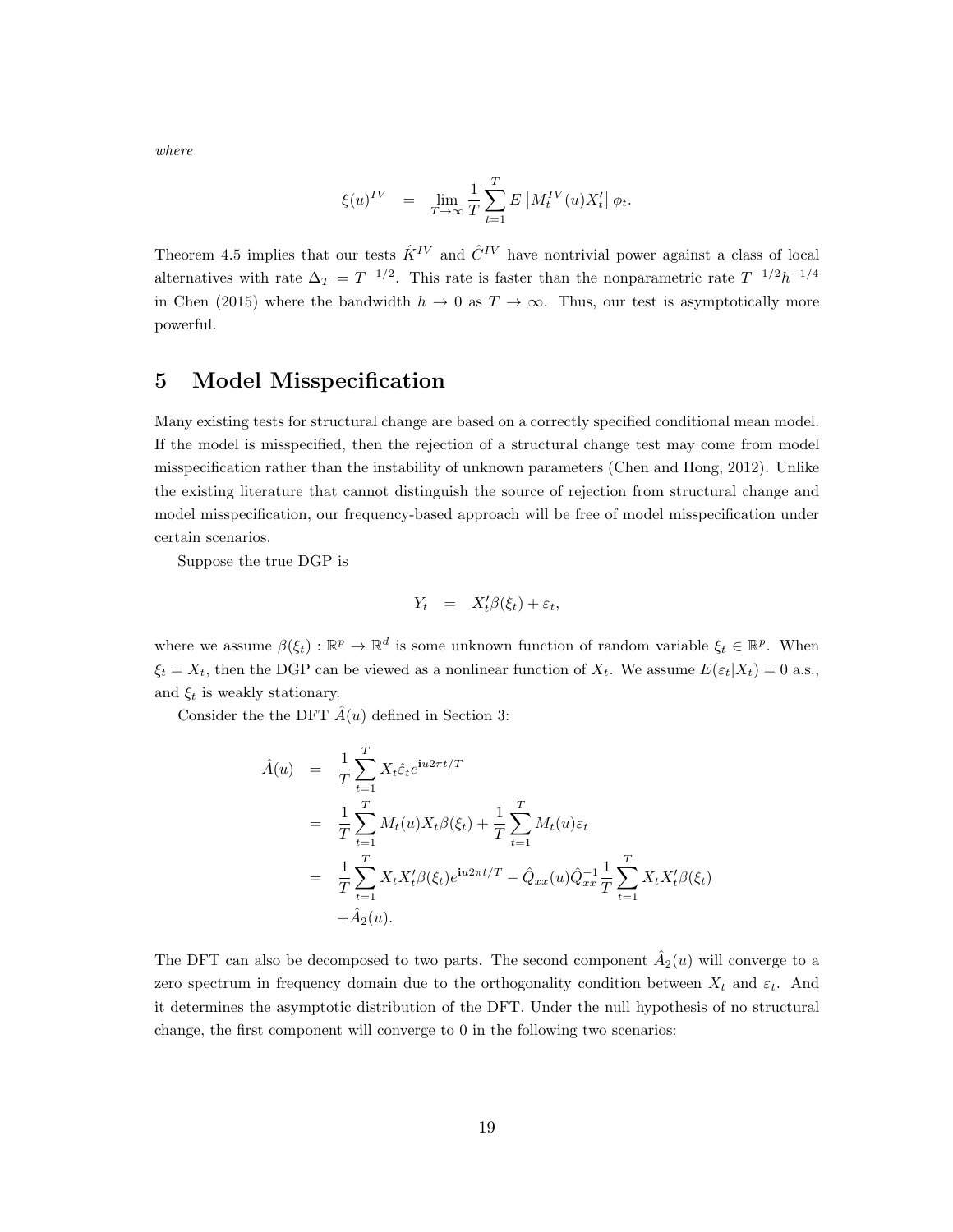*where*

$$\xi(u)^{IV} \quad = \quad \lim_{T\to\infty} \frac{1}{T}\sum_{t=1}^{T} E\left[M_t^{IV}(u)X_t'\right]\phi_t.$$

Theorem 4.5 implies that our tests $\hat{K}^{IV}$ and $\hat{C}^{IV}$ have nontrivial power against a class of local alternatives with rate $\Delta_T = T^{-1/2}$. This rate is faster than the nonparametric rate $T^{-1/2}h^{-1/4}$ in Chen (2015) where the bandwidth $h \to 0$ as $T \to \infty$. Thus, our test is asymptotically more powerful.

# 5 Model Misspecification

Many existing tests for structural change are based on a correctly specified conditional mean model. If the model is misspecified, then the rejection of a structural change test may come from model misspecification rather than the instability of unknown parameters (Chen and Hong, 2012). Unlike the existing literature that cannot distinguish the source of rejection from structural change and model misspecification, our frequency-based approach will be free of model misspecification under certain scenarios.

Suppose the true DGP is

$$Y_t \quad = \quad X_t'\beta(\xi_t) + \varepsilon_t,$$

where we assume $\beta(\xi_t) : \mathbb{R}^p \to \mathbb{R}^d$ is some unknown function of random variable $\xi_t \in \mathbb{R}^p$. When $\xi_t = X_t$, then the DGP can be viewed as a nonlinear function of $X_t$. We assume $E(\varepsilon_t|X_t) = 0$ a.s., and $\xi_t$ is weakly stationary.

Consider the the DFT $\hat{A}(u)$ defined in Section 3:

$$\begin{aligned}
\hat{A}(u) &= \frac{1}{T}\sum_{t=1}^{T} X_t\hat{\varepsilon}_t e^{\mathbf{i}u2\pi t/T} \\
&= \frac{1}{T}\sum_{t=1}^{T} M_t(u)X_t\beta(\xi_t) + \frac{1}{T}\sum_{t=1}^{T} M_t(u)\varepsilon_t \\
&= \frac{1}{T}\sum_{t=1}^{T} X_tX_t'\beta(\xi_t)e^{\mathbf{i}u2\pi t/T} - \hat{Q}_{xx}(u)\hat{Q}_{xx}^{-1}\frac{1}{T}\sum_{t=1}^{T} X_tX_t'\beta(\xi_t) \\
&\quad +\hat{A}_2(u).
\end{aligned}$$

The DFT can also be decomposed to two parts. The second component $\hat{A}_2(u)$ will converge to a zero spectrum in frequency domain due to the orthogonality condition between $X_t$ and $\varepsilon_t$. And it determines the asymptotic distribution of the DFT. Under the null hypothesis of no structural change, the first component will converge to 0 in the following two scenarios: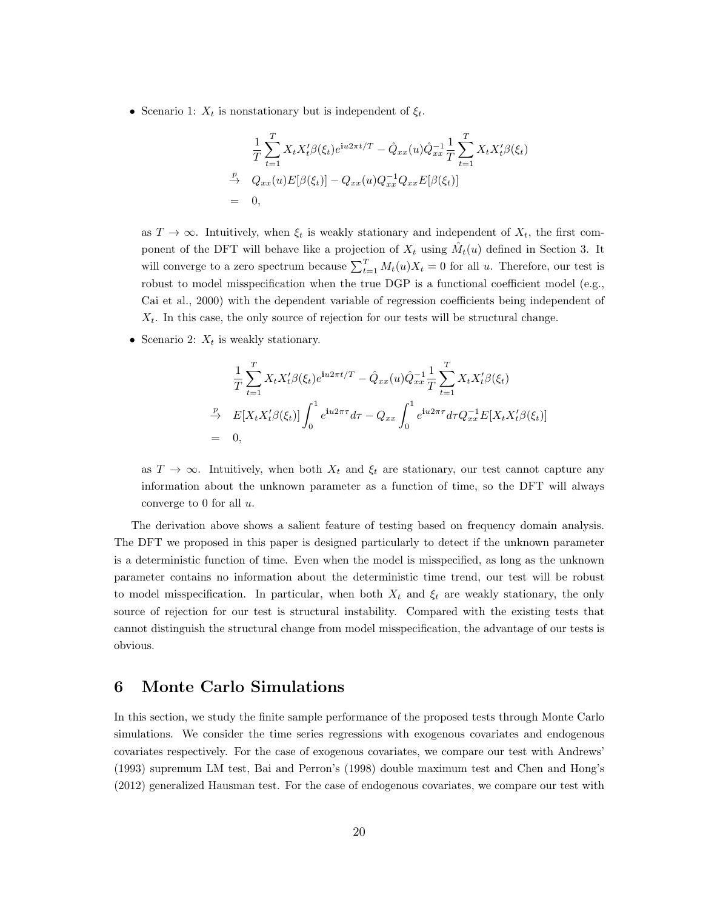- Scenario 1: $X_t$ is nonstationary but is independent of $\xi_t$.

$$
\begin{aligned}
& \frac{1}{T}\sum_{t=1}^{T} X_t X_t' \beta(\xi_t) e^{\mathbf{i}u2\pi t/T} - \hat{Q}_{xx}(u)\hat{Q}_{xx}^{-1}\frac{1}{T}\sum_{t=1}^{T} X_t X_t'\beta(\xi_t) \\
\stackrel{p}{\to} \quad & Q_{xx}(u)E[\beta(\xi_t)] - Q_{xx}(u)Q_{xx}^{-1}Q_{xx}E[\beta(\xi_t)] \\
= \quad & 0,
\end{aligned}
$$

as $T \to \infty$. Intuitively, when $\xi_t$ is weakly stationary and independent of $X_t$, the first component of the DFT will behave like a projection of $X_t$ using $\hat{M}_t(u)$ defined in Section 3. It will converge to a zero spectrum because $\sum_{t=1}^{T} M_t(u)X_t = 0$ for all $u$. Therefore, our test is robust to model misspecification when the true DGP is a functional coefficient model (e.g., Cai et al., 2000) with the dependent variable of regression coefficients being independent of $X_t$. In this case, the only source of rejection for our tests will be structural change.

- Scenario 2: $X_t$ is weakly stationary.

$$
\begin{aligned}
& \frac{1}{T}\sum_{t=1}^{T} X_t X_t' \beta(\xi_t) e^{\mathbf{i}u2\pi t/T} - \hat{Q}_{xx}(u)\hat{Q}_{xx}^{-1}\frac{1}{T}\sum_{t=1}^{T} X_t X_t'\beta(\xi_t) \\
\stackrel{p}{\to} \quad & E[X_t X_t'\beta(\xi_t)]\int_0^1 e^{\mathbf{i}u2\pi\tau}d\tau - Q_{xx}\int_0^1 e^{\mathbf{i}u2\pi\tau}d\tau Q_{xx}^{-1}E[X_t X_t'\beta(\xi_t)] \\
= \quad & 0,
\end{aligned}
$$

as $T \to \infty$. Intuitively, when both $X_t$ and $\xi_t$ are stationary, our test cannot capture any information about the unknown parameter as a function of time, so the DFT will always converge to 0 for all $u$.

The derivation above shows a salient feature of testing based on frequency domain analysis. The DFT we proposed in this paper is designed particularly to detect if the unknown parameter is a deterministic function of time. Even when the model is misspecified, as long as the unknown parameter contains no information about the deterministic time trend, our test will be robust to model misspecification. In particular, when both $X_t$ and $\xi_t$ are weakly stationary, the only source of rejection for our test is structural instability. Compared with the existing tests that cannot distinguish the structural change from model misspecification, the advantage of our tests is obvious.

# 6 Monte Carlo Simulations

In this section, we study the finite sample performance of the proposed tests through Monte Carlo simulations. We consider the time series regressions with exogenous covariates and endogenous covariates respectively. For the case of exogenous covariates, we compare our test with Andrews' (1993) supremum LM test, Bai and Perron's (1998) double maximum test and Chen and Hong's (2012) generalized Hausman test. For the case of endogenous covariates, we compare our test with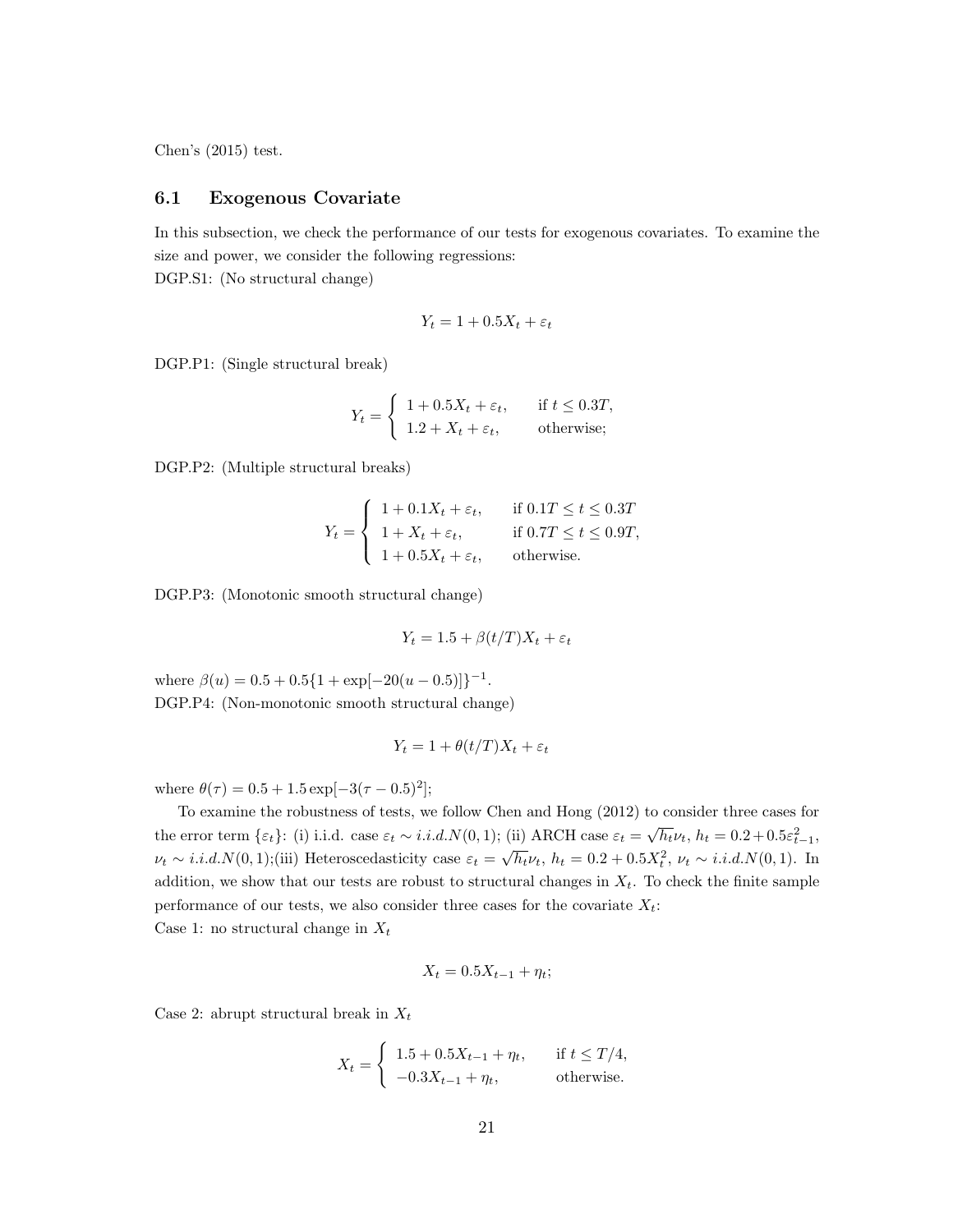Chen's (2015) test.

### 6.1 Exogenous Covariate

In this subsection, we check the performance of our tests for exogenous covariates. To examine the size and power, we consider the following regressions:
DGP.S1: (No structural change)

$$Y_t = 1 + 0.5X_t + \varepsilon_t$$

DGP.P1: (Single structural break)

$$Y_t = \begin{cases} 1 + 0.5X_t + \varepsilon_t, & \text{if } t \leq 0.3T, \\ 1.2 + X_t + \varepsilon_t, & \text{otherwise;} \end{cases}$$

DGP.P2: (Multiple structural breaks)

$$Y_t = \begin{cases} 1 + 0.1X_t + \varepsilon_t, & \text{if } 0.1T \leq t \leq 0.3T \\ 1 + X_t + \varepsilon_t, & \text{if } 0.7T \leq t \leq 0.9T, \\ 1 + 0.5X_t + \varepsilon_t, & \text{otherwise.} \end{cases}$$

DGP.P3: (Monotonic smooth structural change)

$$Y_t = 1.5 + \beta(t/T)X_t + \varepsilon_t$$

where $\beta(u) = 0.5 + 0.5\{1 + \exp[-20(u - 0.5)]\}^{-1}$.
DGP.P4: (Non-monotonic smooth structural change)

$$Y_t = 1 + \theta(t/T)X_t + \varepsilon_t$$

where $\theta(\tau) = 0.5 + 1.5\exp[-3(\tau - 0.5)^2]$;

To examine the robustness of tests, we follow Chen and Hong (2012) to consider three cases for the error term $\{\varepsilon_t\}$: (i) i.i.d. case $\varepsilon_t \sim i.i.d.N(0,1)$; (ii) ARCH case $\varepsilon_t = \sqrt{h_t}\nu_t$, $h_t = 0.2 + 0.5\varepsilon_{t-1}^2$, $\nu_t \sim i.i.d.N(0,1)$;(iii) Heteroscedasticity case $\varepsilon_t = \sqrt{h_t}\nu_t$, $h_t = 0.2 + 0.5X_t^2$, $\nu_t \sim i.i.d.N(0,1)$. In addition, we show that our tests are robust to structural changes in $X_t$. To check the finite sample performance of our tests, we also consider three cases for the covariate $X_t$:
Case 1: no structural change in $X_t$

$$X_t = 0.5X_{t-1} + \eta_t;$$

Case 2: abrupt structural break in $X_t$

$$X_t = \begin{cases} 1.5 + 0.5X_{t-1} + \eta_t, & \text{if } t \leq T/4, \\ -0.3X_{t-1} + \eta_t, & \text{otherwise.} \end{cases}$$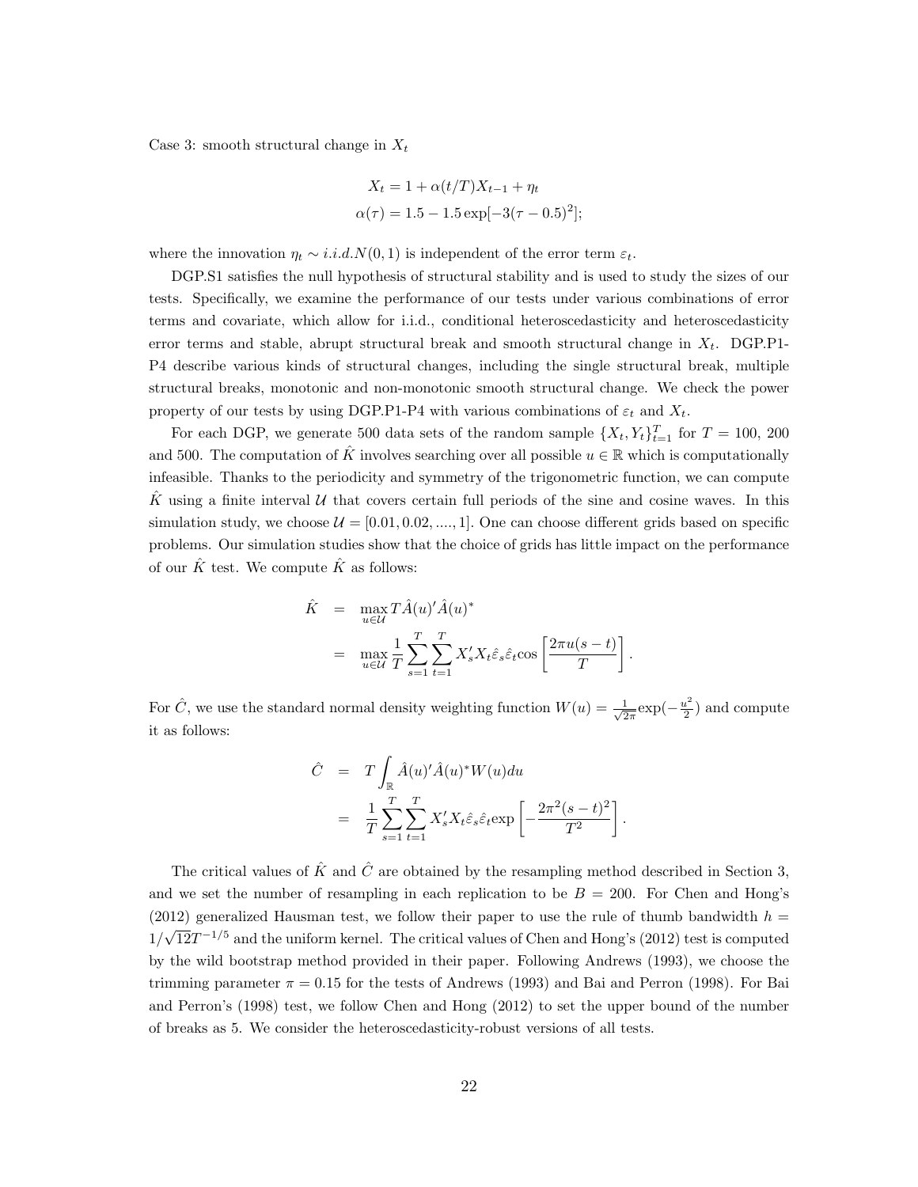Case 3: smooth structural change in $X_t$

$$
\begin{aligned}
X_t &= 1 + \alpha(t/T)X_{t-1} + \eta_t \\
\alpha(\tau) &= 1.5 - 1.5\exp[-3(\tau - 0.5)^2];
\end{aligned}
$$

where the innovation $\eta_t \sim i.i.d.N(0,1)$ is independent of the error term $\varepsilon_t$.

DGP.S1 satisfies the null hypothesis of structural stability and is used to study the sizes of our tests. Specifically, we examine the performance of our tests under various combinations of error terms and covariate, which allow for i.i.d., conditional heteroscedasticity and heteroscedasticity error terms and stable, abrupt structural break and smooth structural change in $X_t$. DGP.P1-P4 describe various kinds of structural changes, including the single structural break, multiple structural breaks, monotonic and non-monotonic smooth structural change. We check the power property of our tests by using DGP.P1-P4 with various combinations of $\varepsilon_t$ and $X_t$.

For each DGP, we generate 500 data sets of the random sample $\{X_t, Y_t\}_{t=1}^T$ for $T = 100$, 200 and 500. The computation of $\hat{K}$ involves searching over all possible $u \in \mathbb{R}$ which is computationally infeasible. Thanks to the periodicity and symmetry of the trigonometric function, we can compute $\hat{K}$ using a finite interval $\mathcal{U}$ that covers certain full periods of the sine and cosine waves. In this simulation study, we choose $\mathcal{U} = [0.01, 0.02, ...., 1]$. One can choose different grids based on specific problems. Our simulation studies show that the choice of grids has little impact on the performance of our $\hat{K}$ test. We compute $\hat{K}$ as follows:

$$
\begin{aligned}
\hat{K} &= \max_{u \in \mathcal{U}} T\hat{A}(u)'\hat{A}(u)^* \\
&= \max_{u \in \mathcal{U}} \frac{1}{T}\sum_{s=1}^{T}\sum_{t=1}^{T} X_s'X_t\hat{\varepsilon}_s\hat{\varepsilon}_t\cos\left[\frac{2\pi u(s-t)}{T}\right].
\end{aligned}
$$

For $\hat{C}$, we use the standard normal density weighting function $W(u) = \frac{1}{\sqrt{2\pi}}\exp(-\frac{u^2}{2})$ and compute it as follows:

$$
\begin{aligned}
\hat{C} &= T\int_{\mathbb{R}} \hat{A}(u)'\hat{A}(u)^* W(u)du \\
&= \frac{1}{T}\sum_{s=1}^{T}\sum_{t=1}^{T} X_s'X_t\hat{\varepsilon}_s\hat{\varepsilon}_t\exp\left[-\frac{2\pi^2(s-t)^2}{T^2}\right].
\end{aligned}
$$

The critical values of $\hat{K}$ and $\hat{C}$ are obtained by the resampling method described in Section 3, and we set the number of resampling in each replication to be $B = 200$. For Chen and Hong's (2012) generalized Hausman test, we follow their paper to use the rule of thumb bandwidth $h = 1/\sqrt{12}T^{-1/5}$ and the uniform kernel. The critical values of Chen and Hong's (2012) test is computed by the wild bootstrap method provided in their paper. Following Andrews (1993), we choose the trimming parameter $\pi = 0.15$ for the tests of Andrews (1993) and Bai and Perron (1998). For Bai and Perron's (1998) test, we follow Chen and Hong (2012) to set the upper bound of the number of breaks as 5. We consider the heteroscedasticity-robust versions of all tests.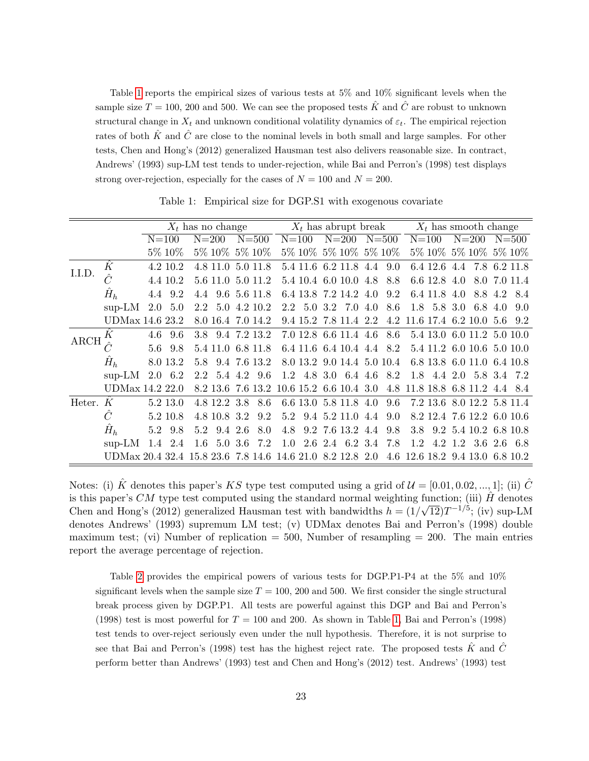Table 1 reports the empirical sizes of various tests at 5% and 10% significant levels when the sample size $T = 100$, 200 and 500. We can see the proposed tests $\hat{K}$ and $\hat{C}$ are robust to unknown structural change in $X_t$ and unknown conditional volatility dynamics of $\varepsilon_t$. The empirical rejection rates of both $\hat{K}$ and $\hat{C}$ are close to the nominal levels in both small and large samples. For other tests, Chen and Hong's (2012) generalized Hausman test also delivers reasonable size. In contract, Andrews' (1993) sup-LM test tends to under-rejection, while Bai and Perron's (1998) test displays strong over-rejection, especially for the cases of $N = 100$ and $N = 200$.

Table 1: Empirical size for DGP.S1 with exogenous covariate

| | | $X_t$ has no change | | | | | | $X_t$ has abrupt break | | | | | | $X_t$ has smooth change | | | | | |
|---|---|---|---|---|---|---|---|---|---|---|---|---|---|---|---|---|---|---|---|
| | | N=100 | | N=200 | | N=500 | | N=100 | | N=200 | | N=500 | | N=100 | | N=200 | | N=500 | |
| | | 5% | 10% | 5% | 10% | 5% | 10% | 5% | 10% | 5% | 10% | 5% | 10% | 5% | 10% | 5% | 10% | 5% | 10% |
| I.I.D. | $\hat{K}$ | 4.2 | 10.2 | 4.8 | 11.0 | 5.0 | 11.8 | 5.4 | 11.6 | 6.2 | 11.8 | 4.4 | 9.0 | 6.4 | 12.6 | 4.4 | 7.8 | 6.2 | 11.8 |
| | $\hat{C}$ | 4.4 | 10.2 | 5.6 | 11.0 | 5.0 | 11.2 | 5.4 | 10.4 | 6.0 | 10.0 | 4.8 | 8.8 | 6.6 | 12.8 | 4.0 | 8.0 | 7.0 | 11.4 |
| | $\hat{H}_h$ | 4.4 | 9.2 | 4.4 | 9.6 | 5.6 | 11.8 | 6.4 | 13.8 | 7.2 | 14.2 | 4.0 | 9.2 | 6.4 | 11.8 | 4.0 | 8.8 | 4.2 | 8.4 |
| | sup-LM | 2.0 | 5.0 | 2.2 | 5.0 | 4.2 | 10.2 | 2.2 | 5.0 | 3.2 | 7.0 | 4.0 | 8.6 | 1.8 | 5.8 | 3.0 | 6.8 | 4.0 | 9.0 |
| | UDMax | 14.6 | 23.2 | 8.0 | 16.4 | 7.0 | 14.2 | 9.4 | 15.2 | 7.8 | 11.4 | 2.2 | 4.2 | 11.6 | 17.4 | 6.2 | 10.0 | 5.6 | 9.2 |
| ARCH | $\hat{K}$ | 4.6 | 9.6 | 3.8 | 9.4 | 7.2 | 13.2 | 7.0 | 12.8 | 6.6 | 11.4 | 4.6 | 8.6 | 5.4 | 13.0 | 6.0 | 11.2 | 5.0 | 10.0 |
| | $\hat{C}$ | 5.6 | 9.8 | 5.4 | 11.0 | 6.8 | 11.8 | 6.4 | 11.6 | 6.4 | 10.4 | 4.4 | 8.2 | 5.4 | 11.2 | 6.0 | 10.6 | 5.0 | 10.0 |
| | $\hat{H}_h$ | 8.0 | 13.2 | 5.8 | 9.4 | 7.6 | 13.2 | 8.0 | 13.2 | 9.0 | 14.4 | 5.0 | 10.4 | 6.8 | 13.8 | 6.0 | 11.0 | 6.4 | 10.8 |
| | sup-LM | 2.0 | 6.2 | 2.2 | 5.4 | 4.2 | 9.6 | 1.2 | 4.8 | 3.0 | 6.4 | 4.6 | 8.2 | 1.8 | 4.4 | 2.0 | 5.8 | 3.4 | 7.2 |
| | UDMax | 14.2 | 22.0 | 8.2 | 13.6 | 7.6 | 13.2 | 10.6 | 15.2 | 6.6 | 10.4 | 3.0 | 4.8 | 11.8 | 18.8 | 6.8 | 11.2 | 4.4 | 8.4 |
| Heter. | $\hat{K}$ | 5.2 | 13.0 | 4.8 | 12.2 | 3.8 | 8.6 | 6.6 | 13.0 | 5.8 | 11.8 | 4.0 | 9.6 | 7.2 | 13.6 | 8.0 | 12.2 | 5.8 | 11.4 |
| | $\hat{C}$ | 5.2 | 10.8 | 4.8 | 10.8 | 3.2 | 9.2 | 5.2 | 9.4 | 5.2 | 11.0 | 4.4 | 9.0 | 8.2 | 12.4 | 7.6 | 12.2 | 6.0 | 10.6 |
| | $\hat{H}_h$ | 5.2 | 9.8 | 5.2 | 9.4 | 2.6 | 8.0 | 4.8 | 9.2 | 7.6 | 13.2 | 4.4 | 9.8 | 3.8 | 9.2 | 5.4 | 10.2 | 6.8 | 10.8 |
| | sup-LM | 1.4 | 2.4 | 1.6 | 5.0 | 3.6 | 7.2 | 1.0 | 2.6 | 2.4 | 6.2 | 3.4 | 7.8 | 1.2 | 4.2 | 1.2 | 3.6 | 2.6 | 6.8 |
| | UDMax | 20.4 | 32.4 | 15.8 | 23.6 | 7.8 | 14.6 | 14.6 | 21.0 | 8.2 | 12.8 | 2.0 | 4.6 | 12.6 | 18.2 | 9.4 | 13.0 | 6.8 | 10.2 |

Notes: (i) $\hat{K}$ denotes this paper's $KS$ type test computed using a grid of $\mathcal{U} = [0.01, 0.02, ..., 1]$; (ii) $\hat{C}$ is this paper's $CM$ type test computed using the standard normal weighting function; (iii) $\hat{H}$ denotes Chen and Hong's (2012) generalized Hausman test with bandwidths $h = (1/\sqrt{12})T^{-1/5}$; (iv) sup-LM denotes Andrews' (1993) supremum LM test; (v) UDMax denotes Bai and Perron's (1998) double maximum test; (vi) Number of replication = 500, Number of resampling = 200. The main entries report the average percentage of rejection.

Table 2 provides the empirical powers of various tests for DGP.P1-P4 at the 5% and 10% significant levels when the sample size $T = 100$, 200 and 500. We first consider the single structural break process given by DGP.P1. All tests are powerful against this DGP and Bai and Perron's (1998) test is most powerful for $T = 100$ and 200. As shown in Table 1, Bai and Perron's (1998) test tends to over-reject seriously even under the null hypothesis. Therefore, it is not surprise to see that Bai and Perron's (1998) test has the highest reject rate. The proposed tests $\hat{K}$ and $\hat{C}$ perform better than Andrews' (1993) test and Chen and Hong's (2012) test. Andrews' (1993) test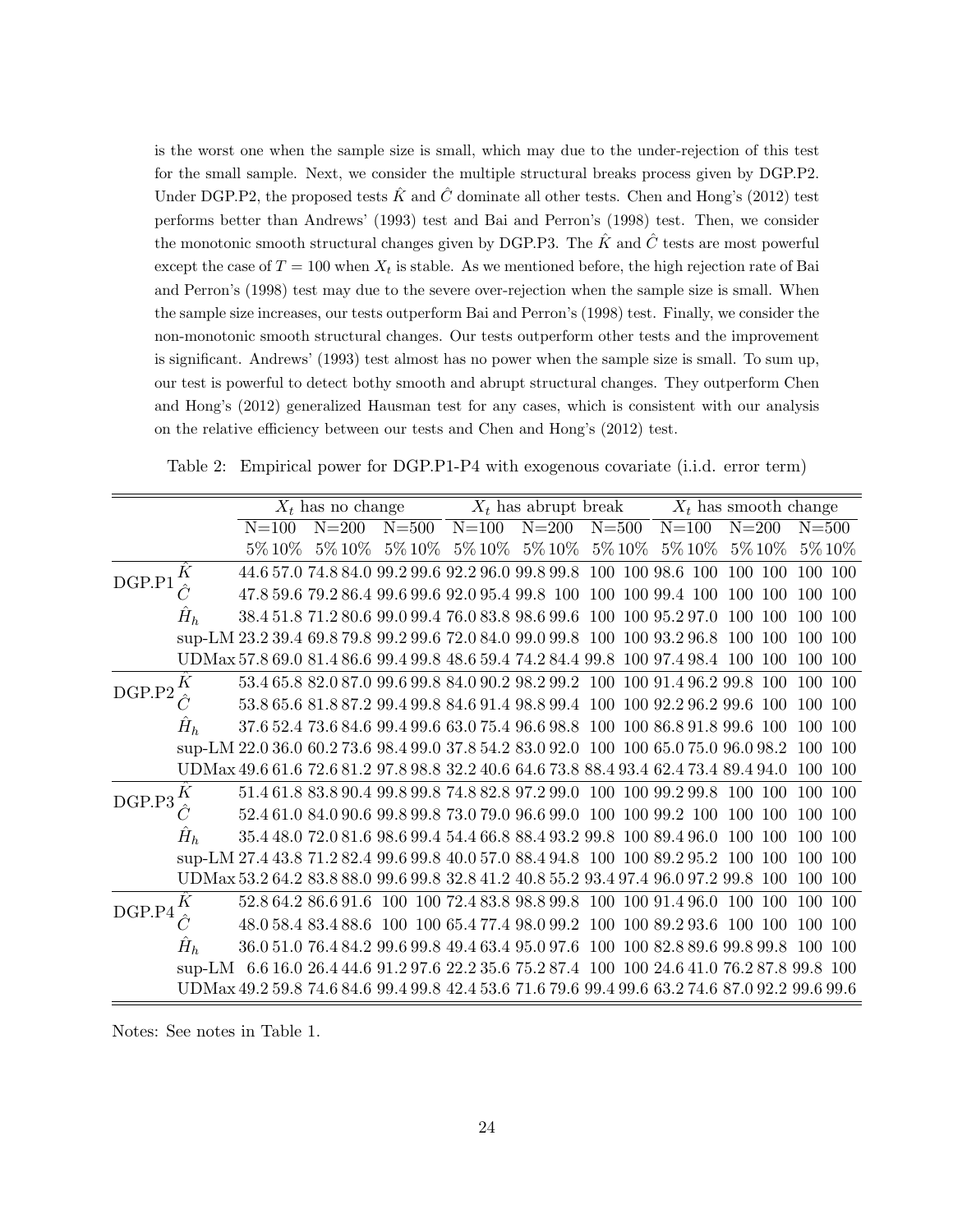is the worst one when the sample size is small, which may due to the under-rejection of this test for the small sample. Next, we consider the multiple structural breaks process given by DGP.P2. Under DGP.P2, the proposed tests $\hat{K}$ and $\hat{C}$ dominate all other tests. Chen and Hong's (2012) test performs better than Andrews' (1993) test and Bai and Perron's (1998) test. Then, we consider the monotonic smooth structural changes given by DGP.P3. The $\hat{K}$ and $\hat{C}$ tests are most powerful except the case of $T = 100$ when $X_t$ is stable. As we mentioned before, the high rejection rate of Bai and Perron's (1998) test may due to the severe over-rejection when the sample size is small. When the sample size increases, our tests outperform Bai and Perron's (1998) test. Finally, we consider the non-monotonic smooth structural changes. Our tests outperform other tests and the improvement is significant. Andrews' (1993) test almost has no power when the sample size is small. To sum up, our test is powerful to detect bothy smooth and abrupt structural changes. They outperform Chen and Hong's (2012) generalized Hausman test for any cases, which is consistent with our analysis on the relative efficiency between our tests and Chen and Hong's (2012) test.

Table 2: Empirical power for DGP.P1-P4 with exogenous covariate (i.i.d. error term)

| | | $X_t$ has no change | | | | | | $X_t$ has abrupt break | | | | | | $X_t$ has smooth change | | | | | |
|---|---|---|---|---|---|---|---|---|---|---|---|---|---|---|---|---|---|---|---|
| | | N=100 | | N=200 | | N=500 | | N=100 | | N=200 | | N=500 | | N=100 | | N=200 | | N=500 | |
| | | 5% | 10% | 5% | 10% | 5% | 10% | 5% | 10% | 5% | 10% | 5% | 10% | 5% | 10% | 5% | 10% | 5% | 10% |
| DGP.P1 | $\hat{K}$ | 44.6 | 57.0 | 74.8 | 84.0 | 99.2 | 99.6 | 92.2 | 96.0 | 99.8 | 99.8 | 100 | 100 | 98.6 | 100 | 100 | 100 | 100 | 100 |
| | $\hat{C}$ | 47.8 | 59.6 | 79.2 | 86.4 | 99.6 | 99.6 | 92.0 | 95.4 | 99.8 | 100 | 100 | 100 | 99.4 | 100 | 100 | 100 | 100 | 100 |
| | $\hat{H}_h$ | 38.4 | 51.8 | 71.2 | 80.6 | 99.0 | 99.4 | 76.0 | 83.8 | 98.6 | 99.6 | 100 | 100 | 95.2 | 97.0 | 100 | 100 | 100 | 100 |
| | sup-LM | 23.2 | 39.4 | 69.8 | 79.8 | 99.2 | 99.6 | 72.0 | 84.0 | 99.0 | 99.8 | 100 | 100 | 93.2 | 96.8 | 100 | 100 | 100 | 100 |
| | UDMax | 57.8 | 69.0 | 81.4 | 86.6 | 99.4 | 99.8 | 48.6 | 59.4 | 74.2 | 84.4 | 99.8 | 100 | 97.4 | 98.4 | 100 | 100 | 100 | 100 |
| DGP.P2 | $\hat{K}$ | 53.4 | 65.8 | 82.0 | 87.0 | 99.6 | 99.8 | 84.0 | 90.2 | 98.2 | 99.2 | 100 | 100 | 91.4 | 96.2 | 99.8 | 100 | 100 | 100 |
| | $\hat{C}$ | 53.8 | 65.6 | 81.8 | 87.2 | 99.4 | 99.8 | 84.6 | 91.4 | 98.8 | 99.4 | 100 | 100 | 92.2 | 96.2 | 99.6 | 100 | 100 | 100 |
| | $\hat{H}_h$ | 37.6 | 52.4 | 73.6 | 84.6 | 99.4 | 99.6 | 63.0 | 75.4 | 96.6 | 98.8 | 100 | 100 | 86.8 | 91.8 | 99.6 | 100 | 100 | 100 |
| | sup-LM | 22.0 | 36.0 | 60.2 | 73.6 | 98.4 | 99.0 | 37.8 | 54.2 | 83.0 | 92.0 | 100 | 100 | 65.0 | 75.0 | 96.0 | 98.2 | 100 | 100 |
| | UDMax | 49.6 | 61.6 | 72.6 | 81.2 | 97.8 | 98.8 | 32.2 | 40.6 | 64.6 | 73.8 | 88.4 | 93.4 | 62.4 | 73.4 | 89.4 | 94.0 | 100 | 100 |
| DGP.P3 | $\hat{K}$ | 51.4 | 61.8 | 83.8 | 90.4 | 99.8 | 99.8 | 74.8 | 82.8 | 97.2 | 99.0 | 100 | 100 | 99.2 | 99.8 | 100 | 100 | 100 | 100 |
| | $\hat{C}$ | 52.4 | 61.0 | 84.0 | 90.6 | 99.8 | 99.8 | 73.0 | 79.0 | 96.6 | 99.0 | 100 | 100 | 99.2 | 100 | 100 | 100 | 100 | 100 |
| | $\hat{H}_h$ | 35.4 | 48.0 | 72.0 | 81.6 | 98.6 | 99.4 | 54.4 | 66.8 | 88.4 | 93.2 | 99.8 | 100 | 89.4 | 96.0 | 100 | 100 | 100 | 100 |
| | sup-LM | 27.4 | 43.8 | 71.2 | 82.4 | 99.6 | 99.8 | 40.0 | 57.0 | 88.4 | 94.8 | 100 | 100 | 89.2 | 95.2 | 100 | 100 | 100 | 100 |
| | UDMax | 53.2 | 64.2 | 83.8 | 88.0 | 99.6 | 99.8 | 32.8 | 41.2 | 40.8 | 55.2 | 93.4 | 97.4 | 96.0 | 97.2 | 99.8 | 100 | 100 | 100 |
| DGP.P4 | $\hat{K}$ | 52.8 | 64.2 | 86.6 | 91.6 | 100 | 100 | 72.4 | 83.8 | 98.8 | 99.8 | 100 | 100 | 91.4 | 96.0 | 100 | 100 | 100 | 100 |
| | $\hat{C}$ | 48.0 | 58.4 | 83.4 | 88.6 | 100 | 100 | 65.4 | 77.4 | 98.0 | 99.2 | 100 | 100 | 89.2 | 93.6 | 100 | 100 | 100 | 100 |
| | $\hat{H}_h$ | 36.0 | 51.0 | 76.4 | 84.2 | 99.6 | 99.8 | 49.4 | 63.4 | 95.0 | 97.6 | 100 | 100 | 82.8 | 89.6 | 99.8 | 99.8 | 100 | 100 |
| | sup-LM | 6.6 | 16.0 | 26.4 | 44.6 | 91.2 | 97.6 | 22.2 | 35.6 | 75.2 | 87.4 | 100 | 100 | 24.6 | 41.0 | 76.2 | 87.8 | 99.8 | 100 |
| | UDMax | 49.2 | 59.8 | 74.6 | 84.6 | 99.4 | 99.8 | 42.4 | 53.6 | 71.6 | 79.6 | 99.4 | 99.6 | 63.2 | 74.6 | 87.0 | 92.2 | 99.6 | 99.6 |

Notes: See notes in Table 1.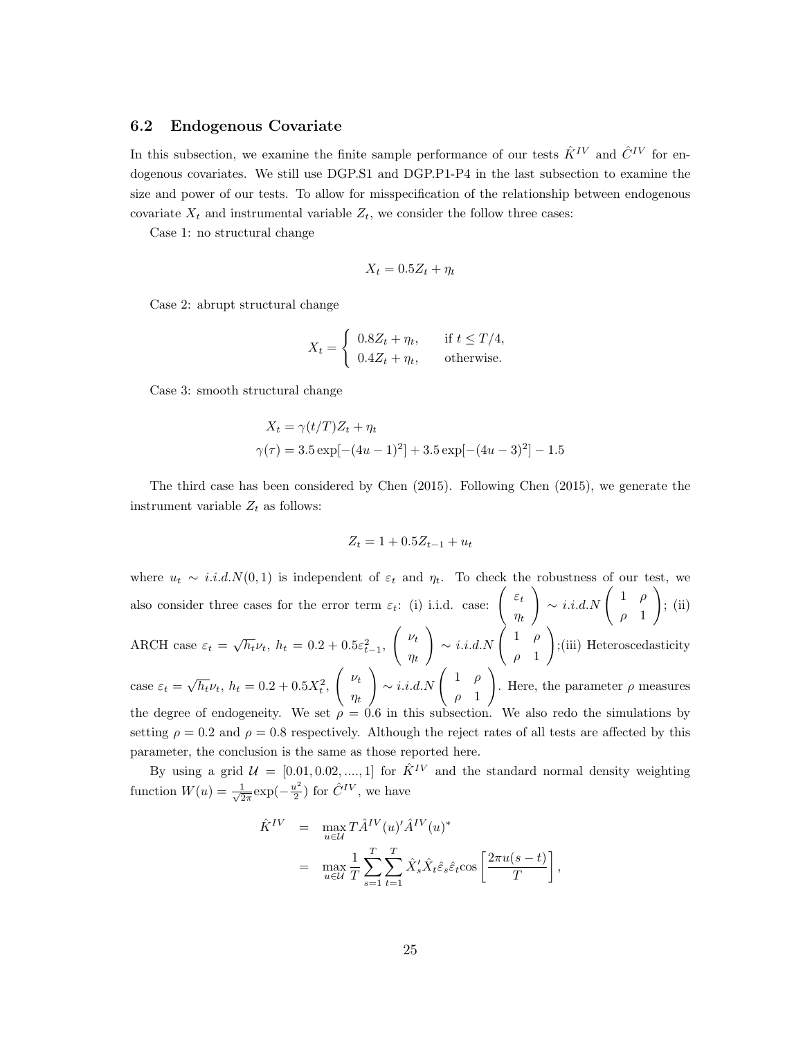### 6.2 Endogenous Covariate

In this subsection, we examine the finite sample performance of our tests $\hat{K}^{IV}$ and $\hat{C}^{IV}$ for endogenous covariates. We still use DGP.S1 and DGP.P1-P4 in the last subsection to examine the size and power of our tests. To allow for misspecification of the relationship between endogenous covariate $X_t$ and instrumental variable $Z_t$, we consider the follow three cases:

Case 1: no structural change

$$X_t = 0.5Z_t + \eta_t$$

Case 2: abrupt structural change

$$X_t = \begin{cases} 0.8Z_t + \eta_t, & \text{if } t \leq T/4, \\ 0.4Z_t + \eta_t, & \text{otherwise.} \end{cases}$$

Case 3: smooth structural change

$$\begin{aligned} X_t &= \gamma(t/T)Z_t + \eta_t \\ \gamma(\tau) &= 3.5\exp[-(4u-1)^2] + 3.5\exp[-(4u-3)^2] - 1.5 \end{aligned}$$

The third case has been considered by Chen (2015). Following Chen (2015), we generate the instrument variable $Z_t$ as follows:

$$Z_t = 1 + 0.5Z_{t-1} + u_t$$

where $u_t \sim i.i.d.N(0,1)$ is independent of $\varepsilon_t$ and $\eta_t$. To check the robustness of our test, we also consider three cases for the error term $\varepsilon_t$: (i) i.i.d. case: $\begin{pmatrix} \varepsilon_t \\ \eta_t \end{pmatrix} \sim i.i.d.N \begin{pmatrix} 1 & \rho \\ \rho & 1 \end{pmatrix}$; (ii) ARCH case $\varepsilon_t = \sqrt{h_t}\nu_t$, $h_t = 0.2 + 0.5\varepsilon_{t-1}^2$, $\begin{pmatrix} \nu_t \\ \eta_t \end{pmatrix} \sim i.i.d.N \begin{pmatrix} 1 & \rho \\ \rho & 1 \end{pmatrix}$;(iii) Heteroscedasticity case $\varepsilon_t = \sqrt{h_t}\nu_t$, $h_t = 0.2 + 0.5X_t^2$, $\begin{pmatrix} \nu_t \\ \eta_t \end{pmatrix} \sim i.i.d.N \begin{pmatrix} 1 & \rho \\ \rho & 1 \end{pmatrix}$. Here, the parameter $\rho$ measures the degree of endogeneity. We set $\rho = 0.6$ in this subsection. We also redo the simulations by setting $\rho = 0.2$ and $\rho = 0.8$ respectively. Although the reject rates of all tests are affected by this parameter, the conclusion is the same as those reported here.

By using a grid $\mathcal{U} = [0.01, 0.02, ...., 1]$ for $\hat{K}^{IV}$ and the standard normal density weighting function $W(u) = \frac{1}{\sqrt{2\pi}}\exp(-\frac{u^2}{2})$ for $\hat{C}^{IV}$, we have

$$\begin{aligned} \hat{K}^{IV} &= \max_{u \in \mathcal{U}} T\hat{A}^{IV}(u)'\hat{A}^{IV}(u)^* \\ &= \max_{u \in \mathcal{U}} \frac{1}{T}\sum_{s=1}^{T}\sum_{t=1}^{T}\hat{X}_s'\hat{X}_t\hat{\varepsilon}_s\hat{\varepsilon}_t\cos\left[\frac{2\pi u(s-t)}{T}\right], \end{aligned}$$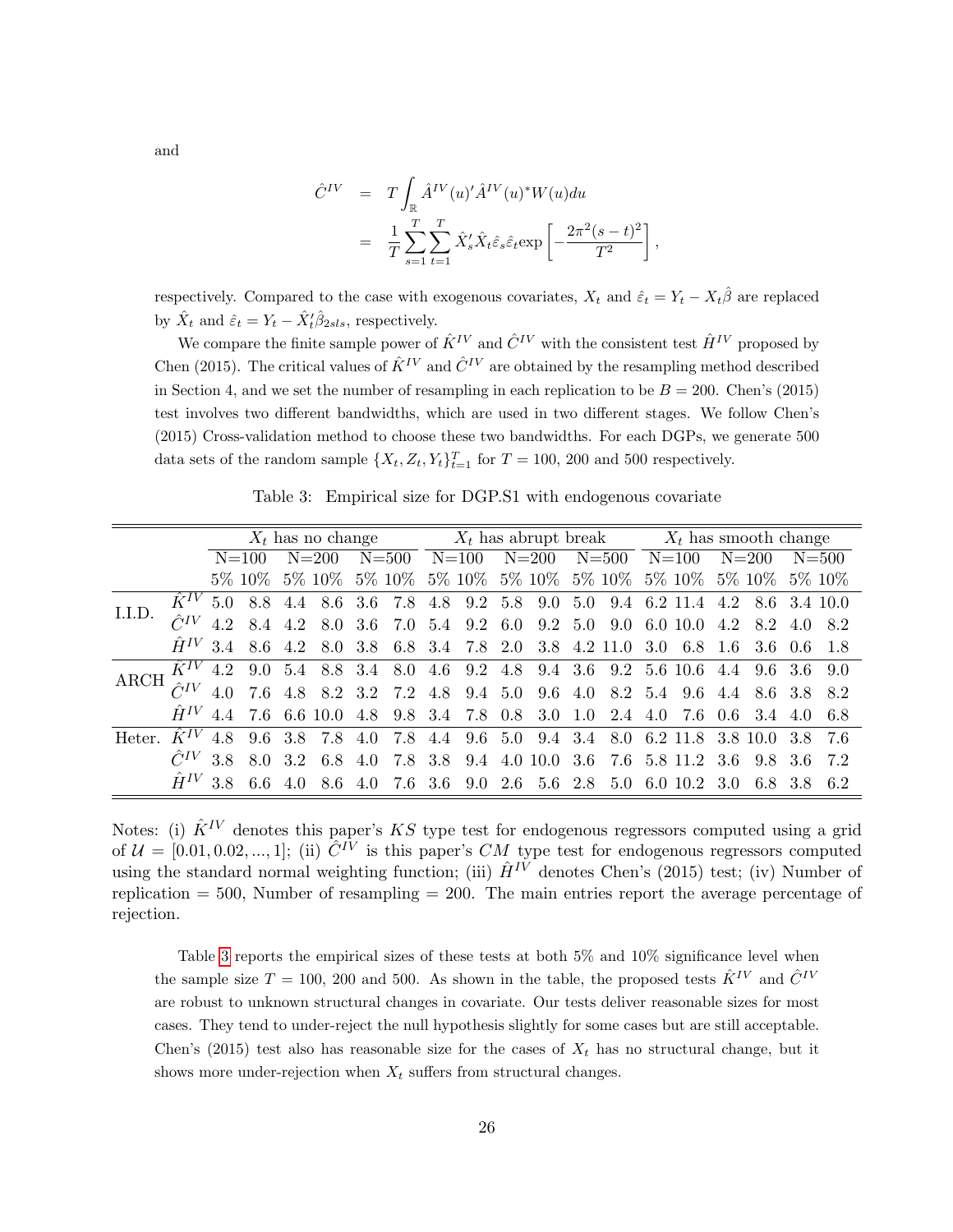and

$$
\begin{aligned}
\hat{C}^{IV} &= T\int_{\mathbb{R}} \hat{A}^{IV}(u)'\hat{A}^{IV}(u)^* W(u)du \\
&= \frac{1}{T}\sum_{s=1}^{T}\sum_{t=1}^{T} \hat{X}_s'\hat{X}_t\hat{\varepsilon}_s\hat{\varepsilon}_t \exp\left[-\frac{2\pi^2(s-t)^2}{T^2}\right],
\end{aligned}
$$

respectively. Compared to the case with exogenous covariates, $X_t$ and $\hat{\varepsilon}_t = Y_t - X_t\hat{\beta}$ are replaced by $\hat{X}_t$ and $\hat{\varepsilon}_t = Y_t - \hat{X}_t'\hat{\beta}_{2sls}$, respectively.

We compare the finite sample power of $\hat{K}^{IV}$ and $\hat{C}^{IV}$ with the consistent test $\hat{H}^{IV}$ proposed by Chen (2015). The critical values of $\hat{K}^{IV}$ and $\hat{C}^{IV}$ are obtained by the resampling method described in Section 4, and we set the number of resampling in each replication to be $B = 200$. Chen's (2015) test involves two different bandwidths, which are used in two different stages. We follow Chen's (2015) Cross-validation method to choose these two bandwidths. For each DGPs, we generate 500 data sets of the random sample $\{X_t, Z_t, Y_t\}_{t=1}^{T}$ for $T = 100$, 200 and 500 respectively.

Table 3: Empirical size for DGP.S1 with endogenous covariate

| | | $X_t$ has no change | | | | | | $X_t$ has abrupt break | | | | | | $X_t$ has smooth change | | | | | |
|---|---|---|---|---|---|---|---|---|---|---|---|---|---|---|---|---|---|---|---|
| | | N=100 | | N=200 | | N=500 | | N=100 | | N=200 | | N=500 | | N=100 | | N=200 | | N=500 | |
| | | 5% | 10% | 5% | 10% | 5% | 10% | 5% | 10% | 5% | 10% | 5% | 10% | 5% | 10% | 5% | 10% | 5% | 10% |
| I.I.D. | $\hat{K}^{IV}$ | 5.0 | 8.8 | 4.4 | 8.6 | 3.6 | 7.8 | 4.8 | 9.2 | 5.8 | 9.0 | 5.0 | 9.4 | 6.2 | 11.4 | 4.2 | 8.6 | 3.4 | 10.0 |
| | $\hat{C}^{IV}$ | 4.2 | 8.4 | 4.2 | 8.0 | 3.6 | 7.0 | 5.4 | 9.2 | 6.0 | 9.2 | 5.0 | 9.0 | 6.0 | 10.0 | 4.2 | 8.2 | 4.0 | 8.2 |
| | $\hat{H}^{IV}$ | 3.4 | 8.6 | 4.2 | 8.0 | 3.8 | 6.8 | 3.4 | 7.8 | 2.0 | 3.8 | 4.2 | 11.0 | 3.0 | 6.8 | 1.6 | 3.6 | 0.6 | 1.8 |
| ARCH | $\hat{K}^{IV}$ | 4.2 | 9.0 | 5.4 | 8.8 | 3.4 | 8.0 | 4.6 | 9.2 | 4.8 | 9.4 | 3.6 | 9.2 | 5.6 | 10.6 | 4.4 | 9.6 | 3.6 | 9.0 |
| | $\hat{C}^{IV}$ | 4.0 | 7.6 | 4.8 | 8.2 | 3.2 | 7.2 | 4.8 | 9.4 | 5.0 | 9.6 | 4.0 | 8.2 | 5.4 | 9.6 | 4.4 | 8.6 | 3.8 | 8.2 |
| | $\hat{H}^{IV}$ | 4.4 | 7.6 | 6.6 | 10.0 | 4.8 | 9.8 | 3.4 | 7.8 | 0.8 | 3.0 | 1.0 | 2.4 | 4.0 | 7.6 | 0.6 | 3.4 | 4.0 | 6.8 |
| Heter. | $\hat{K}^{IV}$ | 4.8 | 9.6 | 3.8 | 7.8 | 4.0 | 7.8 | 4.4 | 9.6 | 5.0 | 9.4 | 3.4 | 8.0 | 6.2 | 11.8 | 3.8 | 10.0 | 3.8 | 7.6 |
| | $\hat{C}^{IV}$ | 3.8 | 8.0 | 3.2 | 6.8 | 4.0 | 7.8 | 3.8 | 9.4 | 4.0 | 10.0 | 3.6 | 7.6 | 5.8 | 11.2 | 3.6 | 9.8 | 3.6 | 7.2 |
| | $\hat{H}^{IV}$ | 3.8 | 6.6 | 4.0 | 8.6 | 4.0 | 7.6 | 3.6 | 9.0 | 2.6 | 5.6 | 2.8 | 5.0 | 6.0 | 10.2 | 3.0 | 6.8 | 3.8 | 6.2 |

Notes: (i) $\hat{K}^{IV}$ denotes this paper's $KS$ type test for endogenous regressors computed using a grid of $\mathcal{U} = [0.01, 0.02, ..., 1]$; (ii) $\hat{C}^{IV}$ is this paper's $CM$ type test for endogenous regressors computed using the standard normal weighting function; (iii) $\hat{H}^{IV}$ denotes Chen's (2015) test; (iv) Number of replication = 500, Number of resampling = 200. The main entries report the average percentage of rejection.

Table 3 reports the empirical sizes of these tests at both 5% and 10% significance level when the sample size $T = 100$, 200 and 500. As shown in the table, the proposed tests $\hat{K}^{IV}$ and $\hat{C}^{IV}$ are robust to unknown structural changes in covariate. Our tests deliver reasonable sizes for most cases. They tend to under-reject the null hypothesis slightly for some cases but are still acceptable. Chen's (2015) test also has reasonable size for the cases of $X_t$ has no structural change, but it shows more under-rejection when $X_t$ suffers from structural changes.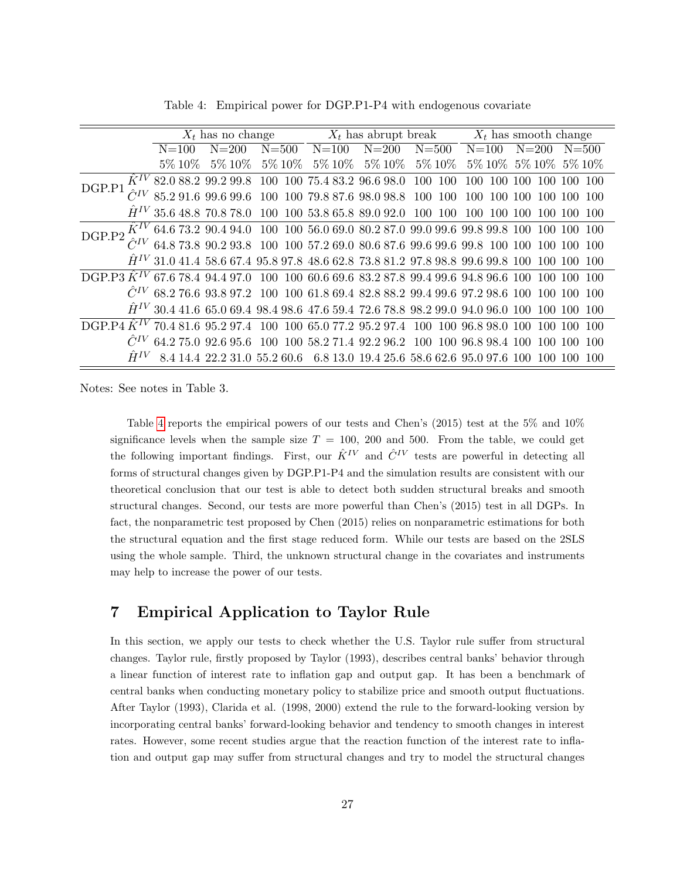Table 4: Empirical power for DGP.P1-P4 with endogenous covariate

| | | $X_t$ has no change | | | | | | $X_t$ has abrupt break | | | | | | $X_t$ has smooth change | | | | | |
|---|---|---|---|---|---|---|---|---|---|---|---|---|---|---|---|---|---|---|---|
| | | N=100 | | N=200 | | N=500 | | N=100 | | N=200 | | N=500 | | N=100 | | N=200 | | N=500 | |
| | | 5% | 10% | 5% | 10% | 5% | 10% | 5% | 10% | 5% | 10% | 5% | 10% | 5% | 10% | 5% | 10% | 5% | 10% |
| DGP.P1 | $\hat{K}^{IV}$ | 82.0 | 88.2 | 99.2 | 99.8 | 100 | 100 | 75.4 | 83.2 | 96.6 | 98.0 | 100 | 100 | 100 | 100 | 100 | 100 | 100 | 100 |
| | $\hat{C}^{IV}$ | 85.2 | 91.6 | 99.6 | 99.6 | 100 | 100 | 79.8 | 87.6 | 98.0 | 98.8 | 100 | 100 | 100 | 100 | 100 | 100 | 100 | 100 |
| | $\hat{H}^{IV}$ | 35.6 | 48.8 | 70.8 | 78.0 | 100 | 100 | 53.8 | 65.8 | 89.0 | 92.0 | 100 | 100 | 100 | 100 | 100 | 100 | 100 | 100 |
| DGP.P2 | $\hat{K}^{IV}$ | 64.6 | 73.2 | 90.4 | 94.0 | 100 | 100 | 56.0 | 69.0 | 80.2 | 87.0 | 99.0 | 99.6 | 99.8 | 99.8 | 100 | 100 | 100 | 100 |
| | $\hat{C}^{IV}$ | 64.8 | 73.8 | 90.2 | 93.8 | 100 | 100 | 57.2 | 69.0 | 80.6 | 87.6 | 99.6 | 99.6 | 99.8 | 100 | 100 | 100 | 100 | 100 |
| | $\hat{H}^{IV}$ | 31.0 | 41.4 | 58.6 | 67.4 | 95.8 | 97.8 | 48.6 | 62.8 | 73.8 | 81.2 | 97.8 | 98.8 | 99.6 | 99.8 | 100 | 100 | 100 | 100 |
| DGP.P3 | $\hat{K}^{IV}$ | 67.6 | 78.4 | 94.4 | 97.0 | 100 | 100 | 60.6 | 69.6 | 83.2 | 87.8 | 99.4 | 99.6 | 94.8 | 96.6 | 100 | 100 | 100 | 100 |
| | $\hat{C}^{IV}$ | 68.2 | 76.6 | 93.8 | 97.2 | 100 | 100 | 61.8 | 69.4 | 82.8 | 88.2 | 99.4 | 99.6 | 97.2 | 98.6 | 100 | 100 | 100 | 100 |
| | $\hat{H}^{IV}$ | 30.4 | 41.6 | 65.0 | 69.4 | 98.4 | 98.6 | 47.6 | 59.4 | 72.6 | 78.8 | 98.2 | 99.0 | 94.0 | 96.0 | 100 | 100 | 100 | 100 |
| DGP.P4 | $\hat{K}^{IV}$ | 70.4 | 81.6 | 95.2 | 97.4 | 100 | 100 | 65.0 | 77.2 | 95.2 | 97.4 | 100 | 100 | 96.8 | 98.0 | 100 | 100 | 100 | 100 |
| | $\hat{C}^{IV}$ | 64.2 | 75.0 | 92.6 | 95.6 | 100 | 100 | 58.2 | 71.4 | 92.2 | 96.2 | 100 | 100 | 96.8 | 98.4 | 100 | 100 | 100 | 100 |
| | $\hat{H}^{IV}$ | 8.4 | 14.4 | 22.2 | 31.0 | 55.2 | 60.6 | 6.8 | 13.0 | 19.4 | 25.6 | 58.6 | 62.6 | 95.0 | 97.6 | 100 | 100 | 100 | 100 |

Notes: See notes in Table 3.

Table 4 reports the empirical powers of our tests and Chen's (2015) test at the 5% and 10% significance levels when the sample size $T$ = 100, 200 and 500. From the table, we could get the following important findings. First, our $\hat{K}^{IV}$ and $\hat{C}^{IV}$ tests are powerful in detecting all forms of structural changes given by DGP.P1-P4 and the simulation results are consistent with our theoretical conclusion that our test is able to detect both sudden structural breaks and smooth structural changes. Second, our tests are more powerful than Chen's (2015) test in all DGPs. In fact, the nonparametric test proposed by Chen (2015) relies on nonparametric estimations for both the structural equation and the first stage reduced form. While our tests are based on the 2SLS using the whole sample. Third, the unknown structural change in the covariates and instruments may help to increase the power of our tests.

## 7 Empirical Application to Taylor Rule

In this section, we apply our tests to check whether the U.S. Taylor rule suffer from structural changes. Taylor rule, firstly proposed by Taylor (1993), describes central banks' behavior through a linear function of interest rate to inflation gap and output gap. It has been a benchmark of central banks when conducting monetary policy to stabilize price and smooth output fluctuations. After Taylor (1993), Clarida et al. (1998, 2000) extend the rule to the forward-looking version by incorporating central banks' forward-looking behavior and tendency to smooth changes in interest rates. However, some recent studies argue that the reaction function of the interest rate to inflation and output gap may suffer from structural changes and try to model the structural changes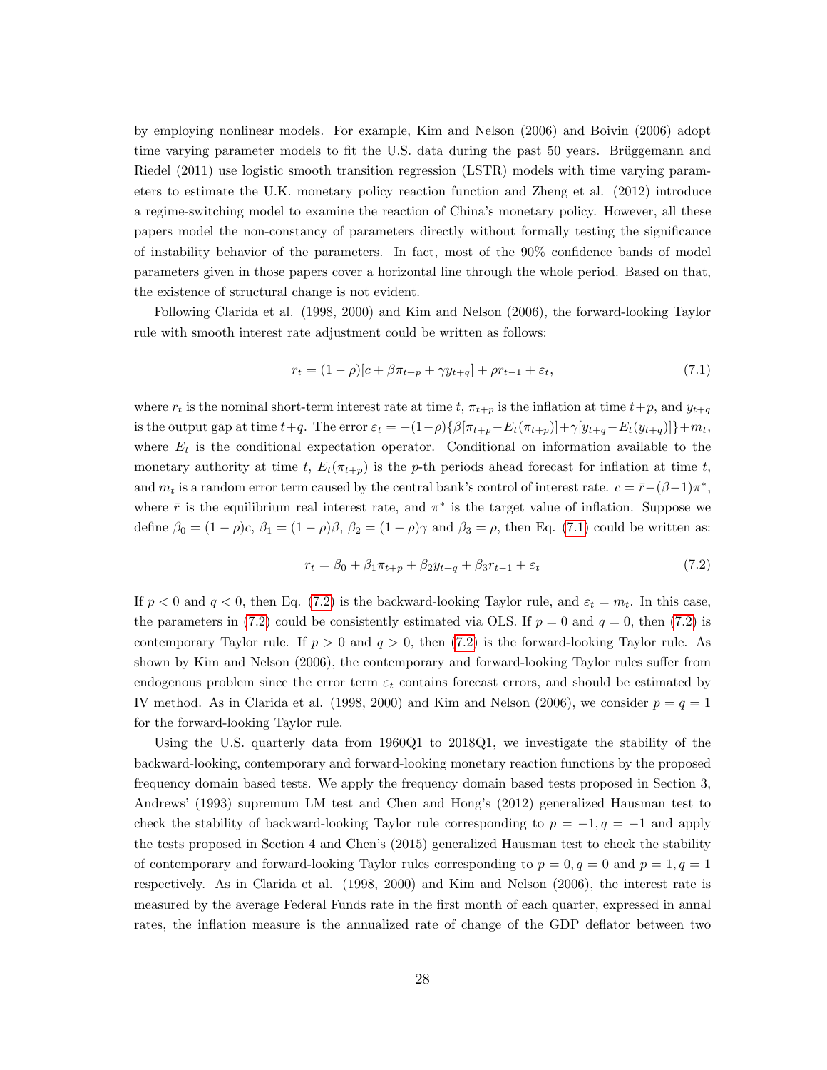by employing nonlinear models. For example, Kim and Nelson (2006) and Boivin (2006) adopt time varying parameter models to fit the U.S. data during the past 50 years. Brüggemann and Riedel (2011) use logistic smooth transition regression (LSTR) models with time varying parameters to estimate the U.K. monetary policy reaction function and Zheng et al. (2012) introduce a regime-switching model to examine the reaction of China's monetary policy. However, all these papers model the non-constancy of parameters directly without formally testing the significance of instability behavior of the parameters. In fact, most of the 90% confidence bands of model parameters given in those papers cover a horizontal line through the whole period. Based on that, the existence of structural change is not evident.

Following Clarida et al. (1998, 2000) and Kim and Nelson (2006), the forward-looking Taylor rule with smooth interest rate adjustment could be written as follows:

$$r_t = (1-\rho)[c + \beta\pi_{t+p} + \gamma y_{t+q}] + \rho r_{t-1} + \varepsilon_t, \tag{7.1}$$

where $r_t$ is the nominal short-term interest rate at time $t$, $\pi_{t+p}$ is the inflation at time $t+p$, and $y_{t+q}$ is the output gap at time $t+q$. The error $\varepsilon_t = -(1-\rho)\{\beta[\pi_{t+p} - E_t(\pi_{t+p})] + \gamma[y_{t+q} - E_t(y_{t+q})]\} + m_t$, where $E_t$ is the conditional expectation operator. Conditional on information available to the monetary authority at time $t$, $E_t(\pi_{t+p})$ is the $p$-th periods ahead forecast for inflation at time $t$, and $m_t$ is a random error term caused by the central bank's control of interest rate. $c = \bar{r} - (\beta-1)\pi^*$, where $\bar{r}$ is the equilibrium real interest rate, and $\pi^*$ is the target value of inflation. Suppose we define $\beta_0 = (1-\rho)c$, $\beta_1 = (1-\rho)\beta$, $\beta_2 = (1-\rho)\gamma$ and $\beta_3 = \rho$, then Eq. (7.1) could be written as:

$$r_t = \beta_0 + \beta_1\pi_{t+p} + \beta_2 y_{t+q} + \beta_3 r_{t-1} + \varepsilon_t \tag{7.2}$$

If $p < 0$ and $q < 0$, then Eq. (7.2) is the backward-looking Taylor rule, and $\varepsilon_t = m_t$. In this case, the parameters in (7.2) could be consistently estimated via OLS. If $p = 0$ and $q = 0$, then (7.2) is contemporary Taylor rule. If $p > 0$ and $q > 0$, then (7.2) is the forward-looking Taylor rule. As shown by Kim and Nelson (2006), the contemporary and forward-looking Taylor rules suffer from endogenous problem since the error term $\varepsilon_t$ contains forecast errors, and should be estimated by IV method. As in Clarida et al. (1998, 2000) and Kim and Nelson (2006), we consider $p = q = 1$ for the forward-looking Taylor rule.

Using the U.S. quarterly data from 1960Q1 to 2018Q1, we investigate the stability of the backward-looking, contemporary and forward-looking monetary reaction functions by the proposed frequency domain based tests. We apply the frequency domain based tests proposed in Section 3, Andrews' (1993) supremum LM test and Chen and Hong's (2012) generalized Hausman test to check the stability of backward-looking Taylor rule corresponding to $p = -1, q = -1$ and apply the tests proposed in Section 4 and Chen's (2015) generalized Hausman test to check the stability of contemporary and forward-looking Taylor rules corresponding to $p = 0, q = 0$ and $p = 1, q = 1$ respectively. As in Clarida et al. (1998, 2000) and Kim and Nelson (2006), the interest rate is measured by the average Federal Funds rate in the first month of each quarter, expressed in annal rates, the inflation measure is the annualized rate of change of the GDP deflator between two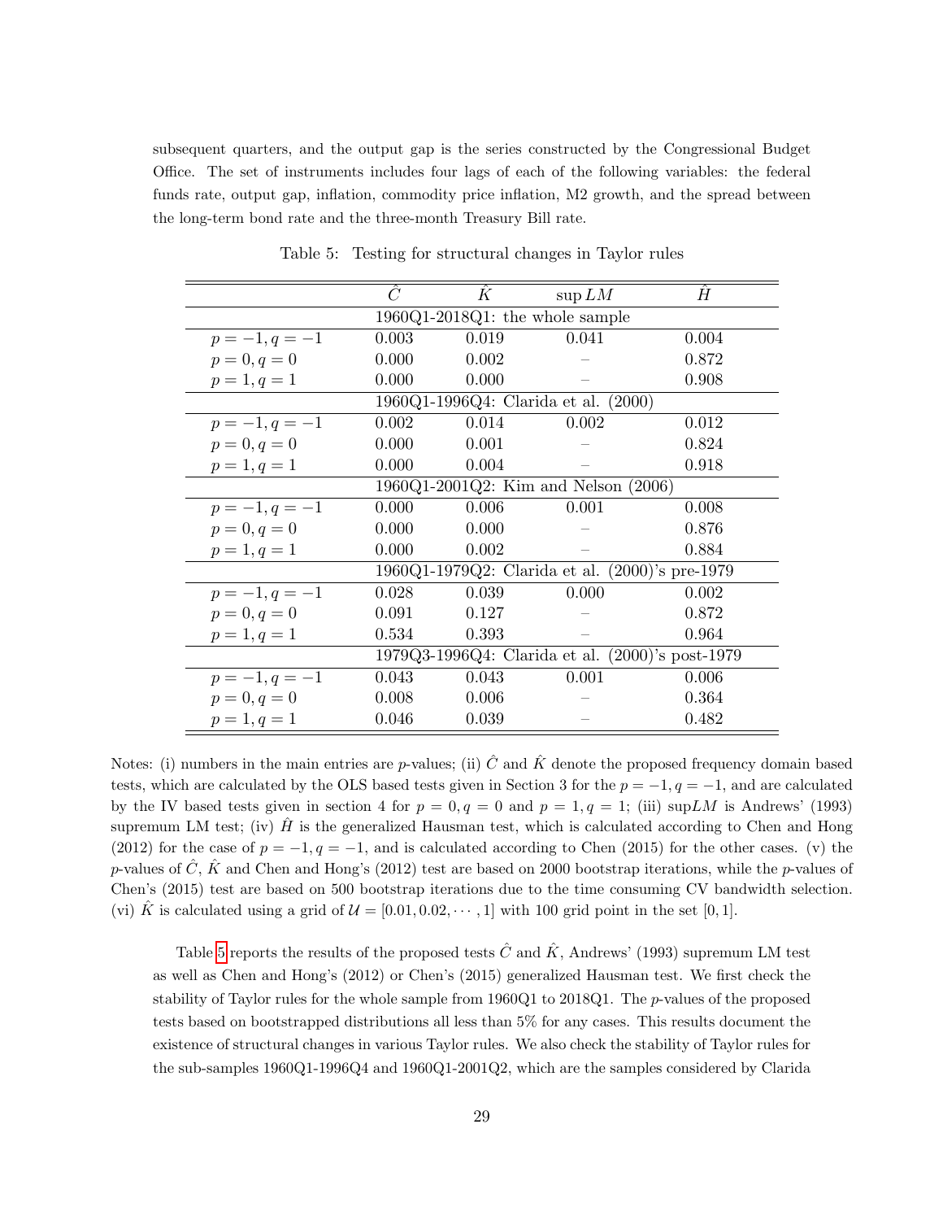subsequent quarters, and the output gap is the series constructed by the Congressional Budget Office. The set of instruments includes four lags of each of the following variables: the federal funds rate, output gap, inflation, commodity price inflation, M2 growth, and the spread between the long-term bond rate and the three-month Treasury Bill rate.

Table 5: Testing for structural changes in Taylor rules

| | $\hat{C}$ | $\hat{K}$ | $\sup LM$ | $\hat{H}$ |
|---|---|---|---|---|
| | 1960Q1-2018Q1: the whole sample | | | |
| $p=-1, q=-1$ | 0.003 | 0.019 | 0.041 | 0.004 |
| $p=0, q=0$ | 0.000 | 0.002 | – | 0.872 |
| $p=1, q=1$ | 0.000 | 0.000 | – | 0.908 |
| | 1960Q1-1996Q4: Clarida et al. (2000) | | | |
| $p=-1, q=-1$ | 0.002 | 0.014 | 0.002 | 0.012 |
| $p=0, q=0$ | 0.000 | 0.001 | – | 0.824 |
| $p=1, q=1$ | 0.000 | 0.004 | – | 0.918 |
| | 1960Q1-2001Q2: Kim and Nelson (2006) | | | |
| $p=-1, q=-1$ | 0.000 | 0.006 | 0.001 | 0.008 |
| $p=0, q=0$ | 0.000 | 0.000 | – | 0.876 |
| $p=1, q=1$ | 0.000 | 0.002 | – | 0.884 |
| | 1960Q1-1979Q2: Clarida et al. (2000)'s pre-1979 | | | |
| $p=-1, q=-1$ | 0.028 | 0.039 | 0.000 | 0.002 |
| $p=0, q=0$ | 0.091 | 0.127 | – | 0.872 |
| $p=1, q=1$ | 0.534 | 0.393 | – | 0.964 |
| | 1979Q3-1996Q4: Clarida et al. (2000)'s post-1979 | | | |
| $p=-1, q=-1$ | 0.043 | 0.043 | 0.001 | 0.006 |
| $p=0, q=0$ | 0.008 | 0.006 | – | 0.364 |
| $p=1, q=1$ | 0.046 | 0.039 | – | 0.482 |

Notes: (i) numbers in the main entries are $p$-values; (ii) $\hat{C}$ and $\hat{K}$ denote the proposed frequency domain based tests, which are calculated by the OLS based tests given in Section 3 for the $p=-1, q=-1$, and are calculated by the IV based tests given in section 4 for $p=0, q=0$ and $p=1, q=1$; (iii) sup$LM$ is Andrews' (1993) supremum LM test; (iv) $\hat{H}$ is the generalized Hausman test, which is calculated according to Chen and Hong (2012) for the case of $p=-1, q=-1$, and is calculated according to Chen (2015) for the other cases. (v) the $p$-values of $\hat{C}$, $\hat{K}$ and Chen and Hong's (2012) test are based on 2000 bootstrap iterations, while the $p$-values of Chen's (2015) test are based on 500 bootstrap iterations due to the time consuming CV bandwidth selection. (vi) $\hat{K}$ is calculated using a grid of $\mathcal{U} = [0.01, 0.02, \cdots, 1]$ with 100 grid point in the set $[0,1]$.

Table 5 reports the results of the proposed tests $\hat{C}$ and $\hat{K}$, Andrews' (1993) supremum LM test as well as Chen and Hong's (2012) or Chen's (2015) generalized Hausman test. We first check the stability of Taylor rules for the whole sample from 1960Q1 to 2018Q1. The $p$-values of the proposed tests based on bootstrapped distributions all less than 5% for any cases. This results document the existence of structural changes in various Taylor rules. We also check the stability of Taylor rules for the sub-samples 1960Q1-1996Q4 and 1960Q1-2001Q2, which are the samples considered by Clarida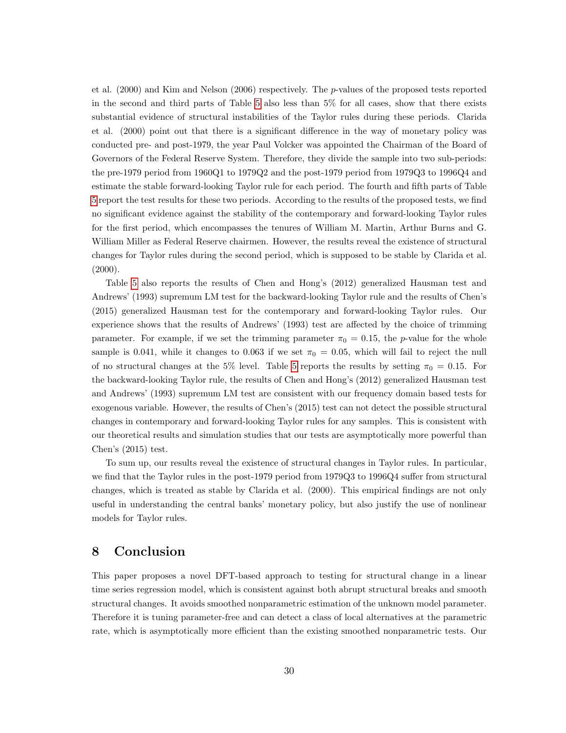et al. (2000) and Kim and Nelson (2006) respectively. The $p$-values of the proposed tests reported in the second and third parts of Table 5 also less than 5% for all cases, show that there exists substantial evidence of structural instabilities of the Taylor rules during these periods. Clarida et al. (2000) point out that there is a significant difference in the way of monetary policy was conducted pre- and post-1979, the year Paul Volcker was appointed the Chairman of the Board of Governors of the Federal Reserve System. Therefore, they divide the sample into two sub-periods: the pre-1979 period from 1960Q1 to 1979Q2 and the post-1979 period from 1979Q3 to 1996Q4 and estimate the stable forward-looking Taylor rule for each period. The fourth and fifth parts of Table 5 report the test results for these two periods. According to the results of the proposed tests, we find no significant evidence against the stability of the contemporary and forward-looking Taylor rules for the first period, which encompasses the tenures of William M. Martin, Arthur Burns and G. William Miller as Federal Reserve chairmen. However, the results reveal the existence of structural changes for Taylor rules during the second period, which is supposed to be stable by Clarida et al. (2000).

Table 5 also reports the results of Chen and Hong's (2012) generalized Hausman test and Andrews' (1993) supremum LM test for the backward-looking Taylor rule and the results of Chen's (2015) generalized Hausman test for the contemporary and forward-looking Taylor rules. Our experience shows that the results of Andrews' (1993) test are affected by the choice of trimming parameter. For example, if we set the trimming parameter $\pi_0 = 0.15$, the $p$-value for the whole sample is 0.041, while it changes to 0.063 if we set $\pi_0 = 0.05$, which will fail to reject the null of no structural changes at the 5% level. Table 5 reports the results by setting $\pi_0 = 0.15$. For the backward-looking Taylor rule, the results of Chen and Hong's (2012) generalized Hausman test and Andrews' (1993) supremum LM test are consistent with our frequency domain based tests for exogenous variable. However, the results of Chen's (2015) test can not detect the possible structural changes in contemporary and forward-looking Taylor rules for any samples. This is consistent with our theoretical results and simulation studies that our tests are asymptotically more powerful than Chen's (2015) test.

To sum up, our results reveal the existence of structural changes in Taylor rules. In particular, we find that the Taylor rules in the post-1979 period from 1979Q3 to 1996Q4 suffer from structural changes, which is treated as stable by Clarida et al. (2000). This empirical findings are not only useful in understanding the central banks' monetary policy, but also justify the use of nonlinear models for Taylor rules.

# 8 Conclusion

This paper proposes a novel DFT-based approach to testing for structural change in a linear time series regression model, which is consistent against both abrupt structural breaks and smooth structural changes. It avoids smoothed nonparametric estimation of the unknown model parameter. Therefore it is tuning parameter-free and can detect a class of local alternatives at the parametric rate, which is asymptotically more efficient than the existing smoothed nonparametric tests. Our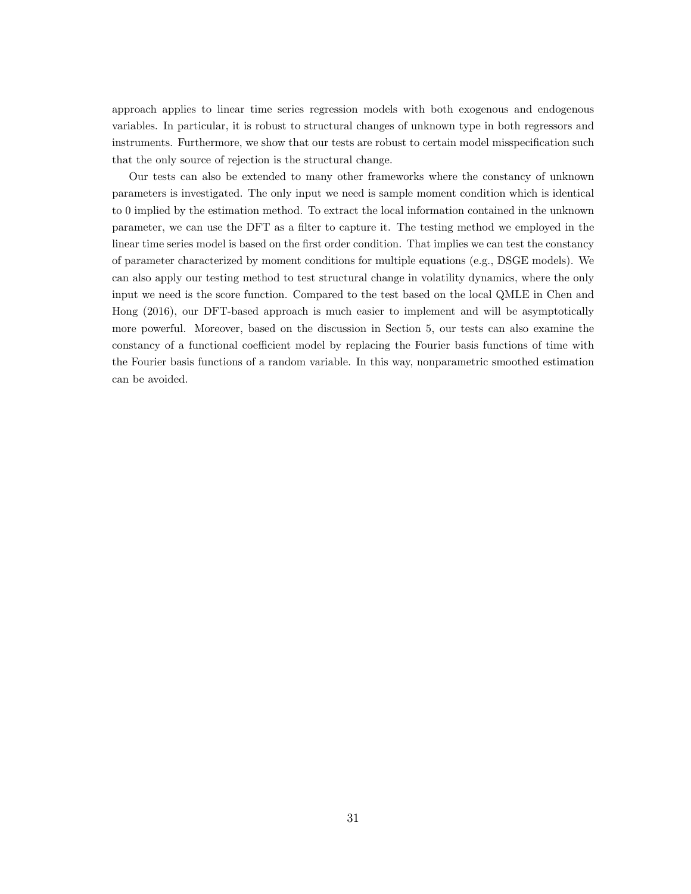approach applies to linear time series regression models with both exogenous and endogenous variables. In particular, it is robust to structural changes of unknown type in both regressors and instruments. Furthermore, we show that our tests are robust to certain model misspecification such that the only source of rejection is the structural change.

Our tests can also be extended to many other frameworks where the constancy of unknown parameters is investigated. The only input we need is sample moment condition which is identical to 0 implied by the estimation method. To extract the local information contained in the unknown parameter, we can use the DFT as a filter to capture it. The testing method we employed in the linear time series model is based on the first order condition. That implies we can test the constancy of parameter characterized by moment conditions for multiple equations (e.g., DSGE models). We can also apply our testing method to test structural change in volatility dynamics, where the only input we need is the score function. Compared to the test based on the local QMLE in Chen and Hong (2016), our DFT-based approach is much easier to implement and will be asymptotically more powerful. Moreover, based on the discussion in Section 5, our tests can also examine the constancy of a functional coefficient model by replacing the Fourier basis functions of time with the Fourier basis functions of a random variable. In this way, nonparametric smoothed estimation can be avoided.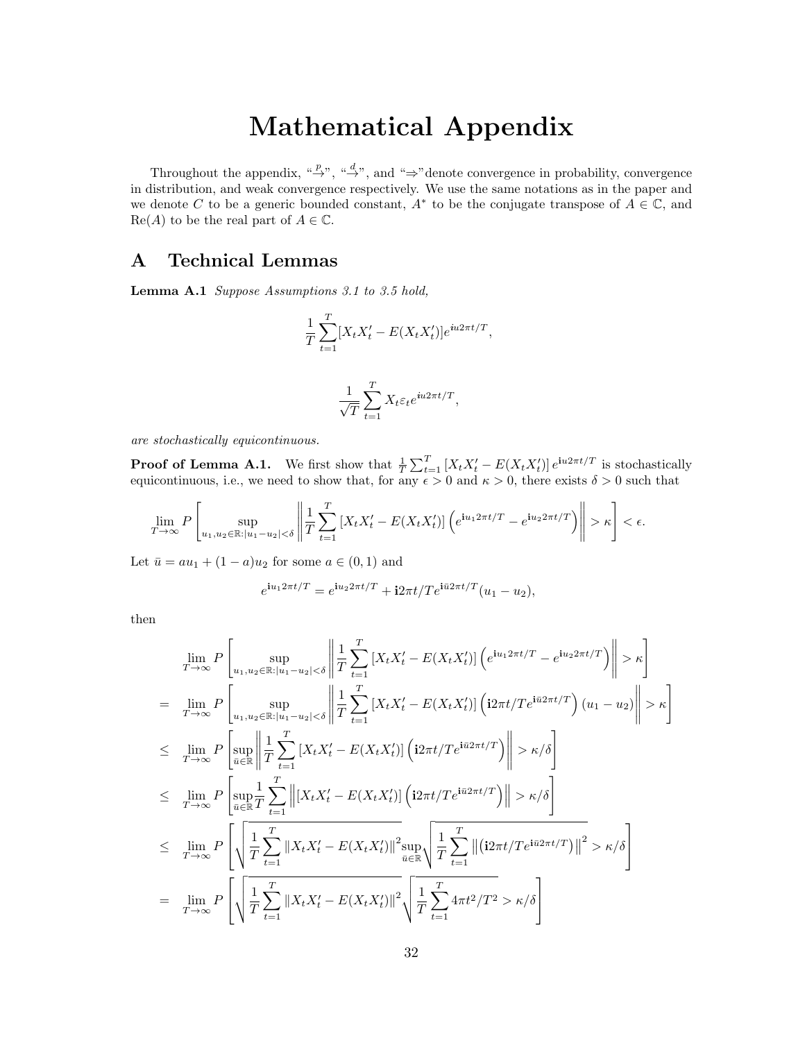# Mathematical Appendix

Throughout the appendix, "$\xrightarrow{p}$", "$\xrightarrow{d}$", and "$\Rightarrow$"denote convergence in probability, convergence in distribution, and weak convergence respectively. We use the same notations as in the paper and we denote $C$ to be a generic bounded constant, $A^*$ to be the conjugate transpose of $A \in \mathbb{C}$, and $\text{Re}(A)$ to be the real part of $A \in \mathbb{C}$.

## A Technical Lemmas

**Lemma A.1** *Suppose Assumptions 3.1 to 3.5 hold,*

$$\frac{1}{T}\sum_{t=1}^{T}[X_tX_t' - E(X_tX_t')]e^{iu2\pi t/T},$$

$$\frac{1}{\sqrt{T}}\sum_{t=1}^{T}X_t\varepsilon_t e^{iu2\pi t/T},$$

*are stochastically equicontinuous.*

**Proof of Lemma A.1.** We first show that $\frac{1}{T}\sum_{t=1}^{T}[X_tX_t' - E(X_tX_t')]e^{\mathbf{i}u2\pi t/T}$ is stochastically equicontinuous, i.e., we need to show that, for any $\epsilon > 0$ and $\kappa > 0$, there exists $\delta > 0$ such that

$$\lim_{T\to\infty} P\left[\sup_{u_1,u_2\in\mathbb{R}:|u_1-u_2|<\delta}\left\|\frac{1}{T}\sum_{t=1}^{T}[X_tX_t' - E(X_tX_t')]\left(e^{\mathbf{i}u_12\pi t/T} - e^{\mathbf{i}u_22\pi t/T}\right)\right\| > \kappa\right] < \epsilon.$$

Let $\bar{u} = au_1 + (1-a)u_2$ for some $a \in (0,1)$ and

$$e^{\mathbf{i}u_12\pi t/T} = e^{\mathbf{i}u_22\pi t/T} + \mathbf{i}2\pi t/Te^{\mathbf{i}\bar{u}2\pi t/T}(u_1 - u_2),$$

then

$$\begin{aligned}
& \lim_{T\to\infty} P\left[\sup_{u_1,u_2\in\mathbb{R}:|u_1-u_2|<\delta}\left\|\frac{1}{T}\sum_{t=1}^{T}[X_tX_t' - E(X_tX_t')]\left(e^{\mathbf{i}u_12\pi t/T} - e^{\mathbf{i}u_22\pi t/T}\right)\right\| > \kappa\right] \\
= \quad & \lim_{T\to\infty} P\left[\sup_{u_1,u_2\in\mathbb{R}:|u_1-u_2|<\delta}\left\|\frac{1}{T}\sum_{t=1}^{T}[X_tX_t' - E(X_tX_t')]\left(\mathbf{i}2\pi t/Te^{\mathbf{i}\bar{u}2\pi t/T}\right)(u_1-u_2)\right\| > \kappa\right] \\
\leq \quad & \lim_{T\to\infty} P\left[\sup_{\bar{u}\in\mathbb{R}}\left\|\frac{1}{T}\sum_{t=1}^{T}[X_tX_t' - E(X_tX_t')]\left(\mathbf{i}2\pi t/Te^{\mathbf{i}\bar{u}2\pi t/T}\right)\right\| > \kappa/\delta\right] \\
\leq \quad & \lim_{T\to\infty} P\left[\sup_{\bar{u}\in\mathbb{R}}\frac{1}{T}\sum_{t=1}^{T}\left\|[X_tX_t' - E(X_tX_t')]\left(\mathbf{i}2\pi t/Te^{\mathbf{i}\bar{u}2\pi t/T}\right)\right\| > \kappa/\delta\right] \\
\leq \quad & \lim_{T\to\infty} P\left[\sqrt{\frac{1}{T}\sum_{t=1}^{T}\|X_tX_t' - E(X_tX_t')\|^2}\sup_{\bar{u}\in\mathbb{R}}\sqrt{\frac{1}{T}\sum_{t=1}^{T}\left\|\left(\mathbf{i}2\pi t/Te^{\mathbf{i}\bar{u}2\pi t/T}\right)\right\|^2} > \kappa/\delta\right] \\
= \quad & \lim_{T\to\infty} P\left[\sqrt{\frac{1}{T}\sum_{t=1}^{T}\|X_tX_t' - E(X_tX_t')\|^2}\sqrt{\frac{1}{T}\sum_{t=1}^{T}4\pi t^2/T^2} > \kappa/\delta\right]
\end{aligned}$$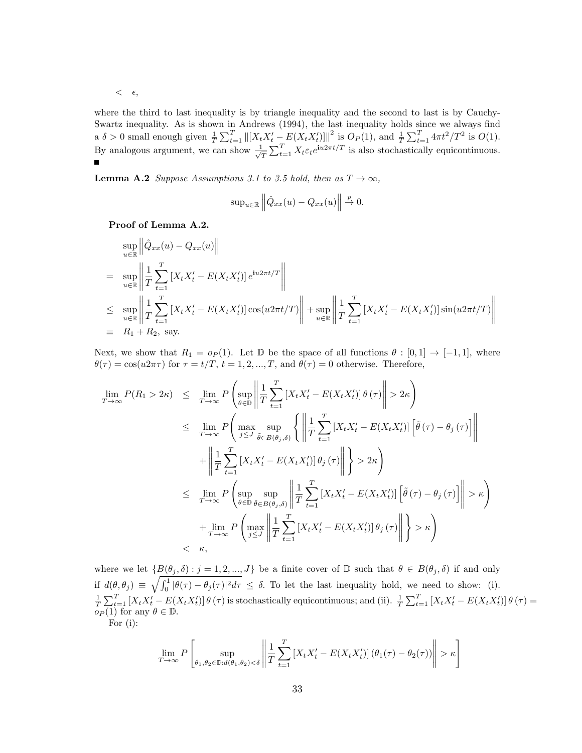$$< \quad \epsilon,$$

where the third to last inequality is by triangle inequality and the second to last is by Cauchy-Swartz inequality. As is shown in Andrews (1994), the last inequality holds since we always find a $\delta > 0$ small enough given $\frac{1}{T}\sum_{t=1}^{T} \|[X_t X_t' - E(X_t X_t')]\|^2$ is $O_P(1)$, and $\frac{1}{T}\sum_{t=1}^{T} 4\pi t^2/T^2$ is $O(1)$. By analogous argument, we can show $\frac{1}{\sqrt{T}}\sum_{t=1}^{T} X_t \varepsilon_t e^{\mathbf{i}u2\pi t/T}$ is also stochastically equicontinuous. ■

**Lemma A.2** *Suppose Assumptions 3.1 to 3.5 hold, then as $T \to \infty$,*

$$\sup_{u \in \mathbb{R}} \left\| \hat{Q}_{xx}(u) - Q_{xx}(u) \right\| \xrightarrow{p} 0.$$

**Proof of Lemma A.2.**

$$\begin{aligned}
& \sup_{u\in\mathbb{R}} \left\| \hat{Q}_{xx}(u) - Q_{xx}(u) \right\| \\
= \; & \sup_{u\in\mathbb{R}} \left\| \frac{1}{T}\sum_{t=1}^{T} [X_t X_t' - E(X_t X_t')]\, e^{\mathbf{i}u2\pi t/T} \right\| \\
\leq \; & \sup_{u\in\mathbb{R}} \left\| \frac{1}{T}\sum_{t=1}^{T} [X_t X_t' - E(X_t X_t')] \cos(u2\pi t/T) \right\| + \sup_{u\in\mathbb{R}} \left\| \frac{1}{T}\sum_{t=1}^{T} [X_t X_t' - E(X_t X_t')] \sin(u2\pi t/T) \right\| \\
\equiv \; & R_1 + R_2, \text{ say.}
\end{aligned}$$

Next, we show that $R_1 = o_P(1)$. Let $\mathbb{D}$ be the space of all functions $\theta : [0,1] \to [-1,1]$, where $\theta(\tau) = \cos(u2\pi\tau)$ for $\tau = t/T$, $t = 1, 2, ..., T$, and $\theta(\tau) = 0$ otherwise. Therefore,

$$\begin{aligned}
\lim_{T\to\infty} P(R_1 > 2\kappa) \;\leq\; & \lim_{T\to\infty} P\left( \sup_{\theta\in\mathbb{D}} \left\| \frac{1}{T}\sum_{t=1}^{T} [X_t X_t' - E(X_t X_t')]\, \theta(\tau) \right\| > 2\kappa \right) \\
\leq\; & \lim_{T\to\infty} P\Bigg( \max_{j\leq J} \sup_{\tilde{\theta}\in B(\theta_j,\delta)} \Bigg\{ \left\| \frac{1}{T}\sum_{t=1}^{T} [X_t X_t' - E(X_t X_t')] \left[\tilde{\theta}(\tau) - \theta_j(\tau)\right] \right\| \\
& + \left\| \frac{1}{T}\sum_{t=1}^{T} [X_t X_t' - E(X_t X_t')]\, \theta_j(\tau) \right\| \Bigg\} > 2\kappa \Bigg) \\
\leq\; & \lim_{T\to\infty} P\left( \sup_{\theta\in\mathbb{D}} \sup_{\tilde{\theta}\in B(\theta_j,\delta)} \left\| \frac{1}{T}\sum_{t=1}^{T} [X_t X_t' - E(X_t X_t')] \left[\tilde{\theta}(\tau) - \theta_j(\tau)\right] \right\| > \kappa \right) \\
& + \lim_{T\to\infty} P\left( \max_{j\leq J} \left\| \frac{1}{T}\sum_{t=1}^{T} [X_t X_t' - E(X_t X_t')]\, \theta_j(\tau) \right\| \Bigg\} > \kappa \right) \\
<\; & \kappa,
\end{aligned}$$

where we let $\{B(\theta_j, \delta) : j = 1, 2, ..., J\}$ be a finite cover of $\mathbb{D}$ such that $\theta \in B(\theta_j, \delta)$ if and only if $d(\theta, \theta_j) \equiv \sqrt{\int_0^1 |\theta(\tau) - \theta_j(\tau)|^2 d\tau} \leq \delta$. To let the last inequality hold, we need to show: (i). $\frac{1}{T}\sum_{t=1}^{T} [X_t X_t' - E(X_t X_t')]\, \theta(\tau)$ is stochastically equicontinuous; and (ii). $\frac{1}{T}\sum_{t=1}^{T} [X_t X_t' - E(X_t X_t')]\, \theta(\tau) = o_P(1)$ for any $\theta \in \mathbb{D}$.

For (i):

$$\lim_{T\to\infty} P\left[ \sup_{\theta_1,\theta_2\in\mathbb{D}: d(\theta_1,\theta_2)<\delta} \left\| \frac{1}{T}\sum_{t=1}^{T} [X_t X_t' - E(X_t X_t')] \left(\theta_1(\tau) - \theta_2(\tau)\right) \right\| > \kappa \right]$$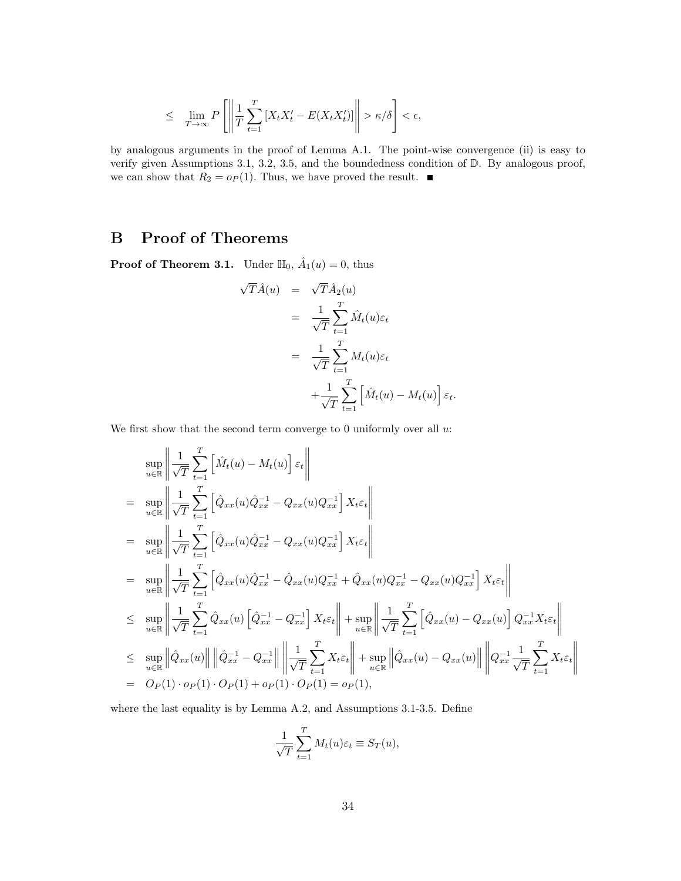$$\leq \lim_{T\to\infty} P\left[\left\|\frac{1}{T}\sum_{t=1}^{T}[X_tX_t' - E(X_tX_t')]\right\| > \kappa/\delta\right] < \epsilon,$$

by analogous arguments in the proof of Lemma A.1. The point-wise convergence (ii) is easy to verify given Assumptions 3.1, 3.2, 3.5, and the boundedness condition of $\mathbb{D}$. By analogous proof, we can show that $R_2 = o_P(1)$. Thus, we have proved the result. ■

# B Proof of Theorems

**Proof of Theorem 3.1.** Under $\mathbb{H}_0$, $\hat{A}_1(u) = 0$, thus

$$\begin{aligned}
\sqrt{T}\hat{A}(u) &= \sqrt{T}\hat{A}_2(u) \\
&= \frac{1}{\sqrt{T}}\sum_{t=1}^{T}\hat{M}_t(u)\varepsilon_t \\
&= \frac{1}{\sqrt{T}}\sum_{t=1}^{T}M_t(u)\varepsilon_t \\
&\quad + \frac{1}{\sqrt{T}}\sum_{t=1}^{T}\left[\hat{M}_t(u) - M_t(u)\right]\varepsilon_t.
\end{aligned}$$

We first show that the second term converge to 0 uniformly over all $u$:

$$\begin{aligned}
& \sup_{u\in\mathbb{R}}\left\|\frac{1}{\sqrt{T}}\sum_{t=1}^{T}\left[\hat{M}_t(u) - M_t(u)\right]\varepsilon_t\right\| \\
=\ & \sup_{u\in\mathbb{R}}\left\|\frac{1}{\sqrt{T}}\sum_{t=1}^{T}\left[\hat{Q}_{xx}(u)\hat{Q}_{xx}^{-1} - Q_{xx}(u)Q_{xx}^{-1}\right]X_t\varepsilon_t\right\| \\
=\ & \sup_{u\in\mathbb{R}}\left\|\frac{1}{\sqrt{T}}\sum_{t=1}^{T}\left[\hat{Q}_{xx}(u)\hat{Q}_{xx}^{-1} - Q_{xx}(u)Q_{xx}^{-1}\right]X_t\varepsilon_t\right\| \\
=\ & \sup_{u\in\mathbb{R}}\left\|\frac{1}{\sqrt{T}}\sum_{t=1}^{T}\left[\hat{Q}_{xx}(u)\hat{Q}_{xx}^{-1} - \hat{Q}_{xx}(u)Q_{xx}^{-1} + \hat{Q}_{xx}(u)Q_{xx}^{-1} - Q_{xx}(u)Q_{xx}^{-1}\right]X_t\varepsilon_t\right\| \\
\leq\ & \sup_{u\in\mathbb{R}}\left\|\frac{1}{\sqrt{T}}\sum_{t=1}^{T}\hat{Q}_{xx}(u)\left[\hat{Q}_{xx}^{-1} - Q_{xx}^{-1}\right]X_t\varepsilon_t\right\| + \sup_{u\in\mathbb{R}}\left\|\frac{1}{\sqrt{T}}\sum_{t=1}^{T}\left[\hat{Q}_{xx}(u) - Q_{xx}(u)\right]Q_{xx}^{-1}X_t\varepsilon_t\right\| \\
\leq\ & \sup_{u\in\mathbb{R}}\left\|\hat{Q}_{xx}(u)\right\|\left\|\hat{Q}_{xx}^{-1} - Q_{xx}^{-1}\right\|\left\|\frac{1}{\sqrt{T}}\sum_{t=1}^{T}X_t\varepsilon_t\right\| + \sup_{u\in\mathbb{R}}\left\|\hat{Q}_{xx}(u) - Q_{xx}(u)\right\|\left\|Q_{xx}^{-1}\frac{1}{\sqrt{T}}\sum_{t=1}^{T}X_t\varepsilon_t\right\| \\
=\ & O_P(1)\cdot o_P(1)\cdot O_P(1) + o_P(1)\cdot O_P(1) = o_P(1),
\end{aligned}$$

where the last equality is by Lemma A.2, and Assumptions 3.1-3.5. Define

$$\frac{1}{\sqrt{T}}\sum_{t=1}^{T}M_t(u)\varepsilon_t \equiv S_T(u),$$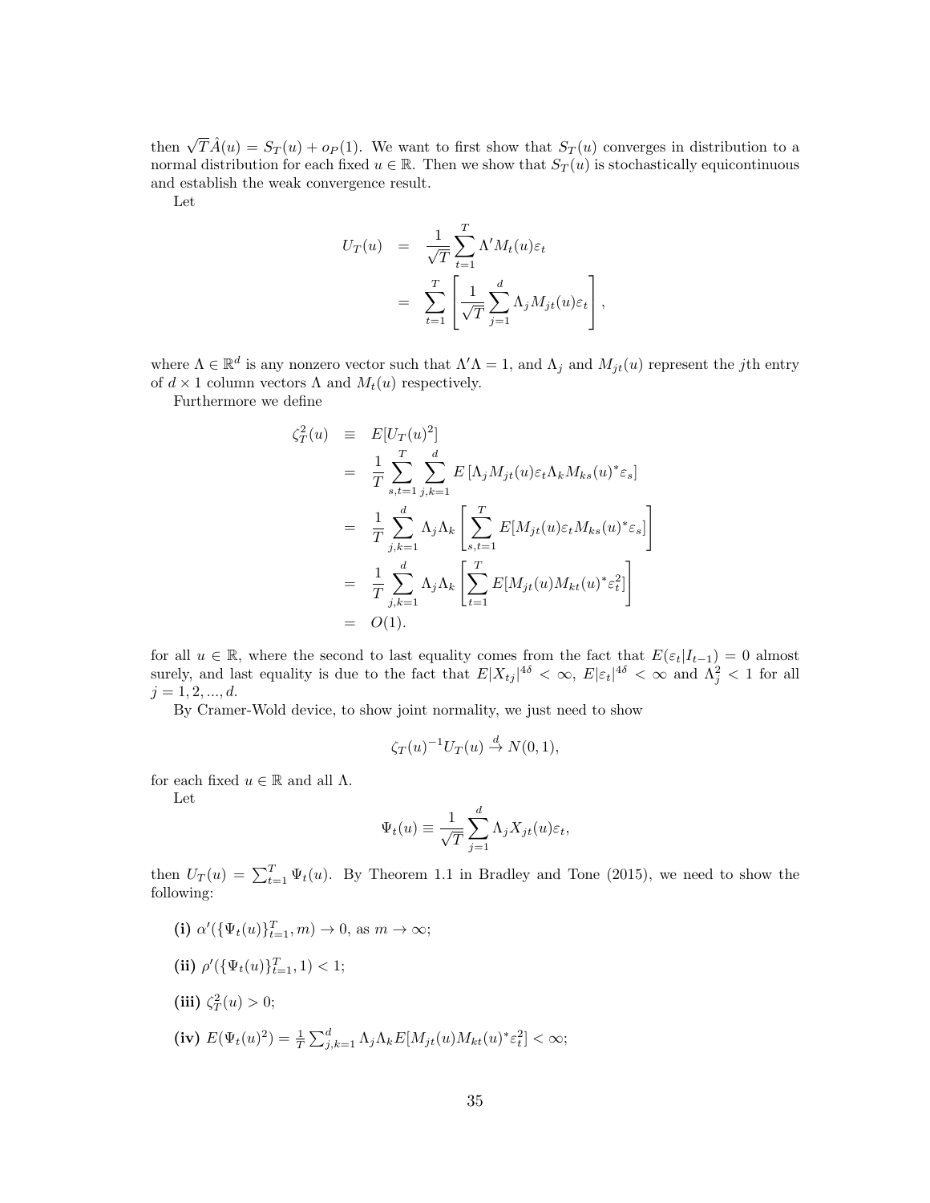then $\sqrt{T}\hat{A}(u) = S_T(u) + o_P(1)$. We want to first show that $S_T(u)$ converges in distribution to a normal distribution for each fixed $u \in \mathbb{R}$. Then we show that $S_T(u)$ is stochastically equicontinuous and establish the weak convergence result.

Let

$$
\begin{aligned}
U_T(u) &= \frac{1}{\sqrt{T}} \sum_{t=1}^{T} \Lambda' M_t(u)\varepsilon_t \\
&= \sum_{t=1}^{T} \left[ \frac{1}{\sqrt{T}} \sum_{j=1}^{d} \Lambda_j M_{jt}(u)\varepsilon_t \right],
\end{aligned}
$$

where $\Lambda \in \mathbb{R}^d$ is any nonzero vector such that $\Lambda'\Lambda = 1$, and $\Lambda_j$ and $M_{jt}(u)$ represent the $j$th entry of $d \times 1$ column vectors $\Lambda$ and $M_t(u)$ respectively.

Furthermore we define

$$
\begin{aligned}
\zeta_T^2(u) &\equiv E[U_T(u)^2] \\
&= \frac{1}{T} \sum_{s,t=1}^{T} \sum_{j,k=1}^{d} E\left[\Lambda_j M_{jt}(u)\varepsilon_t \Lambda_k M_{ks}(u)^* \varepsilon_s\right] \\
&= \frac{1}{T} \sum_{j,k=1}^{d} \Lambda_j \Lambda_k \left[ \sum_{s,t=1}^{T} E[M_{jt}(u)\varepsilon_t M_{ks}(u)^* \varepsilon_s] \right] \\
&= \frac{1}{T} \sum_{j,k=1}^{d} \Lambda_j \Lambda_k \left[ \sum_{t=1}^{T} E[M_{jt}(u) M_{kt}(u)^* \varepsilon_t^2] \right] \\
&= O(1).
\end{aligned}
$$

for all $u \in \mathbb{R}$, where the second to last equality comes from the fact that $E(\varepsilon_t|I_{t-1}) = 0$ almost surely, and last equality is due to the fact that $E|X_{tj}|^{4\delta} < \infty$, $E|\varepsilon_t|^{4\delta} < \infty$ and $\Lambda_j^2 < 1$ for all $j = 1, 2, ..., d$.

By Cramer-Wold device, to show joint normality, we just need to show

$$
\zeta_T(u)^{-1} U_T(u) \xrightarrow{d} N(0, 1),
$$

for each fixed $u \in \mathbb{R}$ and all $\Lambda$.

Let

$$
\Psi_t(u) \equiv \frac{1}{\sqrt{T}} \sum_{j=1}^{d} \Lambda_j X_{jt}(u)\varepsilon_t,
$$

then $U_T(u) = \sum_{t=1}^{T} \Psi_t(u)$. By Theorem 1.1 in Bradley and Tone (2015), we need to show the following:

**(i)** $\alpha'(\{\Psi_t(u)\}_{t=1}^T, m) \to 0$, as $m \to \infty$;

**(ii)** $\rho'(\{\Psi_t(u)\}_{t=1}^T, 1) < 1$;

**(iii)** $\zeta_T^2(u) > 0$;

**(iv)** $E(\Psi_t(u)^2) = \frac{1}{T} \sum_{j,k=1}^{d} \Lambda_j \Lambda_k E[M_{jt}(u) M_{kt}(u)^* \varepsilon_t^2] < \infty$;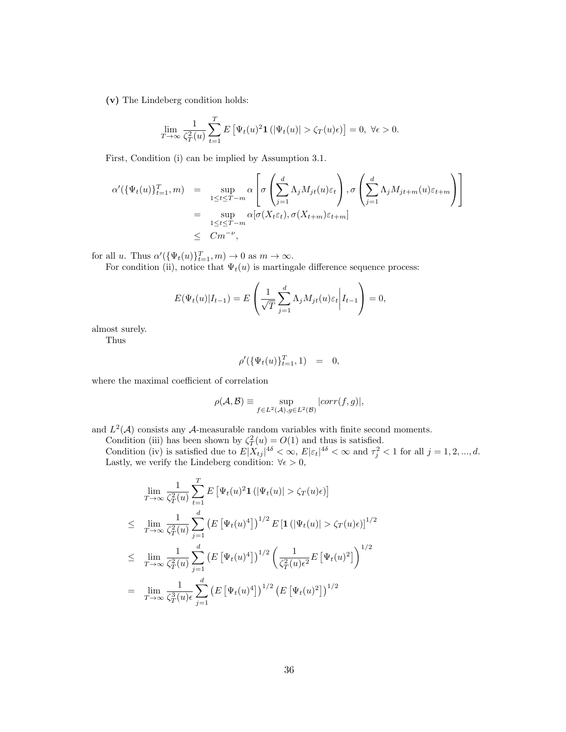**(v)** The Lindeberg condition holds:

$$\lim_{T\to\infty} \frac{1}{\zeta_T^2(u)} \sum_{t=1}^{T} E\left[\Psi_t(u)^2 \mathbf{1}\left(|\Psi_t(u)| > \zeta_T(u)\epsilon\right)\right] = 0,\ \forall \epsilon > 0.$$

First, Condition (i) can be implied by Assumption 3.1.

$$\begin{aligned}
\alpha'(\{\Psi_t(u)\}_{t=1}^T, m) &= \sup_{1\le t\le T-m} \alpha\left[\sigma\left(\sum_{j=1}^{d} \Lambda_j M_{jt}(u)\varepsilon_t\right), \sigma\left(\sum_{j=1}^{d} \Lambda_j M_{jt+m}(u)\varepsilon_{t+m}\right)\right] \\
&= \sup_{1\le t\le T-m} \alpha[\sigma(X_t\varepsilon_t), \sigma(X_{t+m})\varepsilon_{t+m}] \\
&\le Cm^{-\nu},
\end{aligned}$$

for all $u$. Thus $\alpha'(\{\Psi_t(u)\}_{t=1}^T, m) \to 0$ as $m \to \infty$.

For condition (ii), notice that $\Psi_t(u)$ is martingale difference sequence process:

$$E(\Psi_t(u)|I_{t-1}) = E\left(\frac{1}{\sqrt{T}} \sum_{j=1}^{d} \Lambda_j M_{jt}(u)\varepsilon_t \middle| I_{t-1}\right) = 0,$$

almost surely.

Thus

$$\rho'(\{\Psi_t(u)\}_{t=1}^T, 1) = 0,$$

where the maximal coefficient of correlation

$$\rho(\mathcal{A}, \mathcal{B}) \equiv \sup_{f\in L^2(\mathcal{A}), g\in L^2(\mathcal{B})} |corr(f, g)|,$$

and $L^2(\mathcal{A})$ consists any $\mathcal{A}$-measurable random variables with finite second moments.

Condition (iii) has been shown by $\zeta_T^2(u) = O(1)$ and thus is satisfied.

Condition (iv) is satisfied due to $E|X_{tj}|^{4\delta} < \infty$, $E|\varepsilon_t|^{4\delta} < \infty$ and $\tau_j^2 < 1$ for all $j = 1, 2, ..., d$.

Lastly, we verify the Lindeberg condition: $\forall \epsilon > 0$,

$$\begin{aligned}
& \lim_{T\to\infty} \frac{1}{\zeta_T^2(u)} \sum_{t=1}^{T} E\left[\Psi_t(u)^2 \mathbf{1}\left(|\Psi_t(u)| > \zeta_T(u)\epsilon\right)\right] \\
\le\ & \lim_{T\to\infty} \frac{1}{\zeta_T^2(u)} \sum_{j=1}^{d} \left(E\left[\Psi_t(u)^4\right]\right)^{1/2} E\left[\mathbf{1}\left(|\Psi_t(u)| > \zeta_T(u)\epsilon\right)\right]^{1/2} \\
\le\ & \lim_{T\to\infty} \frac{1}{\zeta_T^2(u)} \sum_{j=1}^{d} \left(E\left[\Psi_t(u)^4\right]\right)^{1/2} \left(\frac{1}{\zeta_T^2(u)\epsilon^2} E\left[\Psi_t(u)^2\right]\right)^{1/2} \\
=\ & \lim_{T\to\infty} \frac{1}{\zeta_T^3(u)\epsilon} \sum_{j=1}^{d} \left(E\left[\Psi_t(u)^4\right]\right)^{1/2} \left(E\left[\Psi_t(u)^2\right]\right)^{1/2}
\end{aligned}$$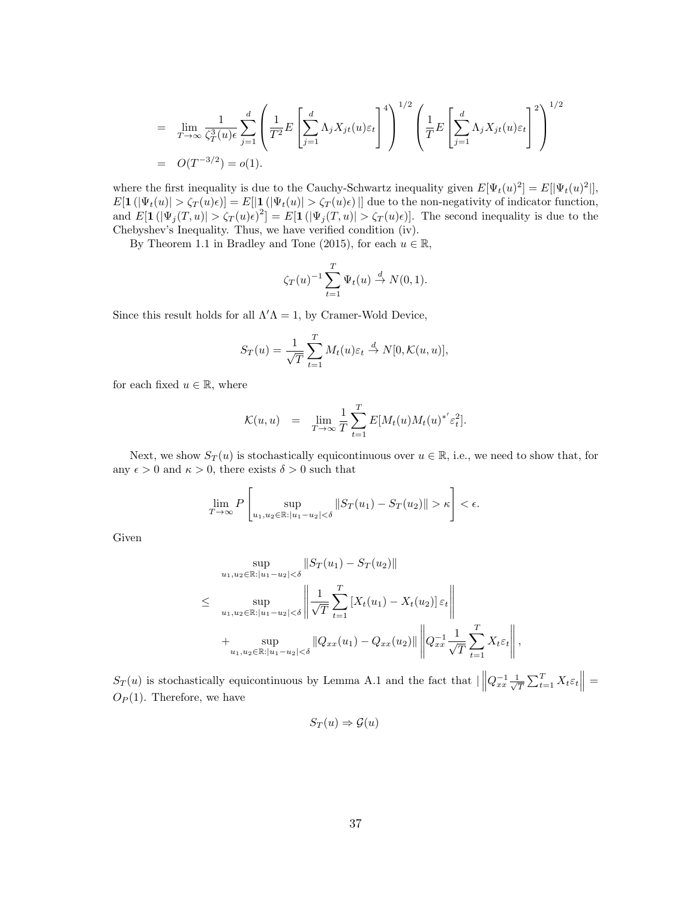$$
\begin{aligned}
&= \lim_{T\to\infty} \frac{1}{\zeta_T^3(u)\epsilon} \sum_{j=1}^{d} \left( \frac{1}{T^2} E\left[ \sum_{j=1}^{d} \Lambda_j X_{jt}(u)\varepsilon_t \right]^4 \right)^{1/2} \left( \frac{1}{T} E\left[ \sum_{j=1}^{d} \Lambda_j X_{jt}(u)\varepsilon_t \right]^2 \right)^{1/2} \\
&= O(T^{-3/2}) = o(1).
\end{aligned}
$$

where the first inequality is due to the Cauchy-Schwartz inequality given $E[\Psi_t(u)^2] = E[|\Psi_t(u)^2|]$, $E[\mathbf{1}(|\Psi_t(u)| > \zeta_T(u)\epsilon)] = E[|\mathbf{1}(|\Psi_t(u)| > \zeta_T(u)\epsilon)|]$ due to the non-negativity of indicator function, and $E[\mathbf{1}(|\Psi_j(T,u)| > \zeta_T(u)\epsilon)^2] = E[\mathbf{1}(|\Psi_j(T,u)| > \zeta_T(u)\epsilon)]$. The second inequality is due to the Chebyshev's Inequality. Thus, we have verified condition (iv).

By Theorem 1.1 in Bradley and Tone (2015), for each $u \in \mathbb{R}$,

$$
\zeta_T(u)^{-1} \sum_{t=1}^{T} \Psi_t(u) \xrightarrow{d} N(0,1).
$$

Since this result holds for all $\Lambda'\Lambda = 1$, by Cramer-Wold Device,

$$
S_T(u) = \frac{1}{\sqrt{T}} \sum_{t=1}^{T} M_t(u)\varepsilon_t \xrightarrow{d} N[0, \mathcal{K}(u,u)],
$$

for each fixed $u \in \mathbb{R}$, where

$$
\mathcal{K}(u,u) \quad = \quad \lim_{T\to\infty} \frac{1}{T} \sum_{t=1}^{T} E[M_t(u)M_t(u)^{*'}\varepsilon_t^2].
$$

Next, we show $S_T(u)$ is stochastically equicontinuous over $u \in \mathbb{R}$, i.e., we need to show that, for any $\epsilon > 0$ and $\kappa > 0$, there exists $\delta > 0$ such that

$$
\lim_{T\to\infty} P\left[ \sup_{u_1,u_2\in\mathbb{R}:|u_1-u_2|<\delta} \|S_T(u_1) - S_T(u_2)\| > \kappa \right] < \epsilon.
$$

Given

$$
\begin{aligned}
& \sup_{u_1,u_2\in\mathbb{R}:|u_1-u_2|<\delta} \|S_T(u_1) - S_T(u_2)\| \\
\leq \quad & \sup_{u_1,u_2\in\mathbb{R}:|u_1-u_2|<\delta} \left\| \frac{1}{\sqrt{T}} \sum_{t=1}^{T} \left[X_t(u_1) - X_t(u_2)\right]\varepsilon_t \right\| \\
& + \sup_{u_1,u_2\in\mathbb{R}:|u_1-u_2|<\delta} \|Q_{xx}(u_1) - Q_{xx}(u_2)\| \left\| Q_{xx}^{-1} \frac{1}{\sqrt{T}} \sum_{t=1}^{T} X_t\varepsilon_t \right\|,
\end{aligned}
$$

$S_T(u)$ is stochastically equicontinuous by Lemma A.1 and the fact that $|\left\| Q_{xx}^{-1} \frac{1}{\sqrt{T}} \sum_{t=1}^{T} X_t\varepsilon_t \right\| = O_P(1)$. Therefore, we have

$$
S_T(u) \Rightarrow \mathcal{G}(u)
$$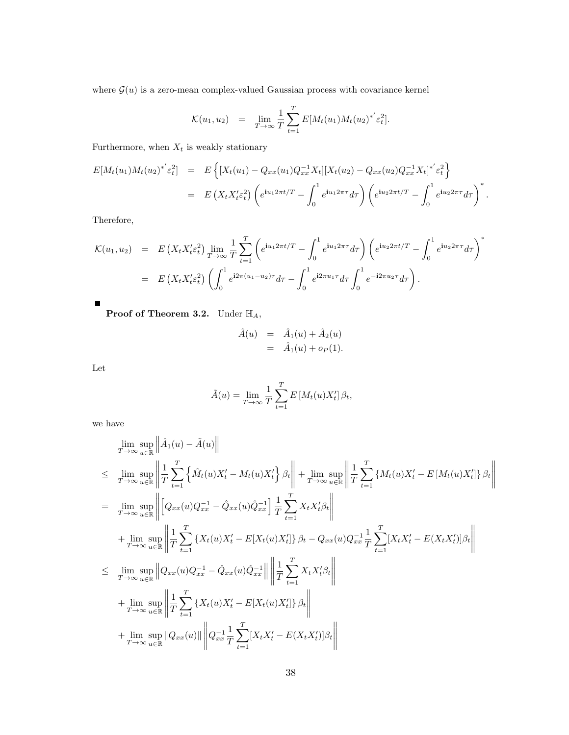where $\mathcal{G}(u)$ is a zero-mean complex-valued Gaussian process with covariance kernel

$$\mathcal{K}(u_1, u_2) \quad = \quad \lim_{T\to\infty} \frac{1}{T}\sum_{t=1}^{T} E[M_t(u_1)M_t(u_2)^{*'}\varepsilon_t^2].$$

Furthermore, when $X_t$ is weakly stationary

$$\begin{aligned}
E[M_t(u_1)M_t(u_2)^{*'}\varepsilon_t^2] &= E\left\{[X_t(u_1) - Q_{xx}(u_1)Q_{xx}^{-1}X_t][X_t(u_2) - Q_{xx}(u_2)Q_{xx}^{-1}X_t]^{*'}\varepsilon_t^2\right\} \\
&= E\left(X_tX_t'\varepsilon_t^2\right)\left(e^{\mathbf{i}u_1 2\pi t/T} - \int_0^1 e^{\mathbf{i}u_1 2\pi\tau}d\tau\right)\left(e^{\mathbf{i}u_2 2\pi t/T} - \int_0^1 e^{\mathbf{i}u_2 2\pi\tau}d\tau\right)^*.
\end{aligned}$$

Therefore,

$$\begin{aligned}
\mathcal{K}(u_1, u_2) &= E\left(X_tX_t'\varepsilon_t^2\right)\lim_{T\to\infty}\frac{1}{T}\sum_{t=1}^{T}\left(e^{\mathbf{i}u_1 2\pi t/T} - \int_0^1 e^{\mathbf{i}u_1 2\pi\tau}d\tau\right)\left(e^{\mathbf{i}u_2 2\pi t/T} - \int_0^1 e^{\mathbf{i}u_2 2\pi\tau}d\tau\right)^* \\
&= E\left(X_tX_t'\varepsilon_t^2\right)\left(\int_0^1 e^{\mathbf{i}2\pi(u_1-u_2)\tau}d\tau - \int_0^1 e^{\mathbf{i}2\pi u_1\tau}d\tau\int_0^1 e^{-\mathbf{i}2\pi u_2\tau}d\tau\right).
\end{aligned}$$

■

**Proof of Theorem 3.2.** Under $\mathbb{H}_A$,

$$\begin{aligned}
\hat{A}(u) &= \hat{A}_1(u) + \hat{A}_2(u) \\
&= \hat{A}_1(u) + o_P(1).
\end{aligned}$$

Let

$$\tilde{A}(u) = \lim_{T\to\infty}\frac{1}{T}\sum_{t=1}^{T}E\left[M_t(u)X_t'\right]\beta_t,$$

we have

$$\begin{aligned}
&\lim_{T\to\infty}\sup_{u\in\mathbb{R}}\left\|\hat{A}_1(u) - \tilde{A}(u)\right\| \\
\leq\; &\lim_{T\to\infty}\sup_{u\in\mathbb{R}}\left\|\frac{1}{T}\sum_{t=1}^{T}\left\{\hat{M}_t(u)X_t' - M_t(u)X_t'\right\}\beta_t\right\| + \lim_{T\to\infty}\sup_{u\in\mathbb{R}}\left\|\frac{1}{T}\sum_{t=1}^{T}\left\{M_t(u)X_t' - E\left[M_t(u)X_t'\right]\right\}\beta_t\right\| \\
=\; &\lim_{T\to\infty}\sup_{u\in\mathbb{R}}\left\|\left[Q_{xx}(u)Q_{xx}^{-1} - \hat{Q}_{xx}(u)\hat{Q}_{xx}^{-1}\right]\frac{1}{T}\sum_{t=1}^{T}X_tX_t'\beta_t\right\| \\
&+ \lim_{T\to\infty}\sup_{u\in\mathbb{R}}\left\|\frac{1}{T}\sum_{t=1}^{T}\left\{X_t(u)X_t' - E[X_t(u)X_t']\right\}\beta_t - Q_{xx}(u)Q_{xx}^{-1}\frac{1}{T}\sum_{t=1}^{T}[X_tX_t' - E(X_tX_t')]\beta_t\right\| \\
\leq\; &\lim_{T\to\infty}\sup_{u\in\mathbb{R}}\left\|Q_{xx}(u)Q_{xx}^{-1} - \hat{Q}_{xx}(u)\hat{Q}_{xx}^{-1}\right\|\left\|\frac{1}{T}\sum_{t=1}^{T}X_tX_t'\beta_t\right\| \\
&+ \lim_{T\to\infty}\sup_{u\in\mathbb{R}}\left\|\frac{1}{T}\sum_{t=1}^{T}\left\{X_t(u)X_t' - E[X_t(u)X_t']\right\}\beta_t\right\| \\
&+ \lim_{T\to\infty}\sup_{u\in\mathbb{R}}\|Q_{xx}(u)\|\left\|Q_{xx}^{-1}\frac{1}{T}\sum_{t=1}^{T}[X_tX_t' - E(X_tX_t')]\beta_t\right\|
\end{aligned}$$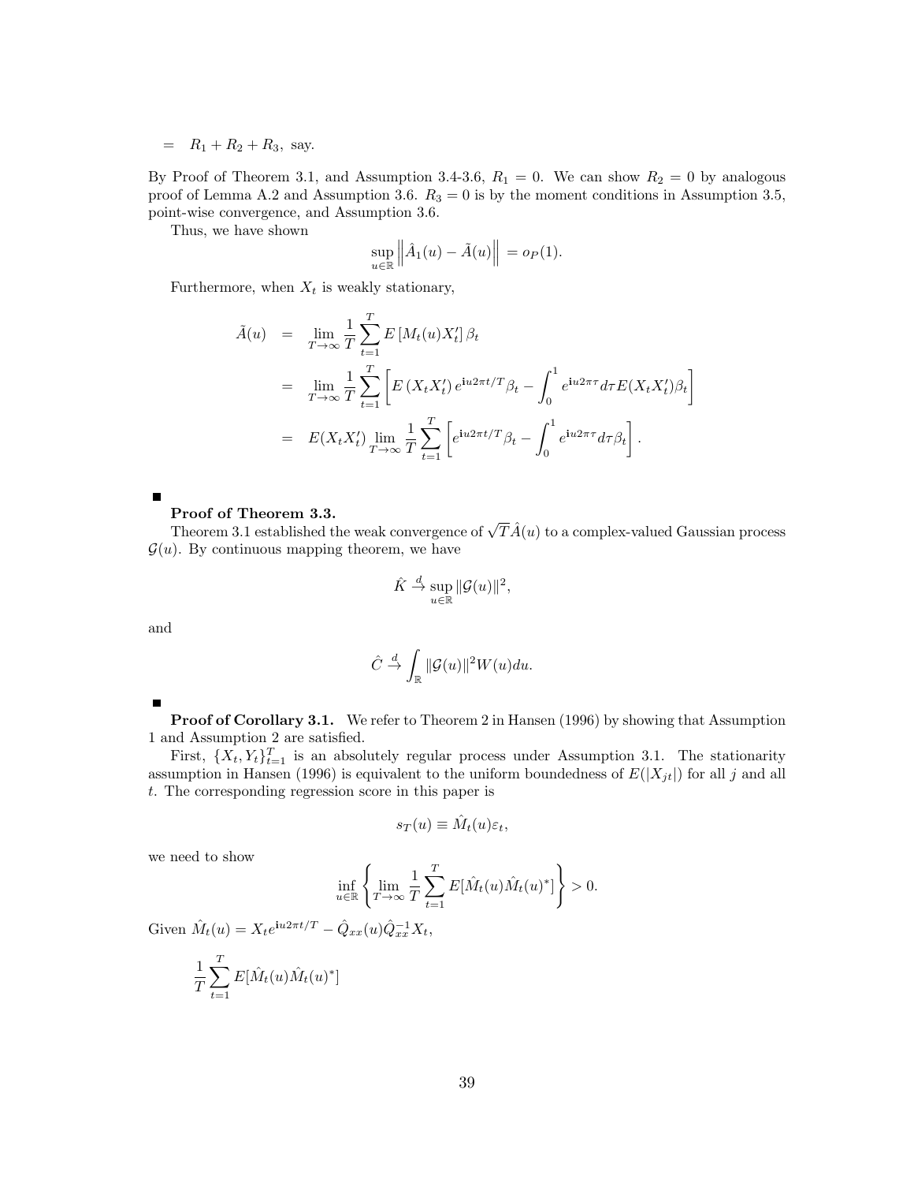$$= \quad R_1 + R_2 + R_3, \text{ say.}$$

By Proof of Theorem 3.1, and Assumption 3.4-3.6, $R_1 = 0$. We can show $R_2 = 0$ by analogous proof of Lemma A.2 and Assumption 3.6. $R_3 = 0$ is by the moment conditions in Assumption 3.5, point-wise convergence, and Assumption 3.6.

Thus, we have shown

$$\sup_{u \in \mathbb{R}} \left\| \hat{A}_1(u) - \tilde{A}(u) \right\| = o_P(1).$$

Furthermore, when $X_t$ is weakly stationary,

$$\begin{aligned}
\tilde{A}(u) &= \lim_{T\to\infty} \frac{1}{T} \sum_{t=1}^{T} E\left[M_t(u) X_t'\right] \beta_t \\
&= \lim_{T\to\infty} \frac{1}{T} \sum_{t=1}^{T} \left[ E\left(X_t X_t'\right) e^{\mathbf{i}u2\pi t/T} \beta_t - \int_0^1 e^{\mathbf{i}u2\pi\tau} d\tau E(X_t X_t') \beta_t \right] \\
&= E(X_t X_t') \lim_{T\to\infty} \frac{1}{T} \sum_{t=1}^{T} \left[ e^{\mathbf{i}u2\pi t/T} \beta_t - \int_0^1 e^{\mathbf{i}u2\pi\tau} d\tau \beta_t \right].
\end{aligned}$$

■

**Proof of Theorem 3.3.**

Theorem 3.1 established the weak convergence of $\sqrt{T}\hat{A}(u)$ to a complex-valued Gaussian process $\mathcal{G}(u)$. By continuous mapping theorem, we have

$$\hat{K} \xrightarrow{d} \sup_{u \in \mathbb{R}} \|\mathcal{G}(u)\|^2,$$

and

$$\hat{C} \xrightarrow{d} \int_{\mathbb{R}} \|\mathcal{G}(u)\|^2 W(u) du.$$

■

**Proof of Corollary 3.1.** We refer to Theorem 2 in Hansen (1996) by showing that Assumption 1 and Assumption 2 are satisfied.

First, $\{X_t, Y_t\}_{t=1}^{T}$ is an absolutely regular process under Assumption 3.1. The stationarity assumption in Hansen (1996) is equivalent to the uniform boundedness of $E(|X_{jt}|)$ for all $j$ and all $t$. The corresponding regression score in this paper is

$$s_T(u) \equiv \hat{M}_t(u)\varepsilon_t,$$

we need to show

$$\inf_{u \in \mathbb{R}} \left\{ \lim_{T\to\infty} \frac{1}{T} \sum_{t=1}^{T} E[\hat{M}_t(u)\hat{M}_t(u)^*] \right\} > 0.$$

Given $\hat{M}_t(u) = X_t e^{\mathbf{i}u2\pi t/T} - \hat{Q}_{xx}(u)\hat{Q}_{xx}^{-1} X_t$,

$$\frac{1}{T} \sum_{t=1}^{T} E[\hat{M}_t(u)\hat{M}_t(u)^*]$$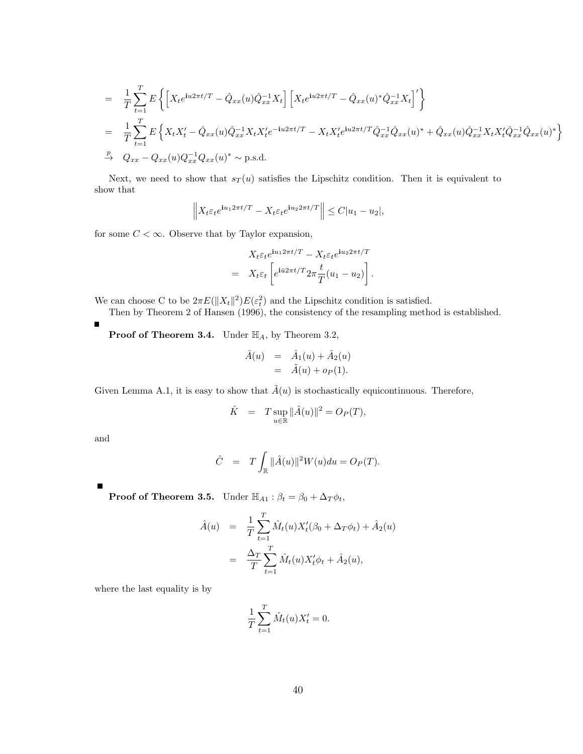$$
\begin{aligned}
&= \frac{1}{T}\sum_{t=1}^{T} E\left\{\left[X_t e^{\mathbf{i}u2\pi t/T} - \hat{Q}_{xx}(u)\hat{Q}_{xx}^{-1}X_t\right]\left[X_t e^{\mathbf{i}u2\pi t/T} - \hat{Q}_{xx}(u)^*\hat{Q}_{xx}^{-1}X_t\right]'\right\} \\
&= \frac{1}{T}\sum_{t=1}^{T} E\left\{X_tX_t' - \hat{Q}_{xx}(u)\hat{Q}_{xx}^{-1}X_tX_t'e^{-\mathbf{i}u2\pi t/T} - X_tX_t'e^{\mathbf{i}u2\pi t/T}\hat{Q}_{xx}^{-1}\hat{Q}_{xx}(u)^* + \hat{Q}_{xx}(u)\hat{Q}_{xx}^{-1}X_tX_t'\hat{Q}_{xx}^{-1}\hat{Q}_{xx}(u)^*\right\} \\
&\xrightarrow{p} \; Q_{xx} - Q_{xx}(u)Q_{xx}^{-1}Q_{xx}(u)^* \sim \text{p.s.d.}
\end{aligned}
$$

Next, we need to show that $s_T(u)$ satisfies the Lipschitz condition. Then it is equivalent to show that

$$
\left\| X_t\varepsilon_t e^{\mathbf{i}u_1 2\pi t/T} - X_t\varepsilon_t e^{\mathbf{i}u_2 2\pi t/T}\right\| \leq C|u_1 - u_2|,
$$

for some $C < \infty$. Observe that by Taylor expansion,

$$
\begin{aligned}
& X_t\varepsilon_t e^{\mathbf{i}u_1 2\pi t/T} - X_t\varepsilon_t e^{\mathbf{i}u_2 2\pi t/T} \\
= \;& X_t\varepsilon_t\left[e^{\mathbf{i}\bar{u}2\pi t/T}2\pi\frac{t}{T}(u_1 - u_2)\right].
\end{aligned}
$$

We can choose C to be $2\pi E(\|X_t\|^2)E(\varepsilon_t^2)$ and the Lipschitz condition is satisfied.

Then by Theorem 2 of Hansen (1996), the consistency of the resampling method is established.

■

**Proof of Theorem 3.4.** Under $\mathbb{H}_A$, by Theorem 3.2,

$$
\begin{aligned}
\hat{A}(u) &= \hat{A}_1(u) + \hat{A}_2(u) \\
&= \tilde{A}(u) + o_P(1).
\end{aligned}
$$

Given Lemma A.1, it is easy to show that $\tilde{A}(u)$ is stochastically equicontinuous. Therefore,

$$
\hat{K} \;=\; T\sup_{u\in\mathbb{R}}\|\hat{A}(u)\|^2 = O_P(T),
$$

and

$$
\hat{C} \;=\; T\int_{\mathbb{R}}\|\hat{A}(u)\|^2 W(u)du = O_P(T).
$$

■

**Proof of Theorem 3.5.** Under $\mathbb{H}_{A1} : \beta_t = \beta_0 + \Delta_T\phi_t$,

$$
\begin{aligned}
\hat{A}(u) &= \frac{1}{T}\sum_{t=1}^{T}\hat{M}_t(u)X_t'(\beta_0 + \Delta_T\phi_t) + \hat{A}_2(u) \\
&= \frac{\Delta_T}{T}\sum_{t=1}^{T}\hat{M}_t(u)X_t'\phi_t + \hat{A}_2(u),
\end{aligned}
$$

where the last equality is by

$$
\frac{1}{T}\sum_{t=1}^{T}\hat{M}_t(u)X_t' = 0.
$$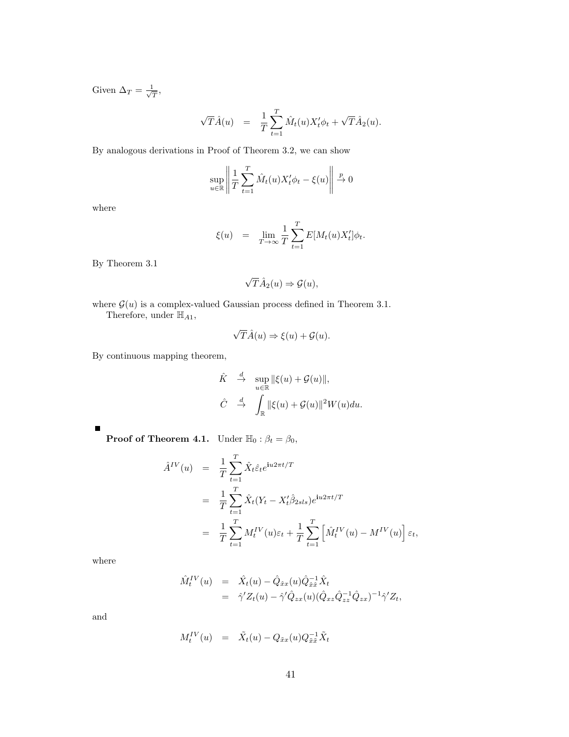Given $\Delta_T = \frac{1}{\sqrt{T}}$,

$$\sqrt{T}\hat{A}(u) = \frac{1}{T}\sum_{t=1}^{T}\hat{M}_t(u)X_t'\phi_t + \sqrt{T}\hat{A}_2(u).$$

By analogous derivations in Proof of Theorem 3.2, we can show

$$\sup_{u\in\mathbb{R}}\left\|\frac{1}{T}\sum_{t=1}^{T}\hat{M}_t(u)X_t'\phi_t - \xi(u)\right\| \xrightarrow{p} 0$$

where

$$\xi(u) = \lim_{T\to\infty}\frac{1}{T}\sum_{t=1}^{T}E[M_t(u)X_t']\phi_t.$$

By Theorem 3.1

$$\sqrt{T}\hat{A}_2(u) \Rightarrow \mathcal{G}(u),$$

where $\mathcal{G}(u)$ is a complex-valued Gaussian process defined in Theorem 3.1.

Therefore, under $\mathbb{H}_{A1}$,

$$\sqrt{T}\hat{A}(u) \Rightarrow \xi(u) + \mathcal{G}(u).$$

By continuous mapping theorem,

$$\hat{K} \xrightarrow{d} \sup_{u\in\mathbb{R}}\|\xi(u)+\mathcal{G}(u)\|,$$
$$\hat{C} \xrightarrow{d} \int_{\mathbb{R}}\|\xi(u)+\mathcal{G}(u)\|^2 W(u)du.$$

■

**Proof of Theorem 4.1.** Under $\mathbb{H}_0 : \beta_t = \beta_0$,

$$\begin{aligned}
\hat{A}^{IV}(u) &= \frac{1}{T}\sum_{t=1}^{T}\hat{X}_t\hat{\varepsilon}_t e^{\mathbf{i}u2\pi t/T} \\
&= \frac{1}{T}\sum_{t=1}^{T}\hat{X}_t(Y_t - X_t'\hat{\beta}_{2sls})e^{\mathbf{i}u2\pi t/T} \\
&= \frac{1}{T}\sum_{t=1}^{T}M_t^{IV}(u)\varepsilon_t + \frac{1}{T}\sum_{t=1}^{T}\left[\hat{M}_t^{IV}(u) - M^{IV}(u)\right]\varepsilon_t,
\end{aligned}$$

where

$$\begin{aligned}
\hat{M}_t^{IV}(u) &= \hat{X}_t(u) - \hat{Q}_{\hat{x}x}(u)\hat{Q}_{\hat{x}\hat{x}}^{-1}\hat{X}_t \\
&= \hat{\gamma}'Z_t(u) - \hat{\gamma}'\hat{Q}_{zx}(u)(\hat{Q}_{xz}\hat{Q}_{zz}^{-1}\hat{Q}_{zx})^{-1}\hat{\gamma}'Z_t,
\end{aligned}$$

and

$$M_t^{IV}(u) = \tilde{X}_t(u) - Q_{\tilde{x}x}(u)Q_{\tilde{x}\tilde{x}}^{-1}\tilde{X}_t$$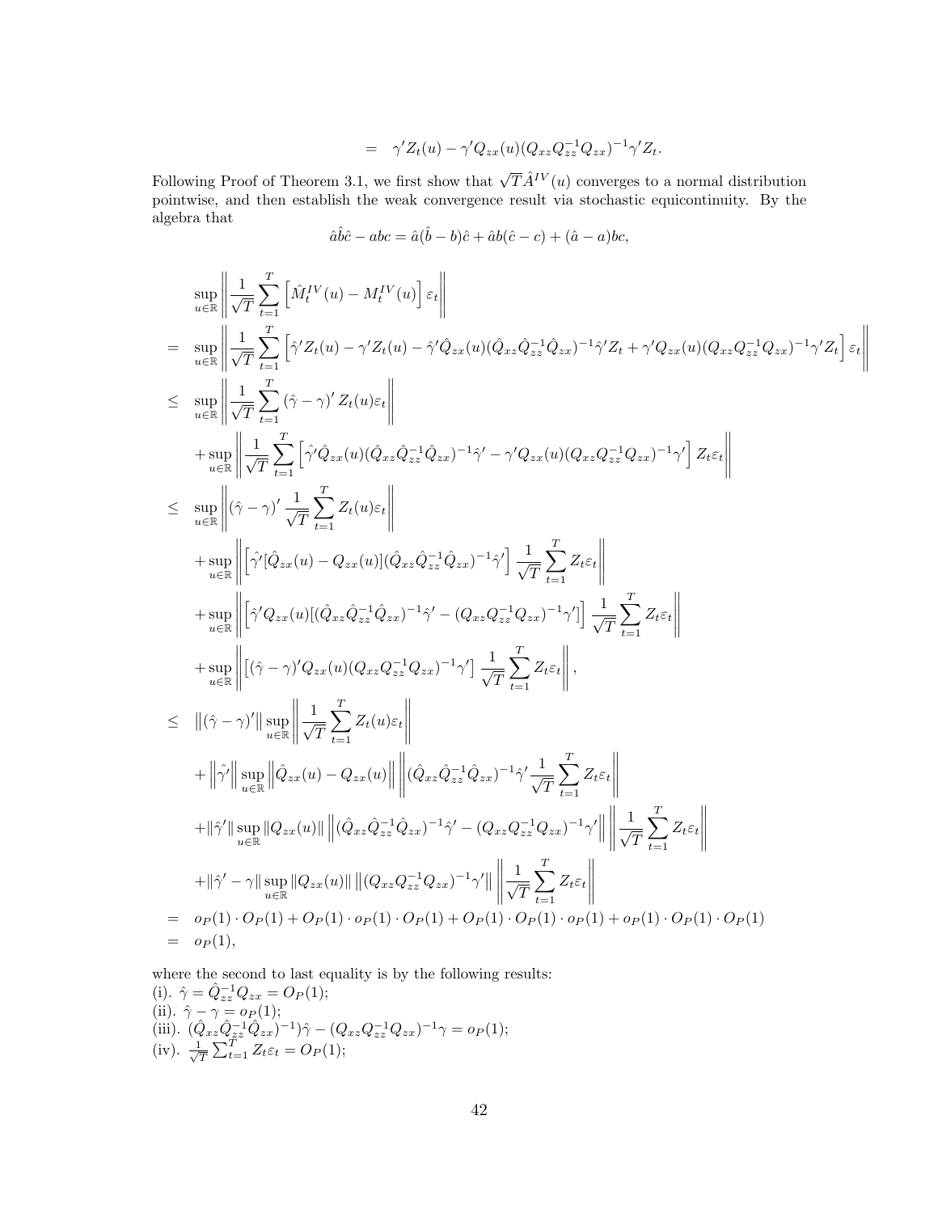$$= \quad \gamma' Z_t(u) - \gamma' Q_{zx}(u)(Q_{xz}Q_{zz}^{-1}Q_{zx})^{-1}\gamma' Z_t.$$

Following Proof of Theorem 3.1, we first show that $\sqrt{T}\hat{A}^{IV}(u)$ converges to a normal distribution pointwise, and then establish the weak convergence result via stochastic equicontinuity. By the algebra that

$$\hat{a}\hat{b}\hat{c} - abc = \hat{a}(\hat{b}-b)\hat{c} + \hat{a}b(\hat{c}-c) + (\hat{a}-a)bc,$$

$$
\begin{aligned}
& \sup_{u\in\mathbb{R}} \left\| \frac{1}{\sqrt{T}} \sum_{t=1}^{T} \left[ \hat{M}_t^{IV}(u) - M_t^{IV}(u) \right] \varepsilon_t \right\| \\
= \quad & \sup_{u\in\mathbb{R}} \left\| \frac{1}{\sqrt{T}} \sum_{t=1}^{T} \left[ \hat{\gamma}' Z_t(u) - \gamma' Z_t(u) - \hat{\gamma}' \hat{Q}_{zx}(u)(\hat{Q}_{xz}\hat{Q}_{zz}^{-1}\hat{Q}_{zx})^{-1}\hat{\gamma}' Z_t + \gamma' Q_{zx}(u)(Q_{xz}Q_{zz}^{-1}Q_{zx})^{-1}\gamma' Z_t \right] \varepsilon_t \right\| \\
\leq \quad & \sup_{u\in\mathbb{R}} \left\| \frac{1}{\sqrt{T}} \sum_{t=1}^{T} (\hat{\gamma}-\gamma)' Z_t(u)\varepsilon_t \right\| \\
& + \sup_{u\in\mathbb{R}} \left\| \frac{1}{\sqrt{T}} \sum_{t=1}^{T} \left[ \hat{\gamma}' \hat{Q}_{zx}(u)(\hat{Q}_{xz}\hat{Q}_{zz}^{-1}\hat{Q}_{zx})^{-1}\hat{\gamma}' - \gamma' Q_{zx}(u)(Q_{xz}Q_{zz}^{-1}Q_{zx})^{-1}\gamma' \right] Z_t\varepsilon_t \right\| \\
\leq \quad & \sup_{u\in\mathbb{R}} \left\| (\hat{\gamma}-\gamma)' \frac{1}{\sqrt{T}} \sum_{t=1}^{T} Z_t(u)\varepsilon_t \right\| \\
& + \sup_{u\in\mathbb{R}} \left\| \left[ \hat{\gamma}'[\hat{Q}_{zx}(u) - Q_{zx}(u)](\hat{Q}_{xz}\hat{Q}_{zz}^{-1}\hat{Q}_{zx})^{-1}\hat{\gamma}' \right] \frac{1}{\sqrt{T}} \sum_{t=1}^{T} Z_t\varepsilon_t \right\| \\
& + \sup_{u\in\mathbb{R}} \left\| \left[ \hat{\gamma}' Q_{zx}(u)[(\hat{Q}_{xz}\hat{Q}_{zz}^{-1}\hat{Q}_{zx})^{-1}\hat{\gamma}' - (Q_{xz}Q_{zz}^{-1}Q_{zx})^{-1}\gamma'] \right] \frac{1}{\sqrt{T}} \sum_{t=1}^{T} Z_t\varepsilon_t \right\| \\
& + \sup_{u\in\mathbb{R}} \left\| \left[ (\hat{\gamma}-\gamma)' Q_{zx}(u)(Q_{xz}Q_{zz}^{-1}Q_{zx})^{-1}\gamma' \right] \frac{1}{\sqrt{T}} \sum_{t=1}^{T} Z_t\varepsilon_t \right\|, \\
\leq \quad & \left\| (\hat{\gamma}-\gamma)' \right\| \sup_{u\in\mathbb{R}} \left\| \frac{1}{\sqrt{T}} \sum_{t=1}^{T} Z_t(u)\varepsilon_t \right\| \\
& + \left\| \hat{\gamma}' \right\| \sup_{u\in\mathbb{R}} \left\| \hat{Q}_{zx}(u) - Q_{zx}(u) \right\| \left\| (\hat{Q}_{xz}\hat{Q}_{zz}^{-1}\hat{Q}_{zx})^{-1}\hat{\gamma}' \frac{1}{\sqrt{T}} \sum_{t=1}^{T} Z_t\varepsilon_t \right\| \\
& + \|\hat{\gamma}'\| \sup_{u\in\mathbb{R}} \|Q_{zx}(u)\| \left\| (\hat{Q}_{xz}\hat{Q}_{zz}^{-1}\hat{Q}_{zx})^{-1}\hat{\gamma}' - (Q_{xz}Q_{zz}^{-1}Q_{zx})^{-1}\gamma' \right\| \left\| \frac{1}{\sqrt{T}} \sum_{t=1}^{T} Z_t\varepsilon_t \right\| \\
& + \|\hat{\gamma}' - \gamma\| \sup_{u\in\mathbb{R}} \|Q_{zx}(u)\| \left\| (Q_{xz}Q_{zz}^{-1}Q_{zx})^{-1}\gamma' \right\| \left\| \frac{1}{\sqrt{T}} \sum_{t=1}^{T} Z_t\varepsilon_t \right\| \\
= \quad & o_P(1)\cdot O_P(1) + O_P(1)\cdot o_P(1)\cdot O_P(1) + O_P(1)\cdot O_P(1)\cdot o_P(1) + o_P(1)\cdot O_P(1)\cdot O_P(1) \\
= \quad & o_P(1),
\end{aligned}
$$

where the second to last equality is by the following results:
(i). $\hat{\gamma} = \hat{Q}_{zz}^{-1}Q_{zx} = O_P(1)$;
(ii). $\hat{\gamma} - \gamma = o_P(1)$;
(iii). $(\hat{Q}_{xz}\hat{Q}_{zz}^{-1}\hat{Q}_{zx})^{-1})\hat{\gamma} - (Q_{xz}Q_{zz}^{-1}Q_{zx})^{-1}\gamma = o_P(1)$;
(iv). $\frac{1}{\sqrt{T}}\sum_{t=1}^{T} Z_t\varepsilon_t = O_P(1)$;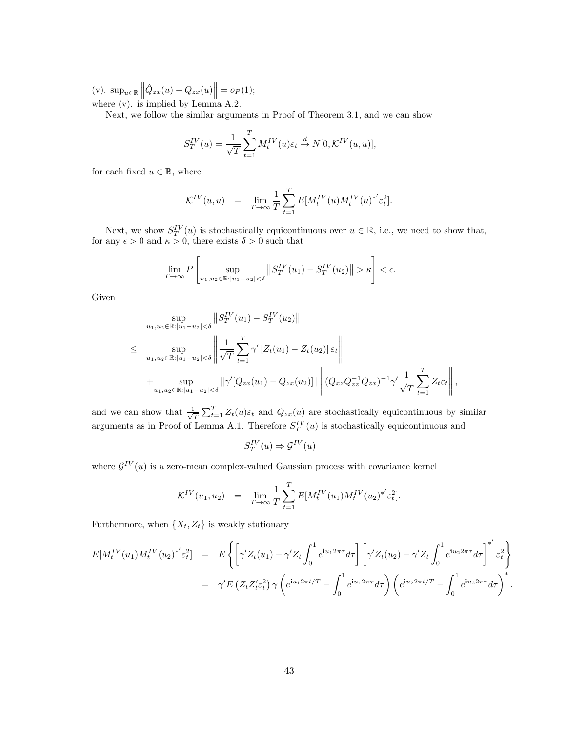(v). $\sup_{u\in\mathbb{R}} \left\| \hat{Q}_{zx}(u) - Q_{zx}(u) \right\| = o_P(1)$;
where (v). is implied by Lemma A.2.

Next, we follow the similar arguments in Proof of Theorem 3.1, and we can show

$$S_T^{IV}(u) = \frac{1}{\sqrt{T}} \sum_{t=1}^{T} M_t^{IV}(u)\varepsilon_t \xrightarrow{d} N[0, \mathcal{K}^{IV}(u,u)],$$

for each fixed $u \in \mathbb{R}$, where

$$\mathcal{K}^{IV}(u,u) = \lim_{T\to\infty} \frac{1}{T} \sum_{t=1}^{T} E[M_t^{IV}(u) M_t^{IV}(u)^{*'} \varepsilon_t^2].$$

Next, we show $S_T^{IV}(u)$ is stochastically equicontinuous over $u \in \mathbb{R}$, i.e., we need to show that, for any $\epsilon > 0$ and $\kappa > 0$, there exists $\delta > 0$ such that

$$\lim_{T\to\infty} P\left[ \sup_{u_1,u_2\in\mathbb{R}:|u_1-u_2|<\delta} \left\| S_T^{IV}(u_1) - S_T^{IV}(u_2) \right\| > \kappa \right] < \epsilon.$$

Given

$$\begin{aligned}
&\sup_{u_1,u_2\in\mathbb{R}:|u_1-u_2|<\delta} \left\| S_T^{IV}(u_1) - S_T^{IV}(u_2) \right\| \\
\leq\ & \sup_{u_1,u_2\in\mathbb{R}:|u_1-u_2|<\delta} \left\| \frac{1}{\sqrt{T}} \sum_{t=1}^{T} \gamma' \left[ Z_t(u_1) - Z_t(u_2) \right] \varepsilon_t \right\| \\
& + \sup_{u_1,u_2\in\mathbb{R}:|u_1-u_2|<\delta} \left\| \gamma' [Q_{zx}(u_1) - Q_{zx}(u_2)] \right\| \left\| (Q_{xz} Q_{zz}^{-1} Q_{zx})^{-1} \gamma' \frac{1}{\sqrt{T}} \sum_{t=1}^{T} Z_t \varepsilon_t \right\|,
\end{aligned}$$

and we can show that $\frac{1}{\sqrt{T}} \sum_{t=1}^{T} Z_t(u)\varepsilon_t$ and $Q_{zx}(u)$ are stochastically equicontinuous by similar arguments as in Proof of Lemma A.1. Therefore $S_T^{IV}(u)$ is stochastically equicontinuous and

$$S_T^{IV}(u) \Rightarrow \mathcal{G}^{IV}(u)$$

where $\mathcal{G}^{IV}(u)$ is a zero-mean complex-valued Gaussian process with covariance kernel

$$\mathcal{K}^{IV}(u_1,u_2) = \lim_{T\to\infty} \frac{1}{T} \sum_{t=1}^{T} E[M_t^{IV}(u_1) M_t^{IV}(u_2)^{*'} \varepsilon_t^2].$$

Furthermore, when $\{X_t, Z_t\}$ is weakly stationary

$$\begin{aligned}
E[M_t^{IV}(u_1) M_t^{IV}(u_2)^{*'} \varepsilon_t^2] &= E\left\{ \left[ \gamma' Z_t(u_1) - \gamma' Z_t \int_0^1 e^{\mathbf{i} u_1 2\pi\tau} d\tau \right] \left[ \gamma' Z_t(u_2) - \gamma' Z_t \int_0^1 e^{\mathbf{i} u_2 2\pi\tau} d\tau \right]^{*'} \varepsilon_t^2 \right\} \\
&= \gamma' E\left( Z_t Z_t' \varepsilon_t^2 \right) \gamma \left( e^{\mathbf{i} u_1 2\pi t/T} - \int_0^1 e^{\mathbf{i} u_1 2\pi\tau} d\tau \right) \left( e^{\mathbf{i} u_2 2\pi t/T} - \int_0^1 e^{\mathbf{i} u_2 2\pi\tau} d\tau \right)^*.
\end{aligned}$$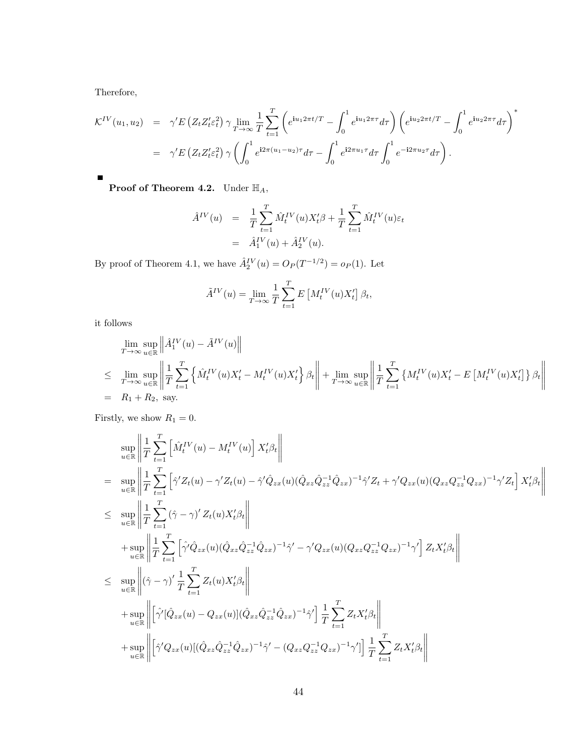Therefore,

$$
\begin{aligned}
\mathcal{K}^{IV}(u_1,u_2) &= \gamma' E\left(Z_t Z_t' \varepsilon_t^2\right)\gamma \lim_{T\to\infty}\frac{1}{T}\sum_{t=1}^{T}\left(e^{\mathbf{i}u_1 2\pi t/T}-\int_0^1 e^{\mathbf{i}u_1 2\pi\tau}d\tau\right)\left(e^{\mathbf{i}u_2 2\pi t/T}-\int_0^1 e^{\mathbf{i}u_2 2\pi\tau}d\tau\right)^{*} \\
&= \gamma' E\left(Z_t Z_t' \varepsilon_t^2\right)\gamma\left(\int_0^1 e^{\mathbf{i}2\pi(u_1-u_2)\tau}d\tau-\int_0^1 e^{\mathbf{i}2\pi u_1\tau}d\tau\int_0^1 e^{-\mathbf{i}2\pi u_2\tau}d\tau\right).
\end{aligned}
$$

■

**Proof of Theorem 4.2.** Under $\mathbb{H}_A$,

$$
\begin{aligned}
\hat{A}^{IV}(u) &= \frac{1}{T}\sum_{t=1}^{T}\hat{M}_t^{IV}(u)X_t'\beta+\frac{1}{T}\sum_{t=1}^{T}\hat{M}_t^{IV}(u)\varepsilon_t \\
&= \hat{A}_1^{IV}(u)+\hat{A}_2^{IV}(u).
\end{aligned}
$$

By proof of Theorem 4.1, we have $\hat{A}_2^{IV}(u)=O_P(T^{-1/2})=o_P(1)$. Let

$$
\tilde{A}^{IV}(u)=\lim_{T\to\infty}\frac{1}{T}\sum_{t=1}^{T}E\left[M_t^{IV}(u)X_t'\right]\beta_t,
$$

it follows

$$
\begin{aligned}
&\lim_{T\to\infty}\sup_{u\in\mathbb{R}}\left\|\hat{A}_1^{IV}(u)-\tilde{A}^{IV}(u)\right\| \\
\leq\ &\lim_{T\to\infty}\sup_{u\in\mathbb{R}}\left\|\frac{1}{T}\sum_{t=1}^{T}\left\{\hat{M}_t^{IV}(u)X_t'-M_t^{IV}(u)X_t'\right\}\beta_t\right\|+\lim_{T\to\infty}\sup_{u\in\mathbb{R}}\left\|\frac{1}{T}\sum_{t=1}^{T}\left\{M_t^{IV}(u)X_t'-E\left[M_t^{IV}(u)X_t'\right]\right\}\beta_t\right\| \\
=\ &R_1+R_2,\ \text{say.}
\end{aligned}
$$

Firstly, we show $R_1=0$.

$$
\begin{aligned}
&\sup_{u\in\mathbb{R}}\left\|\frac{1}{T}\sum_{t=1}^{T}\left[\hat{M}_t^{IV}(u)-M_t^{IV}(u)\right]X_t'\beta_t\right\| \\
=\ &\sup_{u\in\mathbb{R}}\left\|\frac{1}{T}\sum_{t=1}^{T}\left[\hat{\gamma}'Z_t(u)-\gamma'Z_t(u)-\hat{\gamma}'\hat{Q}_{zx}(u)(\hat{Q}_{xz}\hat{Q}_{zz}^{-1}\hat{Q}_{zx})^{-1}\hat{\gamma}'Z_t+\gamma'Q_{zx}(u)(Q_{xz}Q_{zz}^{-1}Q_{zx})^{-1}\gamma'Z_t\right]X_t'\beta_t\right\| \\
\leq\ &\sup_{u\in\mathbb{R}}\left\|\frac{1}{T}\sum_{t=1}^{T}\left(\hat{\gamma}-\gamma\right)'Z_t(u)X_t'\beta_t\right\| \\
&+\sup_{u\in\mathbb{R}}\left\|\frac{1}{T}\sum_{t=1}^{T}\left[\hat{\gamma}'\hat{Q}_{zx}(u)(\hat{Q}_{xz}\hat{Q}_{zz}^{-1}\hat{Q}_{zx})^{-1}\hat{\gamma}'-\gamma'Q_{zx}(u)(Q_{xz}Q_{zz}^{-1}Q_{zx})^{-1}\gamma'\right]Z_tX_t'\beta_t\right\| \\
\leq\ &\sup_{u\in\mathbb{R}}\left\|\left(\hat{\gamma}-\gamma\right)'\frac{1}{T}\sum_{t=1}^{T}Z_t(u)X_t'\beta_t\right\| \\
&+\sup_{u\in\mathbb{R}}\left\|\left[\hat{\gamma}'[\hat{Q}_{zx}(u)-Q_{zx}(u)](\hat{Q}_{xz}\hat{Q}_{zz}^{-1}\hat{Q}_{zx})^{-1}\hat{\gamma}'\right]\frac{1}{T}\sum_{t=1}^{T}Z_tX_t'\beta_t\right\| \\
&+\sup_{u\in\mathbb{R}}\left\|\left[\hat{\gamma}'Q_{zx}(u)[(\hat{Q}_{xz}\hat{Q}_{zz}^{-1}\hat{Q}_{zx})^{-1}\hat{\gamma}'-(Q_{xz}Q_{zz}^{-1}Q_{zx})^{-1}\gamma']\right]\frac{1}{T}\sum_{t=1}^{T}Z_tX_t'\beta_t\right\|
\end{aligned}
$$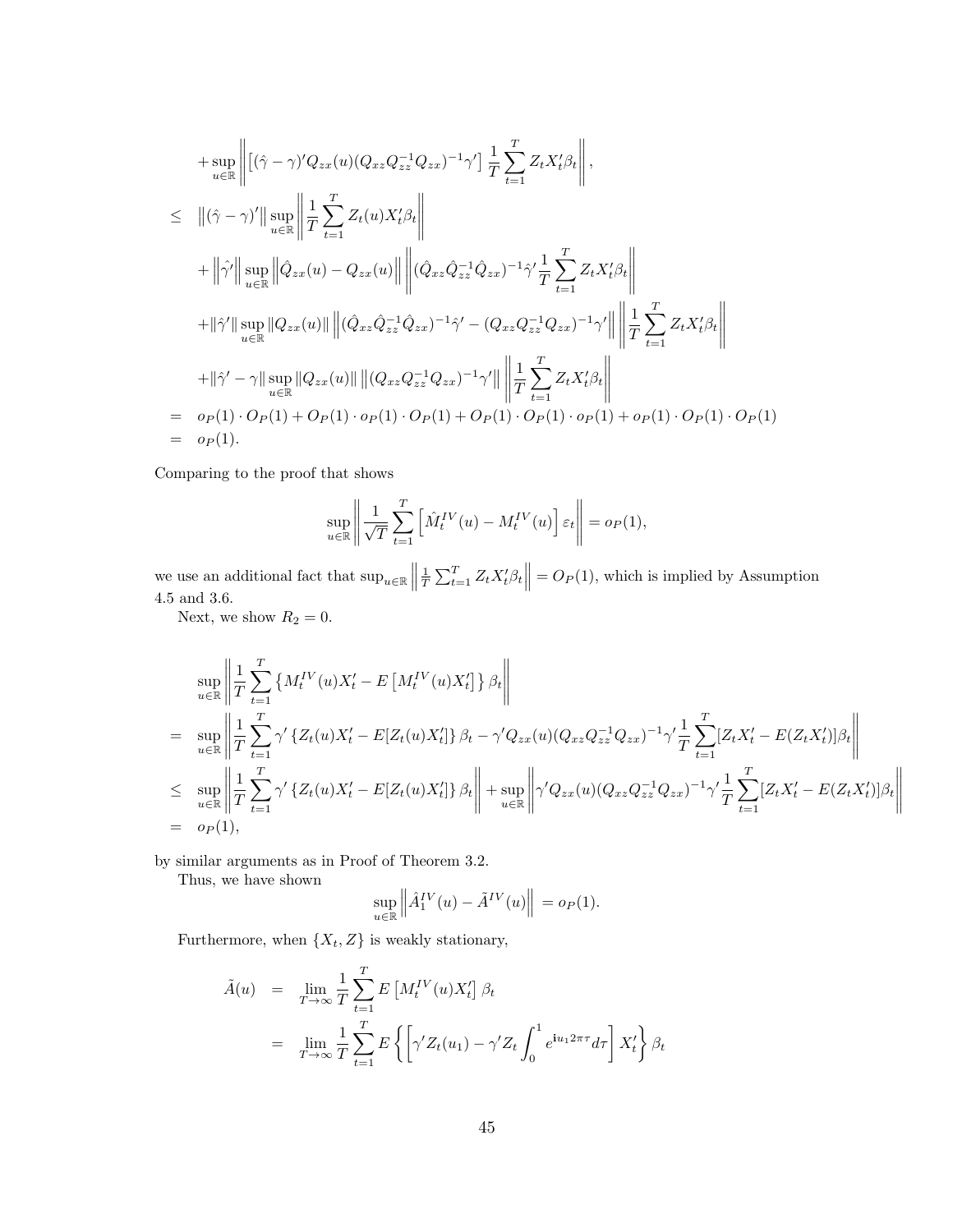$$
\begin{aligned}
&+\sup_{u\in\mathbb{R}}\left\|\left[(\hat{\gamma}-\gamma)'Q_{zx}(u)(Q_{xz}Q_{zz}^{-1}Q_{zx})^{-1}\gamma'\right]\frac{1}{T}\sum_{t=1}^{T}Z_tX_t'\beta_t\right\|,\\
\leq\ & \left\|(\hat{\gamma}-\gamma)'\right\|\sup_{u\in\mathbb{R}}\left\|\frac{1}{T}\sum_{t=1}^{T}Z_t(u)X_t'\beta_t\right\|\\
&+\left\|\hat{\gamma}'\right\|\sup_{u\in\mathbb{R}}\left\|\hat{Q}_{zx}(u)-Q_{zx}(u)\right\|\left\|(\hat{Q}_{xz}\hat{Q}_{zz}^{-1}\hat{Q}_{zx})^{-1}\hat{\gamma}'\frac{1}{T}\sum_{t=1}^{T}Z_tX_t'\beta_t\right\|\\
&+\|\hat{\gamma}'\|\sup_{u\in\mathbb{R}}\|Q_{zx}(u)\|\left\|(\hat{Q}_{xz}\hat{Q}_{zz}^{-1}\hat{Q}_{zx})^{-1}\hat{\gamma}'-(Q_{xz}Q_{zz}^{-1}Q_{zx})^{-1}\gamma'\right\|\left\|\frac{1}{T}\sum_{t=1}^{T}Z_tX_t'\beta_t\right\|\\
&+\|\hat{\gamma}'-\gamma\|\sup_{u\in\mathbb{R}}\|Q_{zx}(u)\|\left\|(Q_{xz}Q_{zz}^{-1}Q_{zx})^{-1}\gamma'\right\|\left\|\frac{1}{T}\sum_{t=1}^{T}Z_tX_t'\beta_t\right\|\\
=\ & o_P(1)\cdot O_P(1)+O_P(1)\cdot o_P(1)\cdot O_P(1)+O_P(1)\cdot O_P(1)\cdot o_P(1)+o_P(1)\cdot O_P(1)\cdot O_P(1)\\
=\ & o_P(1).
\end{aligned}
$$

Comparing to the proof that shows

$$
\sup_{u\in\mathbb{R}}\left\|\frac{1}{\sqrt{T}}\sum_{t=1}^{T}\left[\hat{M}_t^{IV}(u)-M_t^{IV}(u)\right]\varepsilon_t\right\|=o_P(1),
$$

we use an additional fact that $\sup_{u\in\mathbb{R}}\left\|\frac{1}{T}\sum_{t=1}^{T}Z_tX_t'\beta_t\right\|=O_P(1)$, which is implied by Assumption 4.5 and 3.6.

Next, we show $R_2=0$.

$$
\begin{aligned}
&\sup_{u\in\mathbb{R}}\left\|\frac{1}{T}\sum_{t=1}^{T}\left\{M_t^{IV}(u)X_t'-E\left[M_t^{IV}(u)X_t'\right]\right\}\beta_t\right\|\\
=\ &\sup_{u\in\mathbb{R}}\left\|\frac{1}{T}\sum_{t=1}^{T}\gamma'\left\{Z_t(u)X_t'-E[Z_t(u)X_t']\right\}\beta_t-\gamma'Q_{zx}(u)(Q_{xz}Q_{zz}^{-1}Q_{zx})^{-1}\gamma'\frac{1}{T}\sum_{t=1}^{T}[Z_tX_t'-E(Z_tX_t')]\beta_t\right\|\\
\leq\ &\sup_{u\in\mathbb{R}}\left\|\frac{1}{T}\sum_{t=1}^{T}\gamma'\left\{Z_t(u)X_t'-E[Z_t(u)X_t']\right\}\beta_t\right\|+\sup_{u\in\mathbb{R}}\left\|\gamma'Q_{zx}(u)(Q_{xz}Q_{zz}^{-1}Q_{zx})^{-1}\gamma'\frac{1}{T}\sum_{t=1}^{T}[Z_tX_t'-E(Z_tX_t')]\beta_t\right\|\\
=\ &o_P(1),
\end{aligned}
$$

by similar arguments as in Proof of Theorem 3.2.

Thus, we have shown

$$
\sup_{u\in\mathbb{R}}\left\|\hat{A}_1^{IV}(u)-\tilde{A}^{IV}(u)\right\|=o_P(1).
$$

Furthermore, when $\{X_t,Z\}$ is weakly stationary,

$$
\begin{aligned}
\tilde{A}(u) &= \lim_{T\to\infty}\frac{1}{T}\sum_{t=1}^{T}E\left[M_t^{IV}(u)X_t'\right]\beta_t\\
&= \lim_{T\to\infty}\frac{1}{T}\sum_{t=1}^{T}E\left\{\left[\gamma'Z_t(u_1)-\gamma'Z_t\int_0^1 e^{\mathbf{i}u_1 2\pi\tau}d\tau\right]X_t'\right\}\beta_t
\end{aligned}
$$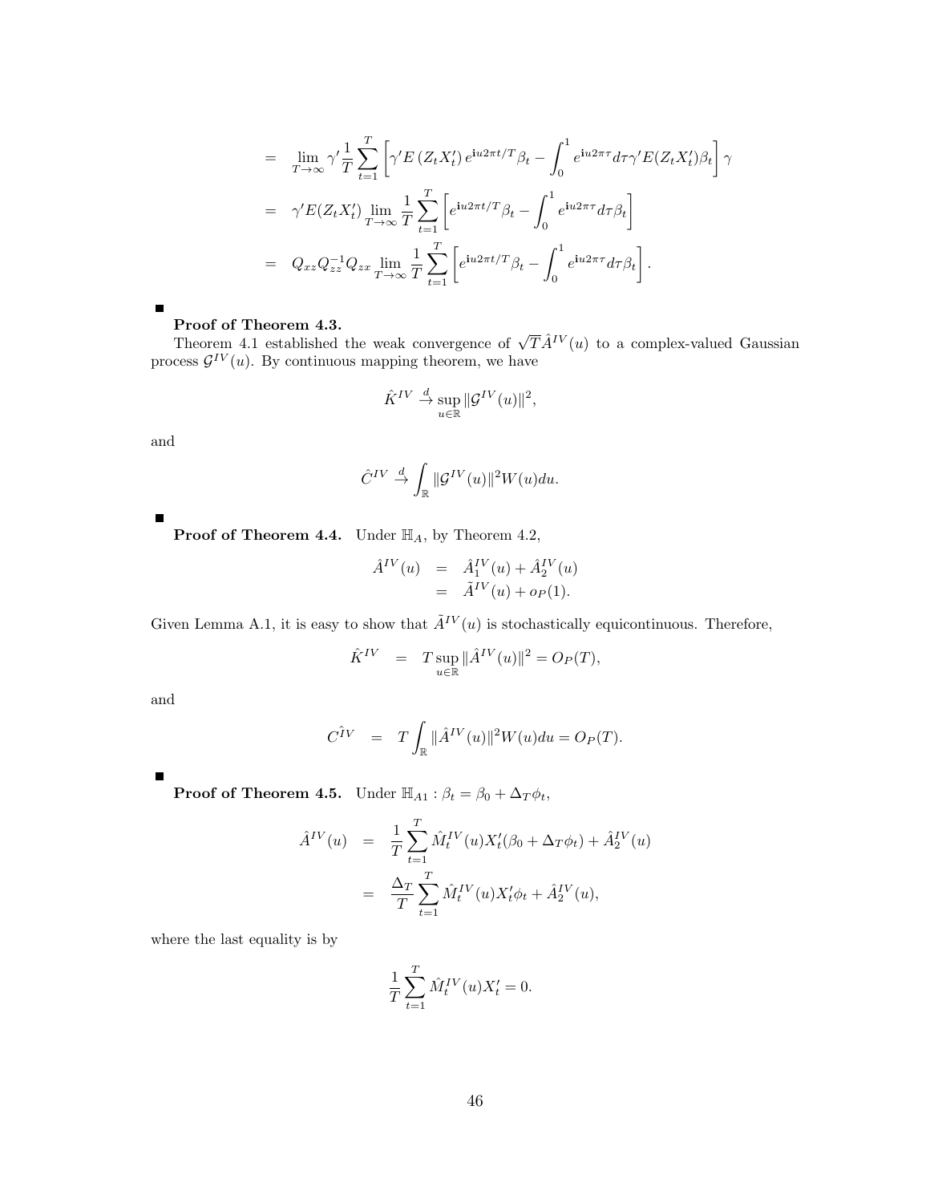$$
\begin{aligned}
&= \lim_{T\to\infty} \gamma' \frac{1}{T}\sum_{t=1}^{T}\left[\gamma' E\left(Z_t X_t'\right) e^{\mathbf{i}u2\pi t/T}\beta_t - \int_0^1 e^{\mathbf{i}u2\pi\tau} d\tau \gamma' E(Z_t X_t')\beta_t\right]\gamma \\
&= \gamma' E(Z_t X_t') \lim_{T\to\infty} \frac{1}{T}\sum_{t=1}^{T}\left[e^{\mathbf{i}u2\pi t/T}\beta_t - \int_0^1 e^{\mathbf{i}u2\pi\tau} d\tau \beta_t\right] \\
&= Q_{xz}Q_{zz}^{-1}Q_{zx} \lim_{T\to\infty} \frac{1}{T}\sum_{t=1}^{T}\left[e^{\mathbf{i}u2\pi t/T}\beta_t - \int_0^1 e^{\mathbf{i}u2\pi\tau} d\tau \beta_t\right].
\end{aligned}
$$

■

**Proof of Theorem 4.3.**

Theorem 4.1 established the weak convergence of $\sqrt{T}\hat{A}^{IV}(u)$ to a complex-valued Gaussian process $\mathcal{G}^{IV}(u)$. By continuous mapping theorem, we have

$$
\hat{K}^{IV} \xrightarrow{d} \sup_{u\in\mathbb{R}} \|\mathcal{G}^{IV}(u)\|^2,
$$

and

$$
\hat{C}^{IV} \xrightarrow{d} \int_{\mathbb{R}} \|\mathcal{G}^{IV}(u)\|^2 W(u) du.
$$

■

**Proof of Theorem 4.4.** Under $\mathbb{H}_A$, by Theorem 4.2,

$$
\begin{aligned}
\hat{A}^{IV}(u) &= \hat{A}_1^{IV}(u) + \hat{A}_2^{IV}(u) \\
&= \tilde{A}^{IV}(u) + o_P(1).
\end{aligned}
$$

Given Lemma A.1, it is easy to show that $\tilde{A}^{IV}(u)$ is stochastically equicontinuous. Therefore,

$$
\hat{K}^{IV} = T\sup_{u\in\mathbb{R}} \|\hat{A}^{IV}(u)\|^2 = O_P(T),
$$

and

$$
C^{\hat{I}V} = T\int_{\mathbb{R}} \|\hat{A}^{IV}(u)\|^2 W(u) du = O_P(T).
$$

■

**Proof of Theorem 4.5.** Under $\mathbb{H}_{A1}: \beta_t = \beta_0 + \Delta_T \phi_t$,

$$
\begin{aligned}
\hat{A}^{IV}(u) &= \frac{1}{T}\sum_{t=1}^{T} \hat{M}_t^{IV}(u) X_t'(\beta_0 + \Delta_T\phi_t) + \hat{A}_2^{IV}(u) \\
&= \frac{\Delta_T}{T}\sum_{t=1}^{T} \hat{M}_t^{IV}(u) X_t'\phi_t + \hat{A}_2^{IV}(u),
\end{aligned}
$$

where the last equality is by

$$
\frac{1}{T}\sum_{t=1}^{T} \hat{M}_t^{IV}(u) X_t' = 0.
$$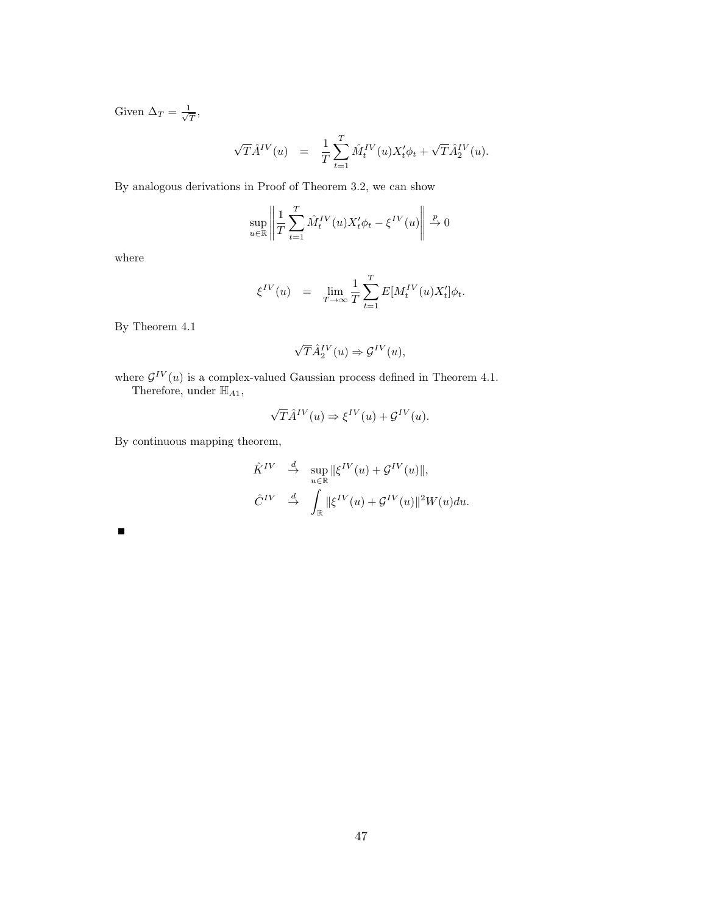Given $\Delta_T = \frac{1}{\sqrt{T}}$,

$$\sqrt{T}\hat{A}^{IV}(u) \quad = \quad \frac{1}{T}\sum_{t=1}^{T}\hat{M}_t^{IV}(u)X_t'\phi_t + \sqrt{T}\hat{A}_2^{IV}(u).$$

By analogous derivations in Proof of Theorem 3.2, we can show

$$\sup_{u\in\mathbb{R}}\left\|\frac{1}{T}\sum_{t=1}^{T}\hat{M}_t^{IV}(u)X_t'\phi_t - \xi^{IV}(u)\right\| \xrightarrow{p} 0$$

where

$$\xi^{IV}(u) \quad = \quad \lim_{T\to\infty}\frac{1}{T}\sum_{t=1}^{T}E[M_t^{IV}(u)X_t']\phi_t.$$

By Theorem 4.1

$$\sqrt{T}\hat{A}_2^{IV}(u) \Rightarrow \mathcal{G}^{IV}(u),$$

where $\mathcal{G}^{IV}(u)$ is a complex-valued Gaussian process defined in Theorem 4.1.

Therefore, under $\mathbb{H}_{A1}$,

$$\sqrt{T}\hat{A}^{IV}(u) \Rightarrow \xi^{IV}(u) + \mathcal{G}^{IV}(u).$$

By continuous mapping theorem,

$$\hat{K}^{IV} \quad \xrightarrow{d} \quad \sup_{u\in\mathbb{R}}\|\xi^{IV}(u) + \mathcal{G}^{IV}(u)\|,$$

$$\hat{C}^{IV} \quad \xrightarrow{d} \quad \int_{\mathbb{R}}\|\xi^{IV}(u) + \mathcal{G}^{IV}(u)\|^2 W(u)du.$$

■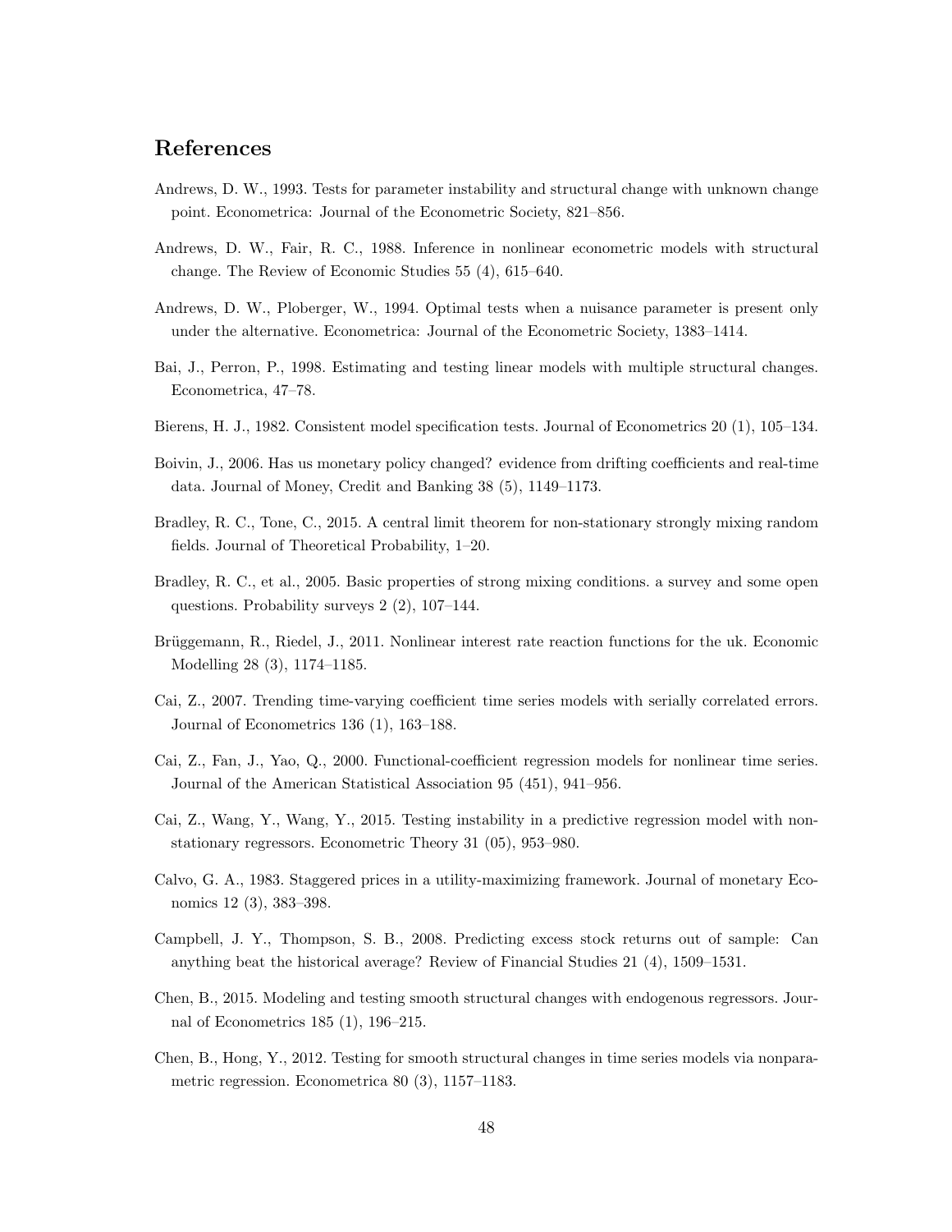## References

Andrews, D. W., 1993. Tests for parameter instability and structural change with unknown change point. Econometrica: Journal of the Econometric Society, 821–856.

Andrews, D. W., Fair, R. C., 1988. Inference in nonlinear econometric models with structural change. The Review of Economic Studies 55 (4), 615–640.

Andrews, D. W., Ploberger, W., 1994. Optimal tests when a nuisance parameter is present only under the alternative. Econometrica: Journal of the Econometric Society, 1383–1414.

Bai, J., Perron, P., 1998. Estimating and testing linear models with multiple structural changes. Econometrica, 47–78.

Bierens, H. J., 1982. Consistent model specification tests. Journal of Econometrics 20 (1), 105–134.

Boivin, J., 2006. Has us monetary policy changed? evidence from drifting coefficients and real-time data. Journal of Money, Credit and Banking 38 (5), 1149–1173.

Bradley, R. C., Tone, C., 2015. A central limit theorem for non-stationary strongly mixing random fields. Journal of Theoretical Probability, 1–20.

Bradley, R. C., et al., 2005. Basic properties of strong mixing conditions. a survey and some open questions. Probability surveys 2 (2), 107–144.

Brüggemann, R., Riedel, J., 2011. Nonlinear interest rate reaction functions for the uk. Economic Modelling 28 (3), 1174–1185.

Cai, Z., 2007. Trending time-varying coefficient time series models with serially correlated errors. Journal of Econometrics 136 (1), 163–188.

Cai, Z., Fan, J., Yao, Q., 2000. Functional-coefficient regression models for nonlinear time series. Journal of the American Statistical Association 95 (451), 941–956.

Cai, Z., Wang, Y., Wang, Y., 2015. Testing instability in a predictive regression model with non-stationary regressors. Econometric Theory 31 (05), 953–980.

Calvo, G. A., 1983. Staggered prices in a utility-maximizing framework. Journal of monetary Economics 12 (3), 383–398.

Campbell, J. Y., Thompson, S. B., 2008. Predicting excess stock returns out of sample: Can anything beat the historical average? Review of Financial Studies 21 (4), 1509–1531.

Chen, B., 2015. Modeling and testing smooth structural changes with endogenous regressors. Journal of Econometrics 185 (1), 196–215.

Chen, B., Hong, Y., 2012. Testing for smooth structural changes in time series models via nonparametric regression. Econometrica 80 (3), 1157–1183.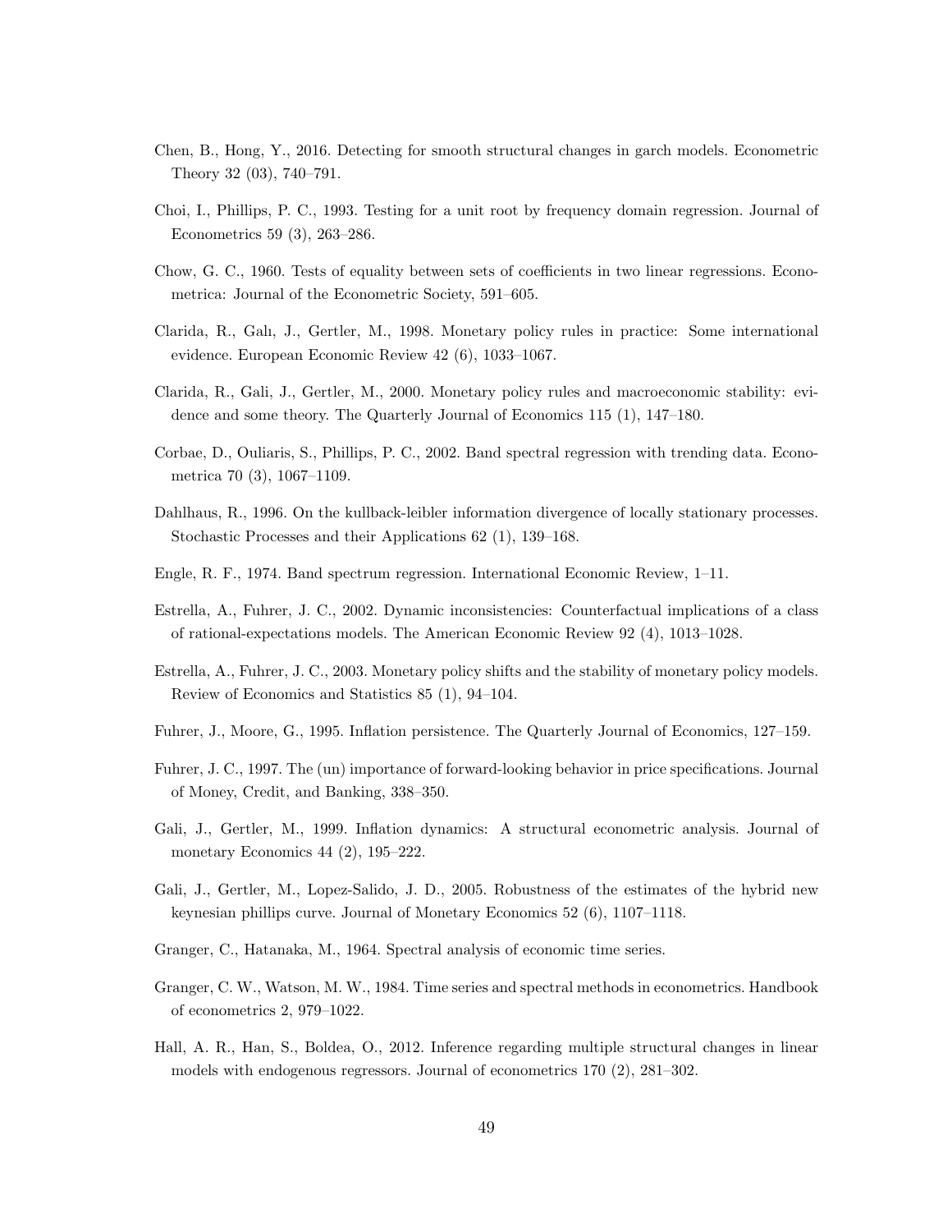Chen, B., Hong, Y., 2016. Detecting for smooth structural changes in garch models. Econometric Theory 32 (03), 740–791.

Choi, I., Phillips, P. C., 1993. Testing for a unit root by frequency domain regression. Journal of Econometrics 59 (3), 263–286.

Chow, G. C., 1960. Tests of equality between sets of coefficients in two linear regressions. Econometrica: Journal of the Econometric Society, 591–605.

Clarida, R., Galı, J., Gertler, M., 1998. Monetary policy rules in practice: Some international evidence. European Economic Review 42 (6), 1033–1067.

Clarida, R., Gali, J., Gertler, M., 2000. Monetary policy rules and macroeconomic stability: evidence and some theory. The Quarterly Journal of Economics 115 (1), 147–180.

Corbae, D., Ouliaris, S., Phillips, P. C., 2002. Band spectral regression with trending data. Econometrica 70 (3), 1067–1109.

Dahlhaus, R., 1996. On the kullback-leibler information divergence of locally stationary processes. Stochastic Processes and their Applications 62 (1), 139–168.

Engle, R. F., 1974. Band spectrum regression. International Economic Review, 1–11.

Estrella, A., Fuhrer, J. C., 2002. Dynamic inconsistencies: Counterfactual implications of a class of rational-expectations models. The American Economic Review 92 (4), 1013–1028.

Estrella, A., Fuhrer, J. C., 2003. Monetary policy shifts and the stability of monetary policy models. Review of Economics and Statistics 85 (1), 94–104.

Fuhrer, J., Moore, G., 1995. Inflation persistence. The Quarterly Journal of Economics, 127–159.

Fuhrer, J. C., 1997. The (un) importance of forward-looking behavior in price specifications. Journal of Money, Credit, and Banking, 338–350.

Gali, J., Gertler, M., 1999. Inflation dynamics: A structural econometric analysis. Journal of monetary Economics 44 (2), 195–222.

Gali, J., Gertler, M., Lopez-Salido, J. D., 2005. Robustness of the estimates of the hybrid new keynesian phillips curve. Journal of Monetary Economics 52 (6), 1107–1118.

Granger, C., Hatanaka, M., 1964. Spectral analysis of economic time series.

Granger, C. W., Watson, M. W., 1984. Time series and spectral methods in econometrics. Handbook of econometrics 2, 979–1022.

Hall, A. R., Han, S., Boldea, O., 2012. Inference regarding multiple structural changes in linear models with endogenous regressors. Journal of econometrics 170 (2), 281–302.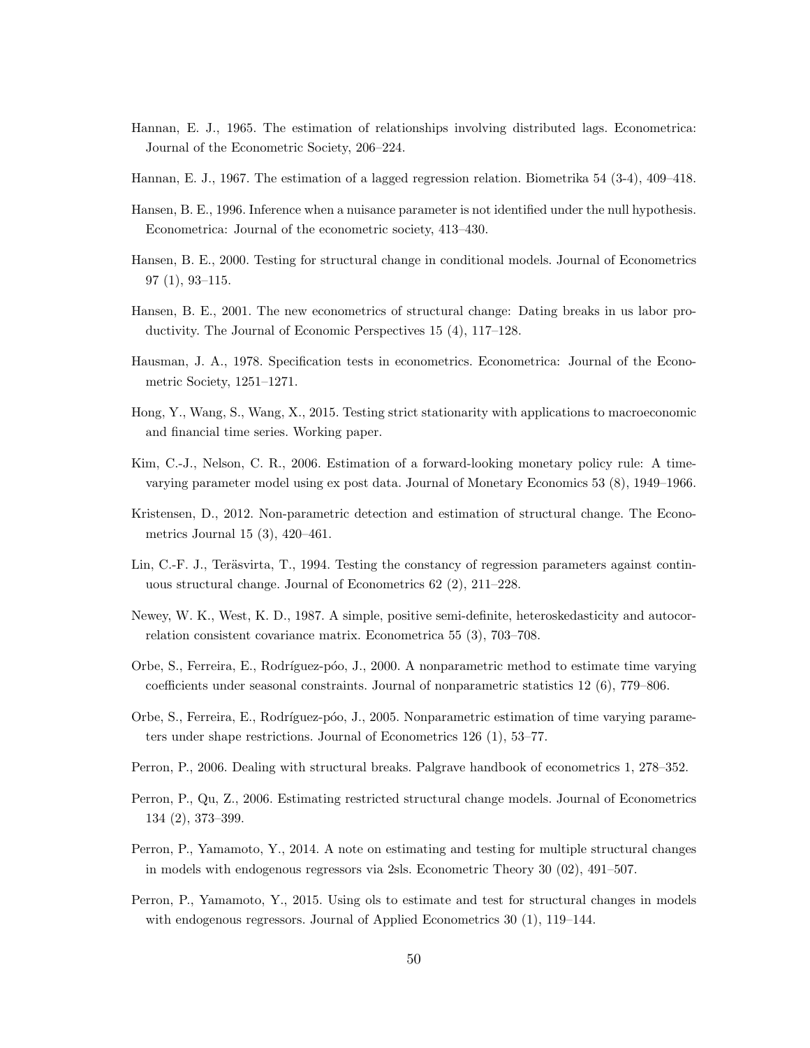Hannan, E. J., 1965. The estimation of relationships involving distributed lags. Econometrica: Journal of the Econometric Society, 206–224.

Hannan, E. J., 1967. The estimation of a lagged regression relation. Biometrika 54 (3-4), 409–418.

Hansen, B. E., 1996. Inference when a nuisance parameter is not identified under the null hypothesis. Econometrica: Journal of the econometric society, 413–430.

Hansen, B. E., 2000. Testing for structural change in conditional models. Journal of Econometrics 97 (1), 93–115.

Hansen, B. E., 2001. The new econometrics of structural change: Dating breaks in us labor productivity. The Journal of Economic Perspectives 15 (4), 117–128.

Hausman, J. A., 1978. Specification tests in econometrics. Econometrica: Journal of the Econometric Society, 1251–1271.

Hong, Y., Wang, S., Wang, X., 2015. Testing strict stationarity with applications to macroeconomic and financial time series. Working paper.

Kim, C.-J., Nelson, C. R., 2006. Estimation of a forward-looking monetary policy rule: A time-varying parameter model using ex post data. Journal of Monetary Economics 53 (8), 1949–1966.

Kristensen, D., 2012. Non-parametric detection and estimation of structural change. The Econometrics Journal 15 (3), 420–461.

Lin, C.-F. J., Teräsvirta, T., 1994. Testing the constancy of regression parameters against continuous structural change. Journal of Econometrics 62 (2), 211–228.

Newey, W. K., West, K. D., 1987. A simple, positive semi-definite, heteroskedasticity and autocorrelation consistent covariance matrix. Econometrica 55 (3), 703–708.

Orbe, S., Ferreira, E., Rodríguez-póo, J., 2000. A nonparametric method to estimate time varying coefficients under seasonal constraints. Journal of nonparametric statistics 12 (6), 779–806.

Orbe, S., Ferreira, E., Rodríguez-póo, J., 2005. Nonparametric estimation of time varying parameters under shape restrictions. Journal of Econometrics 126 (1), 53–77.

Perron, P., 2006. Dealing with structural breaks. Palgrave handbook of econometrics 1, 278–352.

Perron, P., Qu, Z., 2006. Estimating restricted structural change models. Journal of Econometrics 134 (2), 373–399.

Perron, P., Yamamoto, Y., 2014. A note on estimating and testing for multiple structural changes in models with endogenous regressors via 2sls. Econometric Theory 30 (02), 491–507.

Perron, P., Yamamoto, Y., 2015. Using ols to estimate and test for structural changes in models with endogenous regressors. Journal of Applied Econometrics 30 (1), 119–144.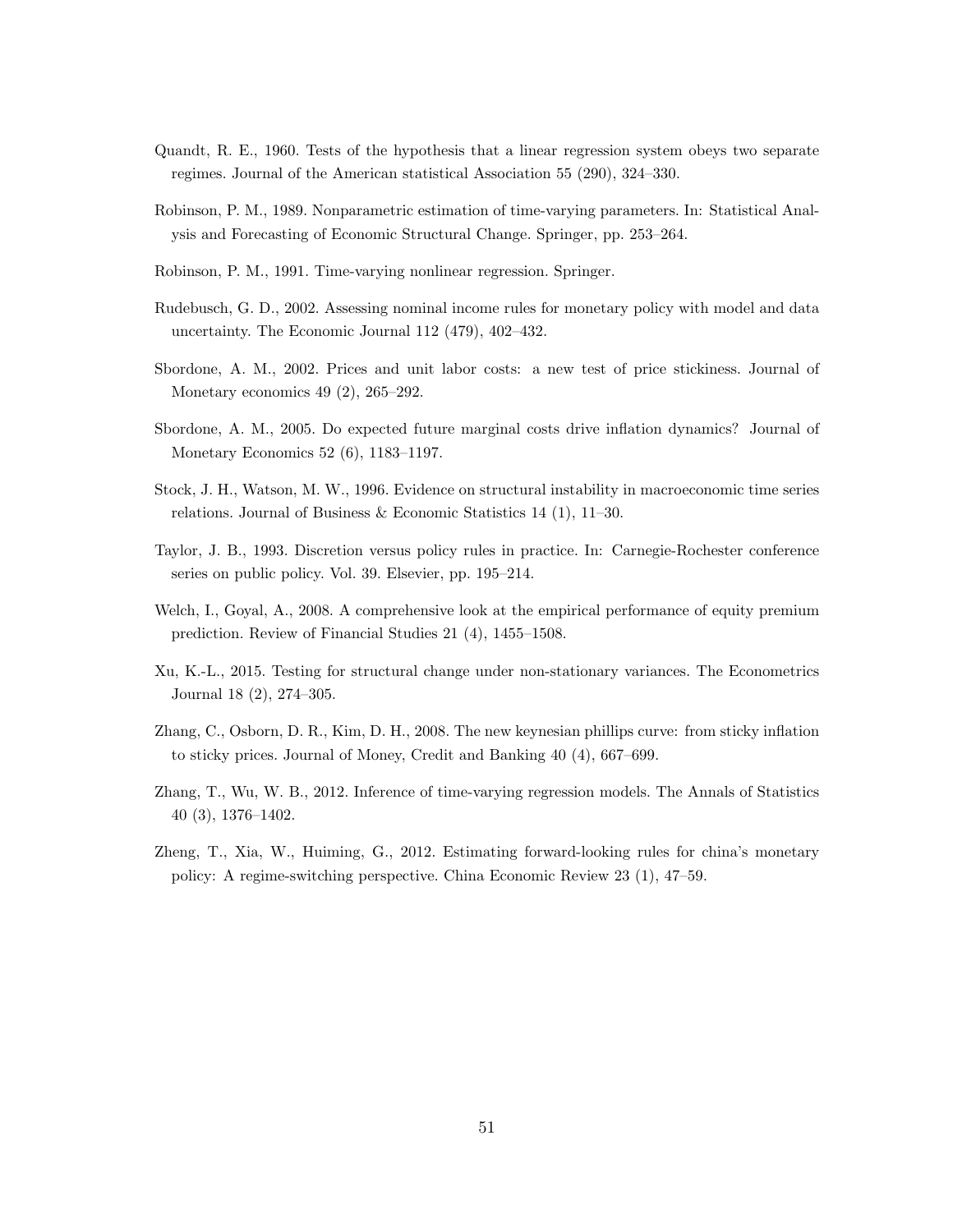Quandt, R. E., 1960. Tests of the hypothesis that a linear regression system obeys two separate regimes. Journal of the American statistical Association 55 (290), 324–330.

Robinson, P. M., 1989. Nonparametric estimation of time-varying parameters. In: Statistical Analysis and Forecasting of Economic Structural Change. Springer, pp. 253–264.

Robinson, P. M., 1991. Time-varying nonlinear regression. Springer.

Rudebusch, G. D., 2002. Assessing nominal income rules for monetary policy with model and data uncertainty. The Economic Journal 112 (479), 402–432.

Sbordone, A. M., 2002. Prices and unit labor costs: a new test of price stickiness. Journal of Monetary economics 49 (2), 265–292.

Sbordone, A. M., 2005. Do expected future marginal costs drive inflation dynamics? Journal of Monetary Economics 52 (6), 1183–1197.

Stock, J. H., Watson, M. W., 1996. Evidence on structural instability in macroeconomic time series relations. Journal of Business & Economic Statistics 14 (1), 11–30.

Taylor, J. B., 1993. Discretion versus policy rules in practice. In: Carnegie-Rochester conference series on public policy. Vol. 39. Elsevier, pp. 195–214.

Welch, I., Goyal, A., 2008. A comprehensive look at the empirical performance of equity premium prediction. Review of Financial Studies 21 (4), 1455–1508.

Xu, K.-L., 2015. Testing for structural change under non-stationary variances. The Econometrics Journal 18 (2), 274–305.

Zhang, C., Osborn, D. R., Kim, D. H., 2008. The new keynesian phillips curve: from sticky inflation to sticky prices. Journal of Money, Credit and Banking 40 (4), 667–699.

Zhang, T., Wu, W. B., 2012. Inference of time-varying regression models. The Annals of Statistics 40 (3), 1376–1402.

Zheng, T., Xia, W., Huiming, G., 2012. Estimating forward-looking rules for china's monetary policy: A regime-switching perspective. China Economic Review 23 (1), 47–59.